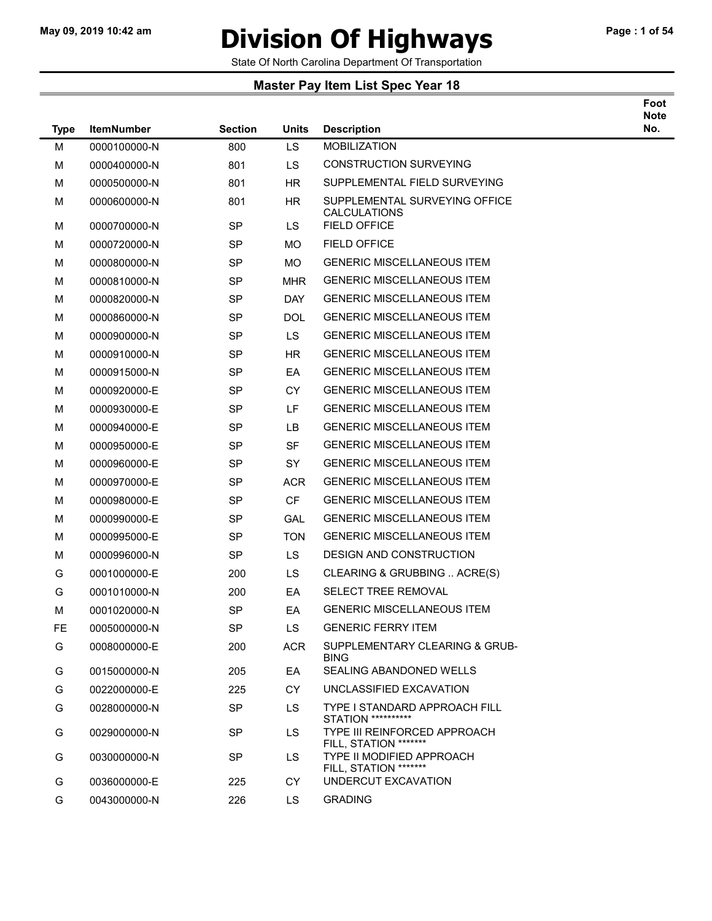# Division Of Highways

State Of North Carolina Department Of Transportation

## Master Pay Item List Spec Year 18

| Type | ItemNumber | Section | Units | Description | Foot Note No. |
|---|---|---|---|---|---|
| M | 0000100000-N | 800 | LS | MOBILIZATION | |
| M | 0000400000-N | 801 | LS | CONSTRUCTION SURVEYING | |
| M | 0000500000-N | 801 | HR | SUPPLEMENTAL FIELD SURVEYING | |
| M | 0000600000-N | 801 | HR | SUPPLEMENTAL SURVEYING OFFICE CALCULATIONS | |
| M | 0000700000-N | SP | LS | FIELD OFFICE | |
| M | 0000720000-N | SP | MO | FIELD OFFICE | |
| M | 0000800000-N | SP | MO | GENERIC MISCELLANEOUS ITEM | |
| M | 0000810000-N | SP | MHR | GENERIC MISCELLANEOUS ITEM | |
| M | 0000820000-N | SP | DAY | GENERIC MISCELLANEOUS ITEM | |
| M | 0000860000-N | SP | DOL | GENERIC MISCELLANEOUS ITEM | |
| M | 0000900000-N | SP | LS | GENERIC MISCELLANEOUS ITEM | |
| M | 0000910000-N | SP | HR | GENERIC MISCELLANEOUS ITEM | |
| M | 0000915000-N | SP | EA | GENERIC MISCELLANEOUS ITEM | |
| M | 0000920000-E | SP | CY | GENERIC MISCELLANEOUS ITEM | |
| M | 0000930000-E | SP | LF | GENERIC MISCELLANEOUS ITEM | |
| M | 0000940000-E | SP | LB | GENERIC MISCELLANEOUS ITEM | |
| M | 0000950000-E | SP | SF | GENERIC MISCELLANEOUS ITEM | |
| M | 0000960000-E | SP | SY | GENERIC MISCELLANEOUS ITEM | |
| M | 0000970000-E | SP | ACR | GENERIC MISCELLANEOUS ITEM | |
| M | 0000980000-E | SP | CF | GENERIC MISCELLANEOUS ITEM | |
| M | 0000990000-E | SP | GAL | GENERIC MISCELLANEOUS ITEM | |
| M | 0000995000-E | SP | TON | GENERIC MISCELLANEOUS ITEM | |
| M | 0000996000-N | SP | LS | DESIGN AND CONSTRUCTION | |
| G | 0001000000-E | 200 | LS | CLEARING & GRUBBING .. ACRE(S) | |
| G | 0001010000-N | 200 | EA | SELECT TREE REMOVAL | |
| M | 0001020000-N | SP | EA | GENERIC MISCELLANEOUS ITEM | |
| FE | 0005000000-N | SP | LS | GENERIC FERRY ITEM | |
| G | 0008000000-E | 200 | ACR | SUPPLEMENTARY CLEARING & GRUB-BING | |
| G | 0015000000-N | 205 | EA | SEALING ABANDONED WELLS | |
| G | 0022000000-E | 225 | CY | UNCLASSIFIED EXCAVATION | |
| G | 0028000000-N | SP | LS | TYPE I STANDARD APPROACH FILL STATION ********** | |
| G | 0029000000-N | SP | LS | TYPE III REINFORCED APPROACH FILL, STATION ******* | |
| G | 0030000000-N | SP | LS | TYPE II MODIFIED APPROACH FILL, STATION ******* | |
| G | 0036000000-E | 225 | CY | UNDERCUT EXCAVATION | |
| G | 0043000000-N | 226 | LS | GRADING | |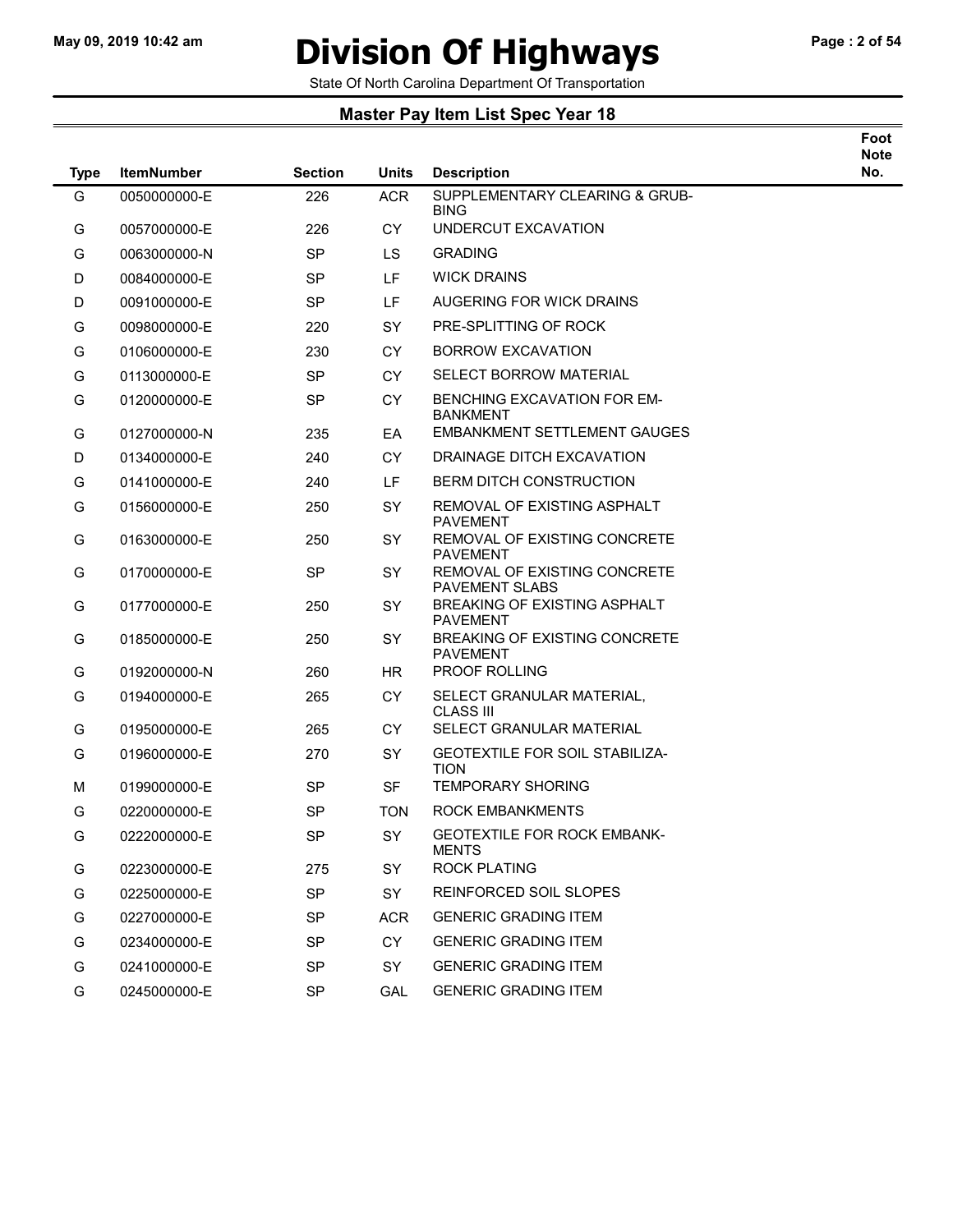# Division Of Highways

State Of North Carolina Department Of Transportation

## Master Pay Item List Spec Year 18

| Type | ItemNumber | Section | Units | Description | Foot Note No. |
|---|---|---|---|---|---|
| G | 0050000000-E | 226 | ACR | SUPPLEMENTARY CLEARING & GRUB-BING | |
| G | 0057000000-E | 226 | CY | UNDERCUT EXCAVATION | |
| G | 0063000000-N | SP | LS | GRADING | |
| D | 0084000000-E | SP | LF | WICK DRAINS | |
| D | 0091000000-E | SP | LF | AUGERING FOR WICK DRAINS | |
| G | 0098000000-E | 220 | SY | PRE-SPLITTING OF ROCK | |
| G | 0106000000-E | 230 | CY | BORROW EXCAVATION | |
| G | 0113000000-E | SP | CY | SELECT BORROW MATERIAL | |
| G | 0120000000-E | SP | CY | BENCHING EXCAVATION FOR EM-BANKMENT | |
| G | 0127000000-N | 235 | EA | EMBANKMENT SETTLEMENT GAUGES | |
| D | 0134000000-E | 240 | CY | DRAINAGE DITCH EXCAVATION | |
| G | 0141000000-E | 240 | LF | BERM DITCH CONSTRUCTION | |
| G | 0156000000-E | 250 | SY | REMOVAL OF EXISTING ASPHALT PAVEMENT | |
| G | 0163000000-E | 250 | SY | REMOVAL OF EXISTING CONCRETE PAVEMENT | |
| G | 0170000000-E | SP | SY | REMOVAL OF EXISTING CONCRETE PAVEMENT SLABS | |
| G | 0177000000-E | 250 | SY | BREAKING OF EXISTING ASPHALT PAVEMENT | |
| G | 0185000000-E | 250 | SY | BREAKING OF EXISTING CONCRETE PAVEMENT | |
| G | 0192000000-N | 260 | HR | PROOF ROLLING | |
| G | 0194000000-E | 265 | CY | SELECT GRANULAR MATERIAL, CLASS III | |
| G | 0195000000-E | 265 | CY | SELECT GRANULAR MATERIAL | |
| G | 0196000000-E | 270 | SY | GEOTEXTILE FOR SOIL STABILIZA-TION | |
| M | 0199000000-E | SP | SF | TEMPORARY SHORING | |
| G | 0220000000-E | SP | TON | ROCK EMBANKMENTS | |
| G | 0222000000-E | SP | SY | GEOTEXTILE FOR ROCK EMBANK-MENTS | |
| G | 0223000000-E | 275 | SY | ROCK PLATING | |
| G | 0225000000-E | SP | SY | REINFORCED SOIL SLOPES | |
| G | 0227000000-E | SP | ACR | GENERIC GRADING ITEM | |
| G | 0234000000-E | SP | CY | GENERIC GRADING ITEM | |
| G | 0241000000-E | SP | SY | GENERIC GRADING ITEM | |
| G | 0245000000-E | SP | GAL | GENERIC GRADING ITEM | |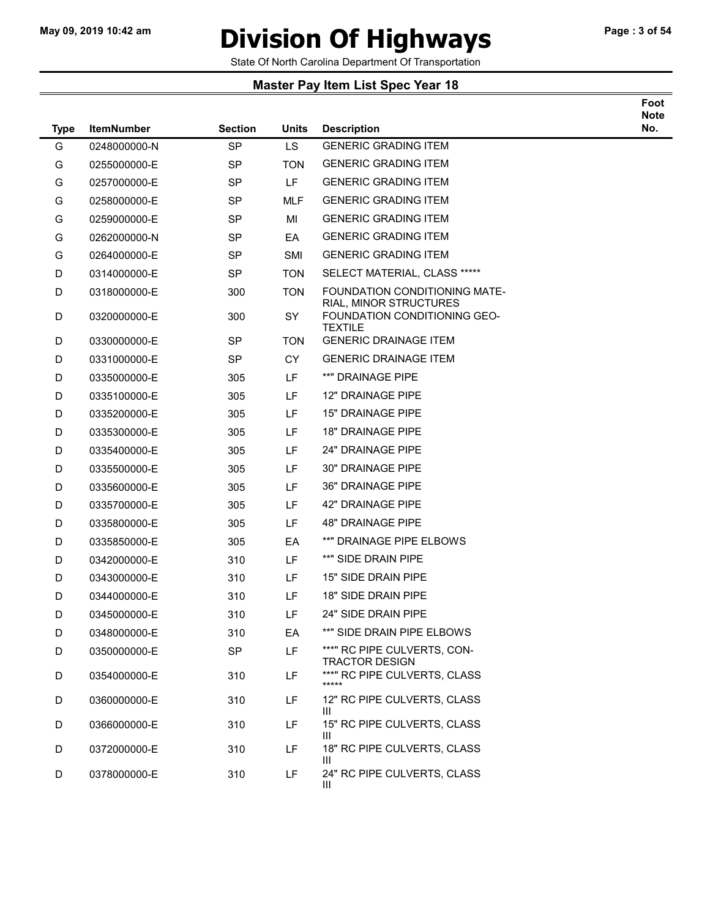# Division Of Highways

State Of North Carolina Department Of Transportation

## Master Pay Item List Spec Year 18

| Type | ItemNumber | Section | Units | Description | Foot Note No. |
|---|---|---|---|---|---|
| G | 0248000000-N | SP | LS | GENERIC GRADING ITEM | |
| G | 0255000000-E | SP | TON | GENERIC GRADING ITEM | |
| G | 0257000000-E | SP | LF | GENERIC GRADING ITEM | |
| G | 0258000000-E | SP | MLF | GENERIC GRADING ITEM | |
| G | 0259000000-E | SP | MI | GENERIC GRADING ITEM | |
| G | 0262000000-N | SP | EA | GENERIC GRADING ITEM | |
| G | 0264000000-E | SP | SMI | GENERIC GRADING ITEM | |
| D | 0314000000-E | SP | TON | SELECT MATERIAL, CLASS ***** | |
| D | 0318000000-E | 300 | TON | FOUNDATION CONDITIONING MATE-RIAL, MINOR STRUCTURES | |
| D | 0320000000-E | 300 | SY | FOUNDATION CONDITIONING GEO-TEXTILE | |
| D | 0330000000-E | SP | TON | GENERIC DRAINAGE ITEM | |
| D | 0331000000-E | SP | CY | GENERIC DRAINAGE ITEM | |
| D | 0335000000-E | 305 | LF | **" DRAINAGE PIPE | |
| D | 0335100000-E | 305 | LF | 12" DRAINAGE PIPE | |
| D | 0335200000-E | 305 | LF | 15" DRAINAGE PIPE | |
| D | 0335300000-E | 305 | LF | 18" DRAINAGE PIPE | |
| D | 0335400000-E | 305 | LF | 24" DRAINAGE PIPE | |
| D | 0335500000-E | 305 | LF | 30" DRAINAGE PIPE | |
| D | 0335600000-E | 305 | LF | 36" DRAINAGE PIPE | |
| D | 0335700000-E | 305 | LF | 42" DRAINAGE PIPE | |
| D | 0335800000-E | 305 | LF | 48" DRAINAGE PIPE | |
| D | 0335850000-E | 305 | EA | **" DRAINAGE PIPE ELBOWS | |
| D | 0342000000-E | 310 | LF | **" SIDE DRAIN PIPE | |
| D | 0343000000-E | 310 | LF | 15" SIDE DRAIN PIPE | |
| D | 0344000000-E | 310 | LF | 18" SIDE DRAIN PIPE | |
| D | 0345000000-E | 310 | LF | 24" SIDE DRAIN PIPE | |
| D | 0348000000-E | 310 | EA | **" SIDE DRAIN PIPE ELBOWS | |
| D | 0350000000-E | SP | LF | ***" RC PIPE CULVERTS, CON-TRACTOR DESIGN | |
| D | 0354000000-E | 310 | LF | ***" RC PIPE CULVERTS, CLASS ***** | |
| D | 0360000000-E | 310 | LF | 12" RC PIPE CULVERTS, CLASS III | |
| D | 0366000000-E | 310 | LF | 15" RC PIPE CULVERTS, CLASS III | |
| D | 0372000000-E | 310 | LF | 18" RC PIPE CULVERTS, CLASS III | |
| D | 0378000000-E | 310 | LF | 24" RC PIPE CULVERTS, CLASS III | |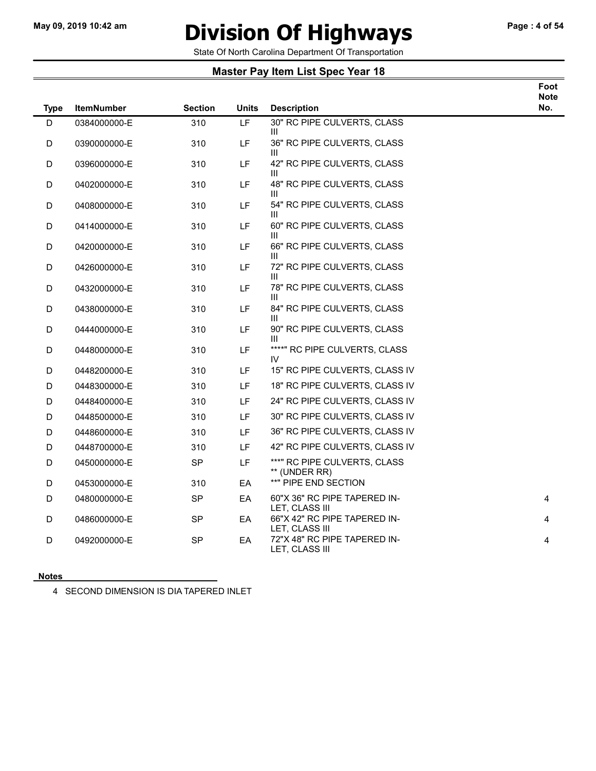# Division Of Highways

State Of North Carolina Department Of Transportation

## Master Pay Item List Spec Year 18

| Type | ItemNumber | Section | Units | Description | Foot Note No. |
|---|---|---|---|---|---|
| D | 0384000000-E | 310 | LF | 30" RC PIPE CULVERTS, CLASS III | |
| D | 0390000000-E | 310 | LF | 36" RC PIPE CULVERTS, CLASS III | |
| D | 0396000000-E | 310 | LF | 42" RC PIPE CULVERTS, CLASS III | |
| D | 0402000000-E | 310 | LF | 48" RC PIPE CULVERTS, CLASS III | |
| D | 0408000000-E | 310 | LF | 54" RC PIPE CULVERTS, CLASS III | |
| D | 0414000000-E | 310 | LF | 60" RC PIPE CULVERTS, CLASS III | |
| D | 0420000000-E | 310 | LF | 66" RC PIPE CULVERTS, CLASS III | |
| D | 0426000000-E | 310 | LF | 72" RC PIPE CULVERTS, CLASS III | |
| D | 0432000000-E | 310 | LF | 78" RC PIPE CULVERTS, CLASS III | |
| D | 0438000000-E | 310 | LF | 84" RC PIPE CULVERTS, CLASS III | |
| D | 0444000000-E | 310 | LF | 90" RC PIPE CULVERTS, CLASS III | |
| D | 0448000000-E | 310 | LF | ****" RC PIPE CULVERTS, CLASS IV | |
| D | 0448200000-E | 310 | LF | 15" RC PIPE CULVERTS, CLASS IV | |
| D | 0448300000-E | 310 | LF | 18" RC PIPE CULVERTS, CLASS IV | |
| D | 0448400000-E | 310 | LF | 24" RC PIPE CULVERTS, CLASS IV | |
| D | 0448500000-E | 310 | LF | 30" RC PIPE CULVERTS, CLASS IV | |
| D | 0448600000-E | 310 | LF | 36" RC PIPE CULVERTS, CLASS IV | |
| D | 0448700000-E | 310 | LF | 42" RC PIPE CULVERTS, CLASS IV | |
| D | 0450000000-E | SP | LF | ***" RC PIPE CULVERTS, CLASS ** (UNDER RR) | |
| D | 0453000000-E | 310 | EA | **" PIPE END SECTION | |
| D | 0480000000-E | SP | EA | 60"X 36" RC PIPE TAPERED IN-LET, CLASS III | 4 |
| D | 0486000000-E | SP | EA | 66"X 42" RC PIPE TAPERED IN-LET, CLASS III | 4 |
| D | 0492000000-E | SP | EA | 72"X 48" RC PIPE TAPERED IN-LET, CLASS III | 4 |

**Notes**

4 SECOND DIMENSION IS DIA TAPERED INLET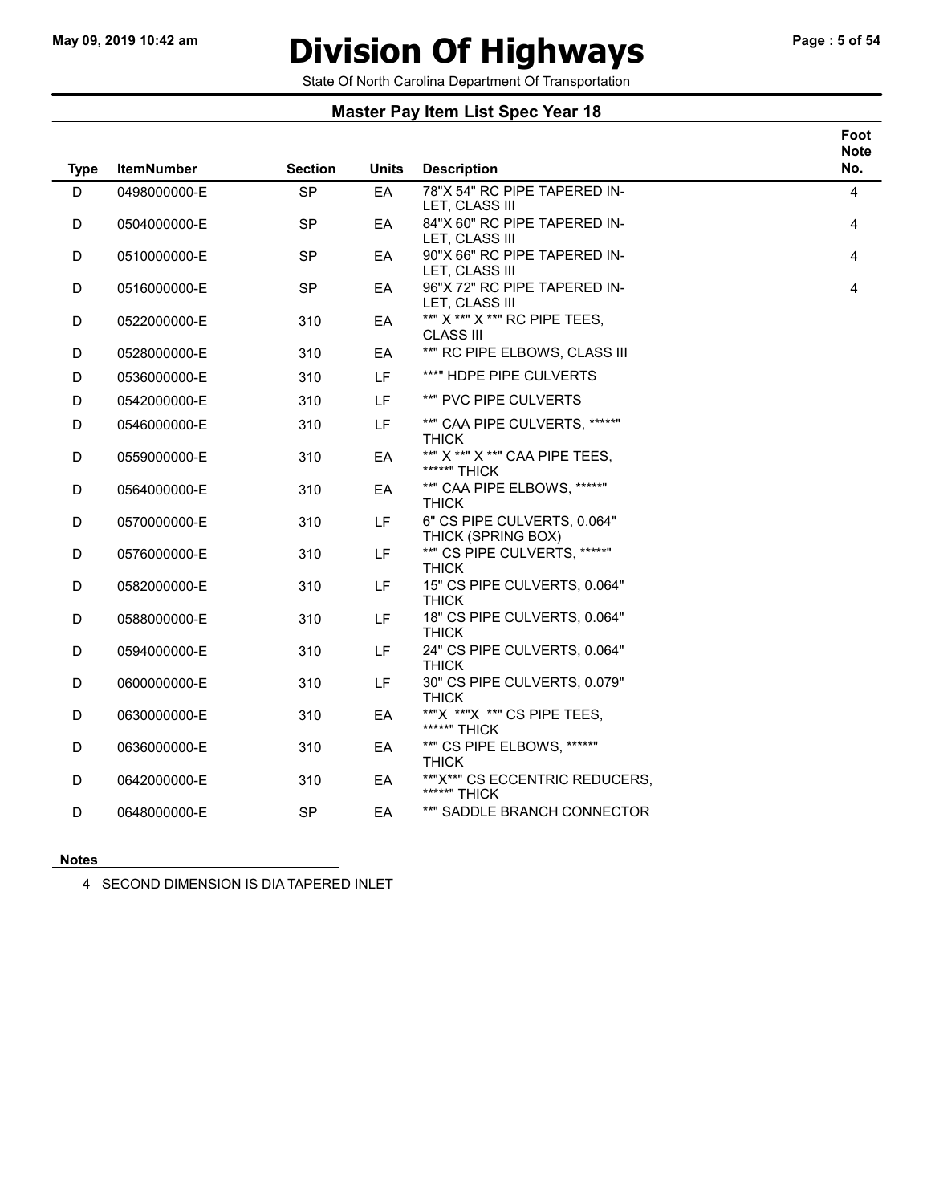# Division Of Highways

State Of North Carolina Department Of Transportation

## Master Pay Item List Spec Year 18

| Type | ItemNumber | Section | Units | Description | Foot Note No. |
|---|---|---|---|---|---|
| D | 0498000000-E | SP | EA | 78"X 54" RC PIPE TAPERED IN-LET, CLASS III | 4 |
| D | 0504000000-E | SP | EA | 84"X 60" RC PIPE TAPERED IN-LET, CLASS III | 4 |
| D | 0510000000-E | SP | EA | 90"X 66" RC PIPE TAPERED IN-LET, CLASS III | 4 |
| D | 0516000000-E | SP | EA | 96"X 72" RC PIPE TAPERED IN-LET, CLASS III | 4 |
| D | 0522000000-E | 310 | EA | **" X **" X **" RC PIPE TEES, CLASS III | |
| D | 0528000000-E | 310 | EA | **" RC PIPE ELBOWS, CLASS III | |
| D | 0536000000-E | 310 | LF | ***" HDPE PIPE CULVERTS | |
| D | 0542000000-E | 310 | LF | **" PVC PIPE CULVERTS | |
| D | 0546000000-E | 310 | LF | **" CAA PIPE CULVERTS, *****" THICK | |
| D | 0559000000-E | 310 | EA | **" X **" X **" CAA PIPE TEES, ******" THICK | |
| D | 0564000000-E | 310 | EA | **" CAA PIPE ELBOWS, *****" THICK | |
| D | 0570000000-E | 310 | LF | 6" CS PIPE CULVERTS, 0.064" THICK (SPRING BOX) | |
| D | 0576000000-E | 310 | LF | **" CS PIPE CULVERTS, *****" THICK | |
| D | 0582000000-E | 310 | LF | 15" CS PIPE CULVERTS, 0.064" THICK | |
| D | 0588000000-E | 310 | LF | 18" CS PIPE CULVERTS, 0.064" THICK | |
| D | 0594000000-E | 310 | LF | 24" CS PIPE CULVERTS, 0.064" THICK | |
| D | 0600000000-E | 310 | LF | 30" CS PIPE CULVERTS, 0.079" THICK | |
| D | 0630000000-E | 310 | EA | **"X **"X **" CS PIPE TEES, ******" THICK | |
| D | 0636000000-E | 310 | EA | **" CS PIPE ELBOWS, *****" THICK | |
| D | 0642000000-E | 310 | EA | **"X**" CS ECCENTRIC REDUCERS, ******" THICK | |
| D | 0648000000-E | SP | EA | **" SADDLE BRANCH CONNECTOR | |

**Notes**

4 SECOND DIMENSION IS DIA TAPERED INLET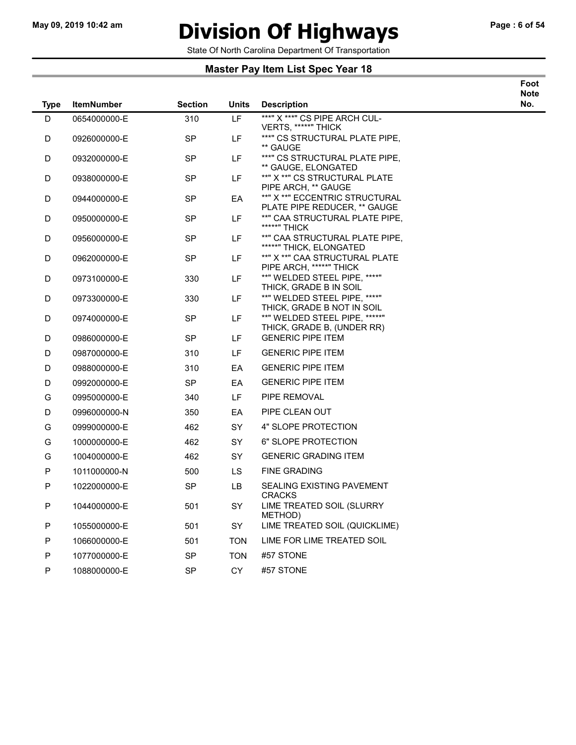# Division Of Highways

State Of North Carolina Department Of Transportation

## Master Pay Item List Spec Year 18

| Type | ItemNumber | Section | Units | Description | Foot Note No. |
|---|---|---|---|---|---|
| D | 0654000000-E | 310 | LF | ***" X ***" CS PIPE ARCH CULVERTS, *****" THICK | |
| D | 0926000000-E | SP | LF | ***" CS STRUCTURAL PLATE PIPE, ** GAUGE | |
| D | 0932000000-E | SP | LF | ***" CS STRUCTURAL PLATE PIPE, ** GAUGE, ELONGATED | |
| D | 0938000000-E | SP | LF | **" X **" CS STRUCTURAL PLATE PIPE ARCH, ** GAUGE | |
| D | 0944000000-E | SP | EA | **" X **" ECCENTRIC STRUCTURAL PLATE PIPE REDUCER, ** GAUGE | |
| D | 0950000000-E | SP | LF | **" CAA STRUCTURAL PLATE PIPE, *****" THICK | |
| D | 0956000000-E | SP | LF | **" CAA STRUCTURAL PLATE PIPE, *****" THICK, ELONGATED | |
| D | 0962000000-E | SP | LF | **" X **" CAA STRUCTURAL PLATE PIPE ARCH, *****" THICK | |
| D | 0973100000-E | 330 | LF | **" WELDED STEEL PIPE, ****" THICK, GRADE B IN SOIL | |
| D | 0973300000-E | 330 | LF | **" WELDED STEEL PIPE, ****" THICK, GRADE B NOT IN SOIL | |
| D | 0974000000-E | SP | LF | **" WELDED STEEL PIPE, *****" THICK, GRADE B, (UNDER RR) | |
| D | 0986000000-E | SP | LF | GENERIC PIPE ITEM | |
| D | 0987000000-E | 310 | LF | GENERIC PIPE ITEM | |
| D | 0988000000-E | 310 | EA | GENERIC PIPE ITEM | |
| D | 0992000000-E | SP | EA | GENERIC PIPE ITEM | |
| G | 0995000000-E | 340 | LF | PIPE REMOVAL | |
| D | 0996000000-N | 350 | EA | PIPE CLEAN OUT | |
| G | 0999000000-E | 462 | SY | 4" SLOPE PROTECTION | |
| G | 1000000000-E | 462 | SY | 6" SLOPE PROTECTION | |
| G | 1004000000-E | 462 | SY | GENERIC GRADING ITEM | |
| P | 1011000000-N | 500 | LS | FINE GRADING | |
| P | 1022000000-E | SP | LB | SEALING EXISTING PAVEMENT CRACKS | |
| P | 1044000000-E | 501 | SY | LIME TREATED SOIL (SLURRY METHOD) | |
| P | 1055000000-E | 501 | SY | LIME TREATED SOIL (QUICKLIME) | |
| P | 1066000000-E | 501 | TON | LIME FOR LIME TREATED SOIL | |
| P | 1077000000-E | SP | TON | #57 STONE | |
| P | 1088000000-E | SP | CY | #57 STONE | |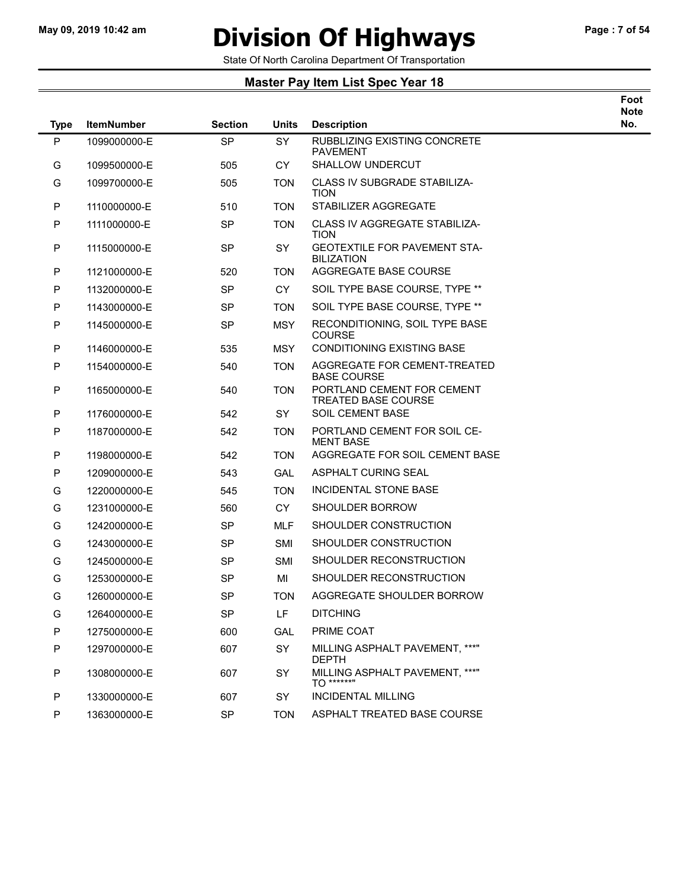# Division Of Highways

State Of North Carolina Department Of Transportation

## Master Pay Item List Spec Year 18

| Type | ItemNumber | Section | Units | Description | Foot Note No. |
|---|---|---|---|---|---|
| P | 1099000000-E | SP | SY | RUBBLIZING EXISTING CONCRETE PAVEMENT | |
| G | 1099500000-E | 505 | CY | SHALLOW UNDERCUT | |
| G | 1099700000-E | 505 | TON | CLASS IV SUBGRADE STABILIZA-TION | |
| P | 1110000000-E | 510 | TON | STABILIZER AGGREGATE | |
| P | 1111000000-E | SP | TON | CLASS IV AGGREGATE STABILIZA-TION | |
| P | 1115000000-E | SP | SY | GEOTEXTILE FOR PAVEMENT STA-BILIZATION | |
| P | 1121000000-E | 520 | TON | AGGREGATE BASE COURSE | |
| P | 1132000000-E | SP | CY | SOIL TYPE BASE COURSE, TYPE ** | |
| P | 1143000000-E | SP | TON | SOIL TYPE BASE COURSE, TYPE ** | |
| P | 1145000000-E | SP | MSY | RECONDITIONING, SOIL TYPE BASE COURSE | |
| P | 1146000000-E | 535 | MSY | CONDITIONING EXISTING BASE | |
| P | 1154000000-E | 540 | TON | AGGREGATE FOR CEMENT-TREATED BASE COURSE | |
| P | 1165000000-E | 540 | TON | PORTLAND CEMENT FOR CEMENT TREATED BASE COURSE | |
| P | 1176000000-E | 542 | SY | SOIL CEMENT BASE | |
| P | 1187000000-E | 542 | TON | PORTLAND CEMENT FOR SOIL CE-MENT BASE | |
| P | 1198000000-E | 542 | TON | AGGREGATE FOR SOIL CEMENT BASE | |
| P | 1209000000-E | 543 | GAL | ASPHALT CURING SEAL | |
| G | 1220000000-E | 545 | TON | INCIDENTAL STONE BASE | |
| G | 1231000000-E | 560 | CY | SHOULDER BORROW | |
| G | 1242000000-E | SP | MLF | SHOULDER CONSTRUCTION | |
| G | 1243000000-E | SP | SMI | SHOULDER CONSTRUCTION | |
| G | 1245000000-E | SP | SMI | SHOULDER RECONSTRUCTION | |
| G | 1253000000-E | SP | MI | SHOULDER RECONSTRUCTION | |
| G | 1260000000-E | SP | TON | AGGREGATE SHOULDER BORROW | |
| G | 1264000000-E | SP | LF | DITCHING | |
| P | 1275000000-E | 600 | GAL | PRIME COAT | |
| P | 1297000000-E | 607 | SY | MILLING ASPHALT PAVEMENT, ***" DEPTH | |
| P | 1308000000-E | 607 | SY | MILLING ASPHALT PAVEMENT, ***" TO ******" | |
| P | 1330000000-E | 607 | SY | INCIDENTAL MILLING | |
| P | 1363000000-E | SP | TON | ASPHALT TREATED BASE COURSE | |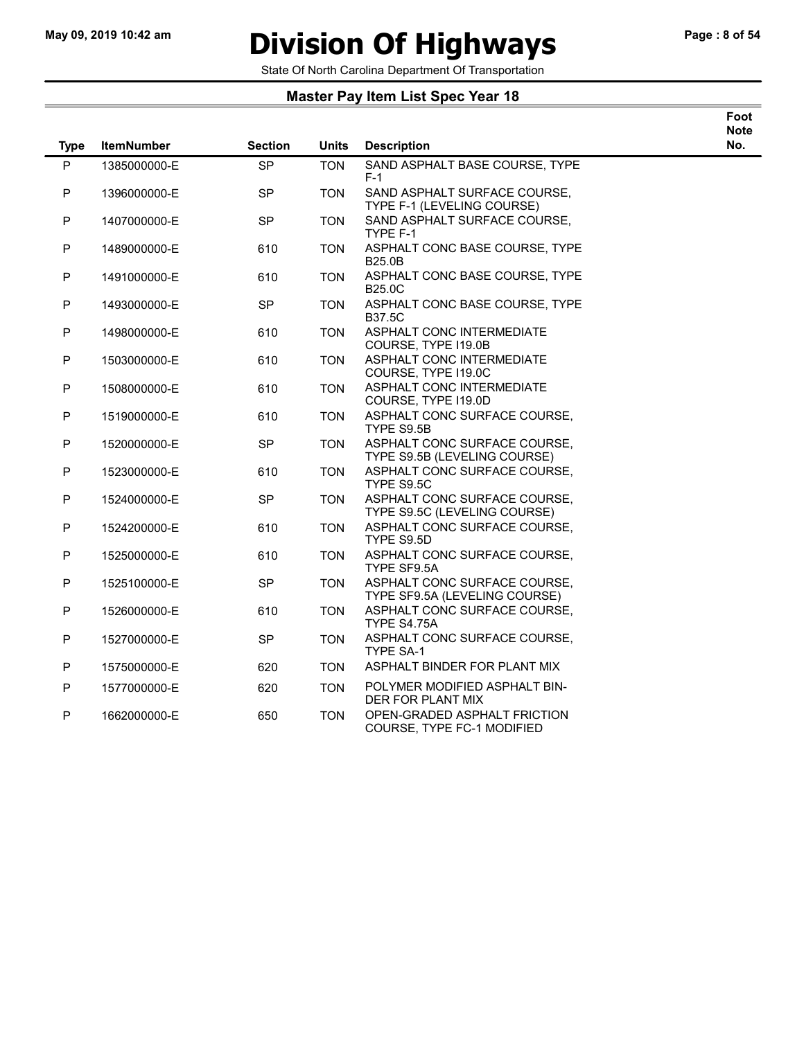# Division Of Highways

State Of North Carolina Department Of Transportation

## Master Pay Item List Spec Year 18

| Type | ItemNumber | Section | Units | Description | Foot Note No. |
|---|---|---|---|---|---|
| P | 1385000000-E | SP | TON | SAND ASPHALT BASE COURSE, TYPE F-1 | |
| P | 1396000000-E | SP | TON | SAND ASPHALT SURFACE COURSE, TYPE F-1 (LEVELING COURSE) | |
| P | 1407000000-E | SP | TON | SAND ASPHALT SURFACE COURSE, TYPE F-1 | |
| P | 1489000000-E | 610 | TON | ASPHALT CONC BASE COURSE, TYPE B25.0B | |
| P | 1491000000-E | 610 | TON | ASPHALT CONC BASE COURSE, TYPE B25.0C | |
| P | 1493000000-E | SP | TON | ASPHALT CONC BASE COURSE, TYPE B37.5C | |
| P | 1498000000-E | 610 | TON | ASPHALT CONC INTERMEDIATE COURSE, TYPE I19.0B | |
| P | 1503000000-E | 610 | TON | ASPHALT CONC INTERMEDIATE COURSE, TYPE I19.0C | |
| P | 1508000000-E | 610 | TON | ASPHALT CONC INTERMEDIATE COURSE, TYPE I19.0D | |
| P | 1519000000-E | 610 | TON | ASPHALT CONC SURFACE COURSE, TYPE S9.5B | |
| P | 1520000000-E | SP | TON | ASPHALT CONC SURFACE COURSE, TYPE S9.5B (LEVELING COURSE) | |
| P | 1523000000-E | 610 | TON | ASPHALT CONC SURFACE COURSE, TYPE S9.5C | |
| P | 1524000000-E | SP | TON | ASPHALT CONC SURFACE COURSE, TYPE S9.5C (LEVELING COURSE) | |
| P | 1524200000-E | 610 | TON | ASPHALT CONC SURFACE COURSE, TYPE S9.5D | |
| P | 1525000000-E | 610 | TON | ASPHALT CONC SURFACE COURSE, TYPE SF9.5A | |
| P | 1525100000-E | SP | TON | ASPHALT CONC SURFACE COURSE, TYPE SF9.5A (LEVELING COURSE) | |
| P | 1526000000-E | 610 | TON | ASPHALT CONC SURFACE COURSE, TYPE S4.75A | |
| P | 1527000000-E | SP | TON | ASPHALT CONC SURFACE COURSE, TYPE SA-1 | |
| P | 1575000000-E | 620 | TON | ASPHALT BINDER FOR PLANT MIX | |
| P | 1577000000-E | 620 | TON | POLYMER MODIFIED ASPHALT BINDER FOR PLANT MIX | |
| P | 1662000000-E | 650 | TON | OPEN-GRADED ASPHALT FRICTION COURSE, TYPE FC-1 MODIFIED | |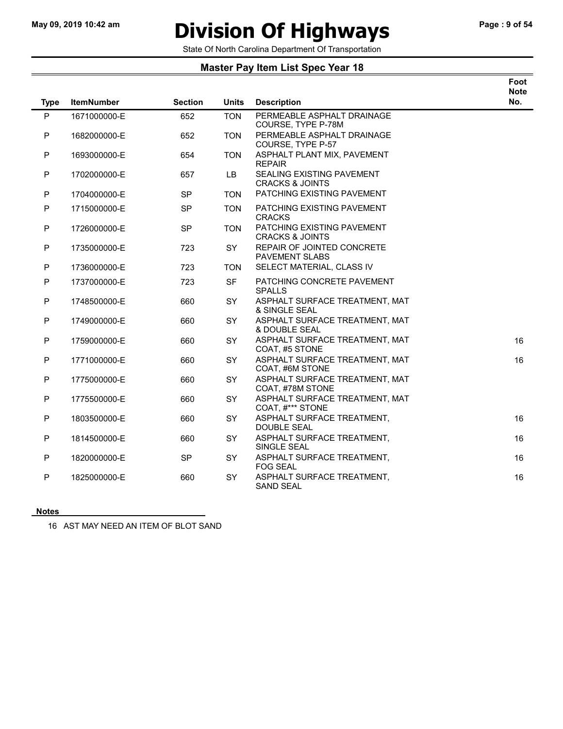# Division Of Highways

State Of North Carolina Department Of Transportation

## Master Pay Item List Spec Year 18

| Type | ItemNumber | Section | Units | Description | Foot Note No. |
|---|---|---|---|---|---|
| P | 1671000000-E | 652 | TON | PERMEABLE ASPHALT DRAINAGE COURSE, TYPE P-78M | |
| P | 1682000000-E | 652 | TON | PERMEABLE ASPHALT DRAINAGE COURSE, TYPE P-57 | |
| P | 1693000000-E | 654 | TON | ASPHALT PLANT MIX, PAVEMENT REPAIR | |
| P | 1702000000-E | 657 | LB | SEALING EXISTING PAVEMENT CRACKS & JOINTS | |
| P | 1704000000-E | SP | TON | PATCHING EXISTING PAVEMENT | |
| P | 1715000000-E | SP | TON | PATCHING EXISTING PAVEMENT CRACKS | |
| P | 1726000000-E | SP | TON | PATCHING EXISTING PAVEMENT CRACKS & JOINTS | |
| P | 1735000000-E | 723 | SY | REPAIR OF JOINTED CONCRETE PAVEMENT SLABS | |
| P | 1736000000-E | 723 | TON | SELECT MATERIAL, CLASS IV | |
| P | 1737000000-E | 723 | SF | PATCHING CONCRETE PAVEMENT SPALLS | |
| P | 1748500000-E | 660 | SY | ASPHALT SURFACE TREATMENT, MAT & SINGLE SEAL | |
| P | 1749000000-E | 660 | SY | ASPHALT SURFACE TREATMENT, MAT & DOUBLE SEAL | |
| P | 1759000000-E | 660 | SY | ASPHALT SURFACE TREATMENT, MAT COAT, #5 STONE | 16 |
| P | 1771000000-E | 660 | SY | ASPHALT SURFACE TREATMENT, MAT COAT, #6M STONE | 16 |
| P | 1775000000-E | 660 | SY | ASPHALT SURFACE TREATMENT, MAT COAT, #78M STONE | |
| P | 1775500000-E | 660 | SY | ASPHALT SURFACE TREATMENT, MAT COAT, #*** STONE | |
| P | 1803500000-E | 660 | SY | ASPHALT SURFACE TREATMENT, DOUBLE SEAL | 16 |
| P | 1814500000-E | 660 | SY | ASPHALT SURFACE TREATMENT, SINGLE SEAL | 16 |
| P | 1820000000-E | SP | SY | ASPHALT SURFACE TREATMENT, FOG SEAL | 16 |
| P | 1825000000-E | 660 | SY | ASPHALT SURFACE TREATMENT, SAND SEAL | 16 |

**Notes**

16 AST MAY NEED AN ITEM OF BLOT SAND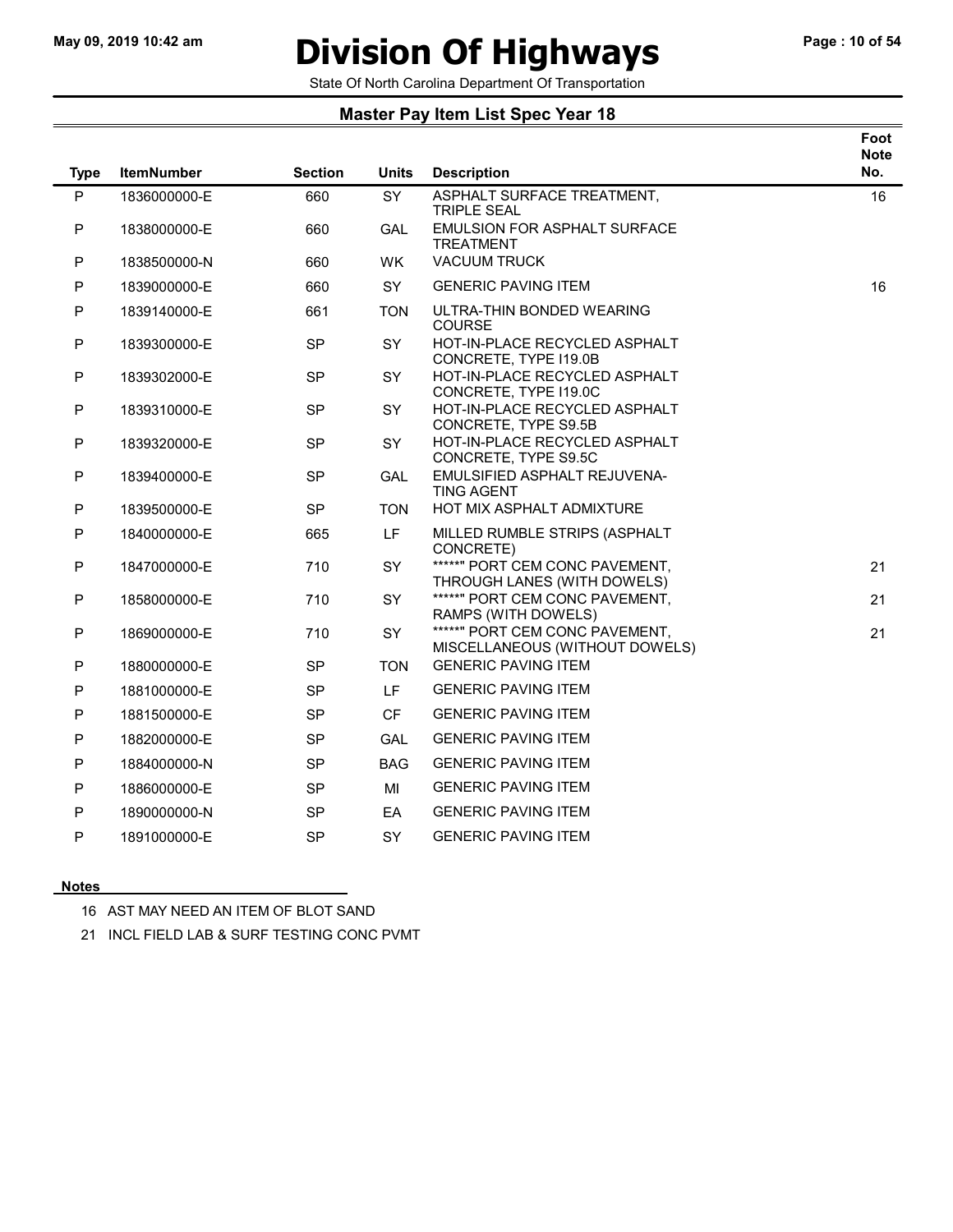# Division Of Highways

State Of North Carolina Department Of Transportation

## Master Pay Item List Spec Year 18

| Type | ItemNumber | Section | Units | Description | Foot Note No. |
|---|---|---|---|---|---|
| P | 1836000000-E | 660 | SY | ASPHALT SURFACE TREATMENT, TRIPLE SEAL | 16 |
| P | 1838000000-E | 660 | GAL | EMULSION FOR ASPHALT SURFACE TREATMENT | |
| P | 1838500000-N | 660 | WK | VACUUM TRUCK | |
| P | 1839000000-E | 660 | SY | GENERIC PAVING ITEM | 16 |
| P | 1839140000-E | 661 | TON | ULTRA-THIN BONDED WEARING COURSE | |
| P | 1839300000-E | SP | SY | HOT-IN-PLACE RECYCLED ASPHALT CONCRETE, TYPE I19.0B | |
| P | 1839302000-E | SP | SY | HOT-IN-PLACE RECYCLED ASPHALT CONCRETE, TYPE I19.0C | |
| P | 1839310000-E | SP | SY | HOT-IN-PLACE RECYCLED ASPHALT CONCRETE, TYPE S9.5B | |
| P | 1839320000-E | SP | SY | HOT-IN-PLACE RECYCLED ASPHALT CONCRETE, TYPE S9.5C | |
| P | 1839400000-E | SP | GAL | EMULSIFIED ASPHALT REJUVENA-TING AGENT | |
| P | 1839500000-E | SP | TON | HOT MIX ASPHALT ADMIXTURE | |
| P | 1840000000-E | 665 | LF | MILLED RUMBLE STRIPS (ASPHALT CONCRETE) | |
| P | 1847000000-E | 710 | SY | ******" PORT CEM CONC PAVEMENT, THROUGH LANES (WITH DOWELS) | 21 |
| P | 1858000000-E | 710 | SY | ******" PORT CEM CONC PAVEMENT, RAMPS (WITH DOWELS) | 21 |
| P | 1869000000-E | 710 | SY | ******" PORT CEM CONC PAVEMENT, MISCELLANEOUS (WITHOUT DOWELS) | 21 |
| P | 1880000000-E | SP | TON | GENERIC PAVING ITEM | |
| P | 1881000000-E | SP | LF | GENERIC PAVING ITEM | |
| P | 1881500000-E | SP | CF | GENERIC PAVING ITEM | |
| P | 1882000000-E | SP | GAL | GENERIC PAVING ITEM | |
| P | 1884000000-N | SP | BAG | GENERIC PAVING ITEM | |
| P | 1886000000-E | SP | MI | GENERIC PAVING ITEM | |
| P | 1890000000-N | SP | EA | GENERIC PAVING ITEM | |
| P | 1891000000-E | SP | SY | GENERIC PAVING ITEM | |

**Notes**

16 AST MAY NEED AN ITEM OF BLOT SAND

21 INCL FIELD LAB & SURF TESTING CONC PVMT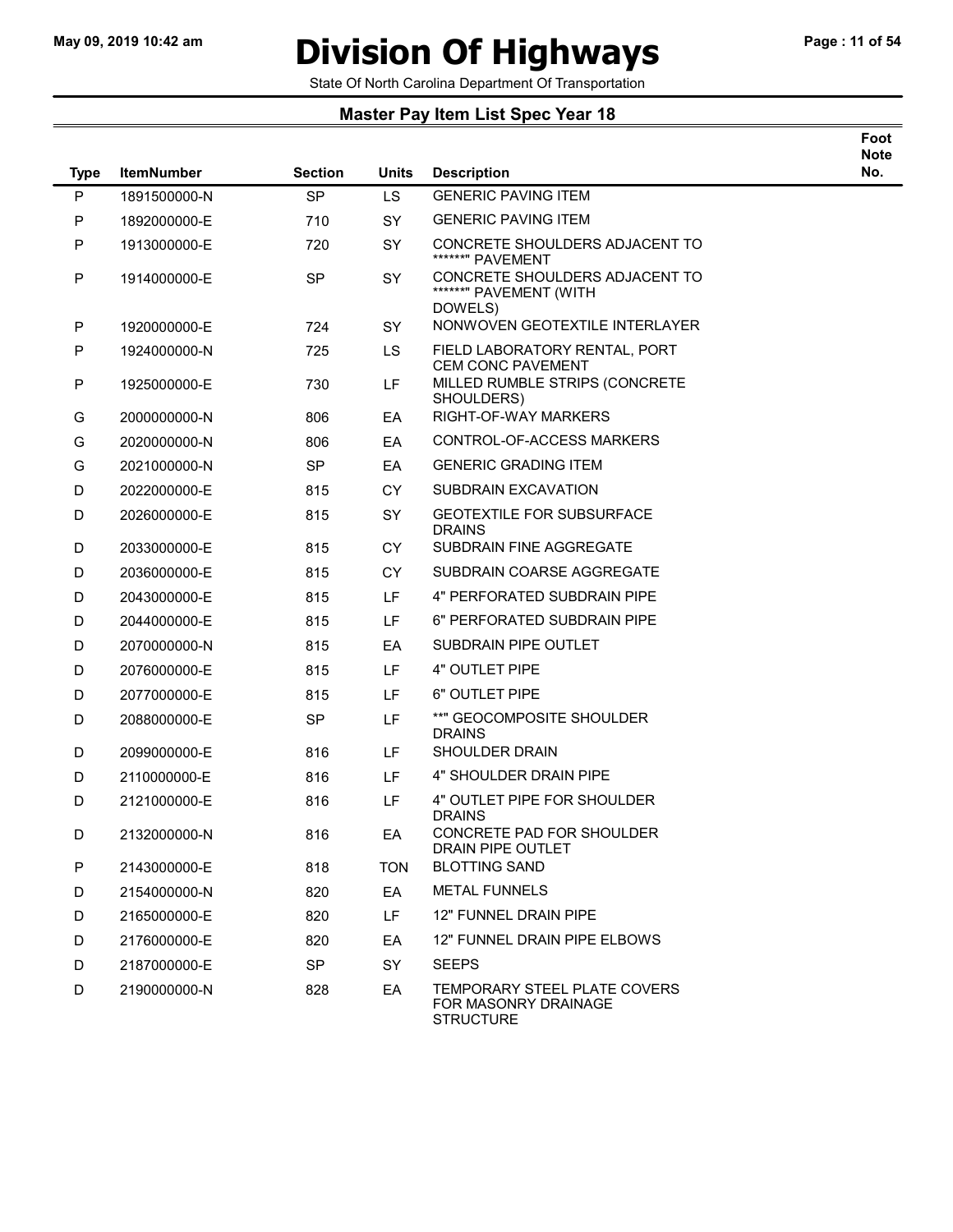# Division Of Highways

State Of North Carolina Department Of Transportation

## Master Pay Item List Spec Year 18

| Type | ItemNumber | Section | Units | Description | Foot Note No. |
|---|---|---|---|---|---|
| P | 1891500000-N | SP | LS | GENERIC PAVING ITEM | |
| P | 1892000000-E | 710 | SY | GENERIC PAVING ITEM | |
| P | 1913000000-E | 720 | SY | CONCRETE SHOULDERS ADJACENT TO *******" PAVEMENT | |
| P | 1914000000-E | SP | SY | CONCRETE SHOULDERS ADJACENT TO *******" PAVEMENT (WITH DOWELS) | |
| P | 1920000000-E | 724 | SY | NONWOVEN GEOTEXTILE INTERLAYER | |
| P | 1924000000-N | 725 | LS | FIELD LABORATORY RENTAL, PORT CEM CONC PAVEMENT | |
| P | 1925000000-E | 730 | LF | MILLED RUMBLE STRIPS (CONCRETE SHOULDERS) | |
| G | 2000000000-N | 806 | EA | RIGHT-OF-WAY MARKERS | |
| G | 2020000000-N | 806 | EA | CONTROL-OF-ACCESS MARKERS | |
| G | 2021000000-N | SP | EA | GENERIC GRADING ITEM | |
| D | 2022000000-E | 815 | CY | SUBDRAIN EXCAVATION | |
| D | 2026000000-E | 815 | SY | GEOTEXTILE FOR SUBSURFACE DRAINS | |
| D | 2033000000-E | 815 | CY | SUBDRAIN FINE AGGREGATE | |
| D | 2036000000-E | 815 | CY | SUBDRAIN COARSE AGGREGATE | |
| D | 2043000000-E | 815 | LF | 4" PERFORATED SUBDRAIN PIPE | |
| D | 2044000000-E | 815 | LF | 6" PERFORATED SUBDRAIN PIPE | |
| D | 2070000000-N | 815 | EA | SUBDRAIN PIPE OUTLET | |
| D | 2076000000-E | 815 | LF | 4" OUTLET PIPE | |
| D | 2077000000-E | 815 | LF | 6" OUTLET PIPE | |
| D | 2088000000-E | SP | LF | **" GEOCOMPOSITE SHOULDER DRAINS | |
| D | 2099000000-E | 816 | LF | SHOULDER DRAIN | |
| D | 2110000000-E | 816 | LF | 4" SHOULDER DRAIN PIPE | |
| D | 2121000000-E | 816 | LF | 4" OUTLET PIPE FOR SHOULDER DRAINS | |
| D | 2132000000-N | 816 | EA | CONCRETE PAD FOR SHOULDER DRAIN PIPE OUTLET | |
| P | 2143000000-E | 818 | TON | BLOTTING SAND | |
| D | 2154000000-N | 820 | EA | METAL FUNNELS | |
| D | 2165000000-E | 820 | LF | 12" FUNNEL DRAIN PIPE | |
| D | 2176000000-E | 820 | EA | 12" FUNNEL DRAIN PIPE ELBOWS | |
| D | 2187000000-E | SP | SY | SEEPS | |
| D | 2190000000-N | 828 | EA | TEMPORARY STEEL PLATE COVERS FOR MASONRY DRAINAGE STRUCTURE | |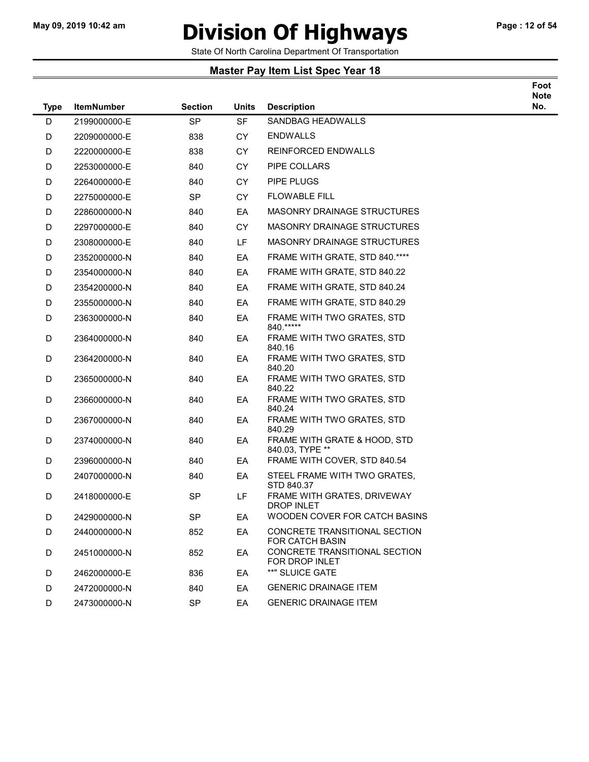# Division Of Highways

State Of North Carolina Department Of Transportation

## Master Pay Item List Spec Year 18

| Type | ItemNumber | Section | Units | Description | Foot Note No. |
|---|---|---|---|---|---|
| D | 2199000000-E | SP | SF | SANDBAG HEADWALLS | |
| D | 2209000000-E | 838 | CY | ENDWALLS | |
| D | 2220000000-E | 838 | CY | REINFORCED ENDWALLS | |
| D | 2253000000-E | 840 | CY | PIPE COLLARS | |
| D | 2264000000-E | 840 | CY | PIPE PLUGS | |
| D | 2275000000-E | SP | CY | FLOWABLE FILL | |
| D | 2286000000-N | 840 | EA | MASONRY DRAINAGE STRUCTURES | |
| D | 2297000000-E | 840 | CY | MASONRY DRAINAGE STRUCTURES | |
| D | 2308000000-E | 840 | LF | MASONRY DRAINAGE STRUCTURES | |
| D | 2352000000-N | 840 | EA | FRAME WITH GRATE, STD 840.**** | |
| D | 2354000000-N | 840 | EA | FRAME WITH GRATE, STD 840.22 | |
| D | 2354200000-N | 840 | EA | FRAME WITH GRATE, STD 840.24 | |
| D | 2355000000-N | 840 | EA | FRAME WITH GRATE, STD 840.29 | |
| D | 2363000000-N | 840 | EA | FRAME WITH TWO GRATES, STD 840.***** | |
| D | 2364000000-N | 840 | EA | FRAME WITH TWO GRATES, STD 840.16 | |
| D | 2364200000-N | 840 | EA | FRAME WITH TWO GRATES, STD 840.20 | |
| D | 2365000000-N | 840 | EA | FRAME WITH TWO GRATES, STD 840.22 | |
| D | 2366000000-N | 840 | EA | FRAME WITH TWO GRATES, STD 840.24 | |
| D | 2367000000-N | 840 | EA | FRAME WITH TWO GRATES, STD 840.29 | |
| D | 2374000000-N | 840 | EA | FRAME WITH GRATE & HOOD, STD 840.03, TYPE ** | |
| D | 2396000000-N | 840 | EA | FRAME WITH COVER, STD 840.54 | |
| D | 2407000000-N | 840 | EA | STEEL FRAME WITH TWO GRATES, STD 840.37 | |
| D | 2418000000-E | SP | LF | FRAME WITH GRATES, DRIVEWAY DROP INLET | |
| D | 2429000000-N | SP | EA | WOODEN COVER FOR CATCH BASINS | |
| D | 2440000000-N | 852 | EA | CONCRETE TRANSITIONAL SECTION FOR CATCH BASIN | |
| D | 2451000000-N | 852 | EA | CONCRETE TRANSITIONAL SECTION FOR DROP INLET | |
| D | 2462000000-E | 836 | EA | **" SLUICE GATE | |
| D | 2472000000-N | 840 | EA | GENERIC DRAINAGE ITEM | |
| D | 2473000000-N | SP | EA | GENERIC DRAINAGE ITEM | |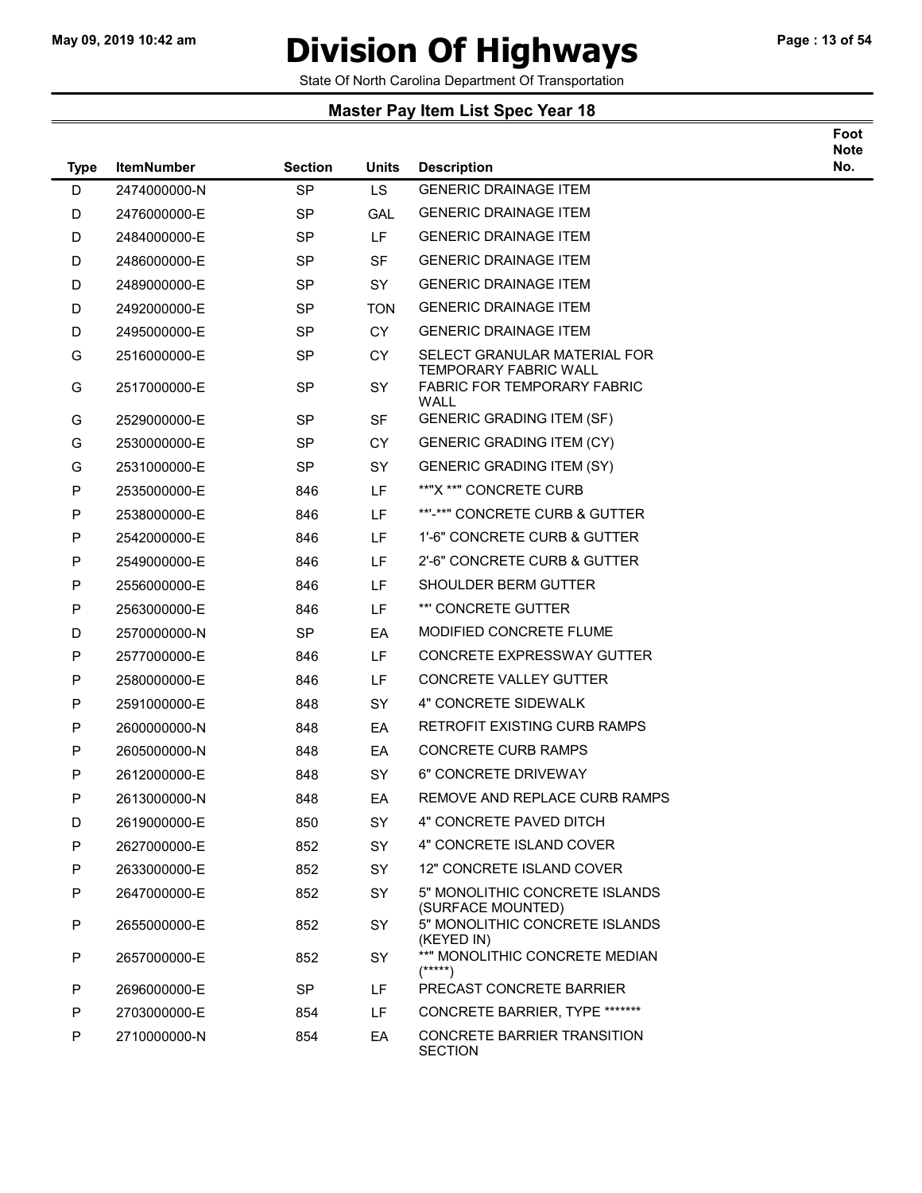# Division Of Highways

State Of North Carolina Department Of Transportation

## Master Pay Item List Spec Year 18

| Type | ItemNumber | Section | Units | Description | Foot Note No. |
|---|---|---|---|---|---|
| D | 2474000000-N | SP | LS | GENERIC DRAINAGE ITEM | |
| D | 2476000000-E | SP | GAL | GENERIC DRAINAGE ITEM | |
| D | 2484000000-E | SP | LF | GENERIC DRAINAGE ITEM | |
| D | 2486000000-E | SP | SF | GENERIC DRAINAGE ITEM | |
| D | 2489000000-E | SP | SY | GENERIC DRAINAGE ITEM | |
| D | 2492000000-E | SP | TON | GENERIC DRAINAGE ITEM | |
| D | 2495000000-E | SP | CY | GENERIC DRAINAGE ITEM | |
| G | 2516000000-E | SP | CY | SELECT GRANULAR MATERIAL FOR TEMPORARY FABRIC WALL | |
| G | 2517000000-E | SP | SY | FABRIC FOR TEMPORARY FABRIC WALL | |
| G | 2529000000-E | SP | SF | GENERIC GRADING ITEM (SF) | |
| G | 2530000000-E | SP | CY | GENERIC GRADING ITEM (CY) | |
| G | 2531000000-E | SP | SY | GENERIC GRADING ITEM (SY) | |
| P | 2535000000-E | 846 | LF | **"X **" CONCRETE CURB | |
| P | 2538000000-E | 846 | LF | **'-**" CONCRETE CURB & GUTTER | |
| P | 2542000000-E | 846 | LF | 1'-6" CONCRETE CURB & GUTTER | |
| P | 2549000000-E | 846 | LF | 2'-6" CONCRETE CURB & GUTTER | |
| P | 2556000000-E | 846 | LF | SHOULDER BERM GUTTER | |
| P | 2563000000-E | 846 | LF | **' CONCRETE GUTTER | |
| D | 2570000000-N | SP | EA | MODIFIED CONCRETE FLUME | |
| P | 2577000000-E | 846 | LF | CONCRETE EXPRESSWAY GUTTER | |
| P | 2580000000-E | 846 | LF | CONCRETE VALLEY GUTTER | |
| P | 2591000000-E | 848 | SY | 4" CONCRETE SIDEWALK | |
| P | 2600000000-N | 848 | EA | RETROFIT EXISTING CURB RAMPS | |
| P | 2605000000-N | 848 | EA | CONCRETE CURB RAMPS | |
| P | 2612000000-E | 848 | SY | 6" CONCRETE DRIVEWAY | |
| P | 2613000000-N | 848 | EA | REMOVE AND REPLACE CURB RAMPS | |
| D | 2619000000-E | 850 | SY | 4" CONCRETE PAVED DITCH | |
| P | 2627000000-E | 852 | SY | 4" CONCRETE ISLAND COVER | |
| P | 2633000000-E | 852 | SY | 12" CONCRETE ISLAND COVER | |
| P | 2647000000-E | 852 | SY | 5" MONOLITHIC CONCRETE ISLANDS (SURFACE MOUNTED) | |
| P | 2655000000-E | 852 | SY | 5" MONOLITHIC CONCRETE ISLANDS (KEYED IN) | |
| P | 2657000000-E | 852 | SY | **" MONOLITHIC CONCRETE MEDIAN (*****) | |
| P | 2696000000-E | SP | LF | PRECAST CONCRETE BARRIER | |
| P | 2703000000-E | 854 | LF | CONCRETE BARRIER, TYPE ******* | |
| P | 2710000000-N | 854 | EA | CONCRETE BARRIER TRANSITION SECTION | |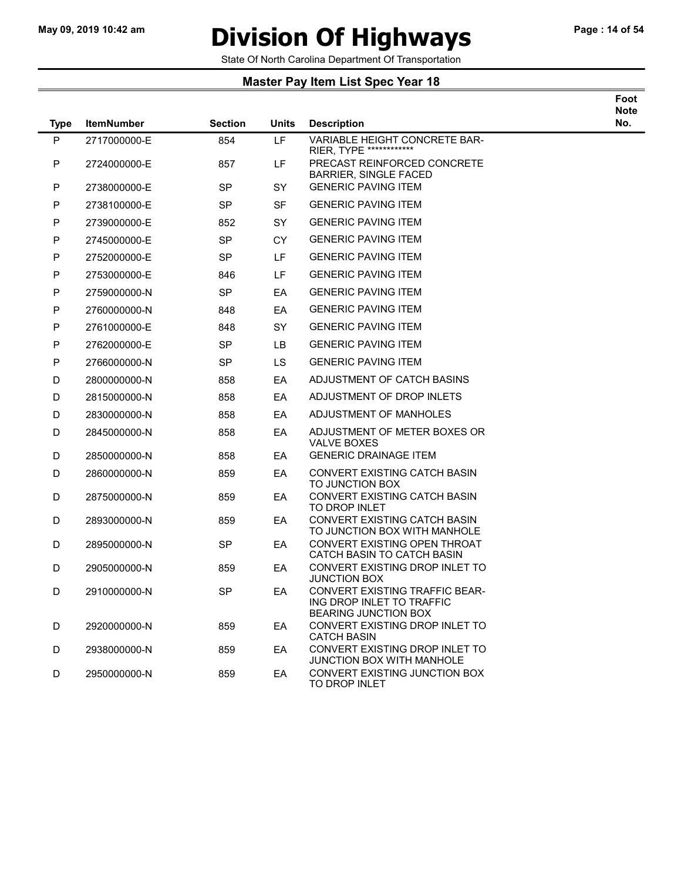# Division Of Highways

State Of North Carolina Department Of Transportation

## Master Pay Item List Spec Year 18

| Type | ItemNumber | Section | Units | Description | Foot Note No. |
|---|---|---|---|---|---|
| P | 2717000000-E | 854 | LF | VARIABLE HEIGHT CONCRETE BARRIER, TYPE ************ | |
| P | 2724000000-E | 857 | LF | PRECAST REINFORCED CONCRETE BARRIER, SINGLE FACED | |
| P | 2738000000-E | SP | SY | GENERIC PAVING ITEM | |
| P | 2738100000-E | SP | SF | GENERIC PAVING ITEM | |
| P | 2739000000-E | 852 | SY | GENERIC PAVING ITEM | |
| P | 2745000000-E | SP | CY | GENERIC PAVING ITEM | |
| P | 2752000000-E | SP | LF | GENERIC PAVING ITEM | |
| P | 2753000000-E | 846 | LF | GENERIC PAVING ITEM | |
| P | 2759000000-N | SP | EA | GENERIC PAVING ITEM | |
| P | 2760000000-N | 848 | EA | GENERIC PAVING ITEM | |
| P | 2761000000-E | 848 | SY | GENERIC PAVING ITEM | |
| P | 2762000000-E | SP | LB | GENERIC PAVING ITEM | |
| P | 2766000000-N | SP | LS | GENERIC PAVING ITEM | |
| D | 2800000000-N | 858 | EA | ADJUSTMENT OF CATCH BASINS | |
| D | 2815000000-N | 858 | EA | ADJUSTMENT OF DROP INLETS | |
| D | 2830000000-N | 858 | EA | ADJUSTMENT OF MANHOLES | |
| D | 2845000000-N | 858 | EA | ADJUSTMENT OF METER BOXES OR VALVE BOXES | |
| D | 2850000000-N | 858 | EA | GENERIC DRAINAGE ITEM | |
| D | 2860000000-N | 859 | EA | CONVERT EXISTING CATCH BASIN TO JUNCTION BOX | |
| D | 2875000000-N | 859 | EA | CONVERT EXISTING CATCH BASIN TO DROP INLET | |
| D | 2893000000-N | 859 | EA | CONVERT EXISTING CATCH BASIN TO JUNCTION BOX WITH MANHOLE | |
| D | 2895000000-N | SP | EA | CONVERT EXISTING OPEN THROAT CATCH BASIN TO CATCH BASIN | |
| D | 2905000000-N | 859 | EA | CONVERT EXISTING DROP INLET TO JUNCTION BOX | |
| D | 2910000000-N | SP | EA | CONVERT EXISTING TRAFFIC BEARING DROP INLET TO TRAFFIC BEARING JUNCTION BOX | |
| D | 2920000000-N | 859 | EA | CONVERT EXISTING DROP INLET TO CATCH BASIN | |
| D | 2938000000-N | 859 | EA | CONVERT EXISTING DROP INLET TO JUNCTION BOX WITH MANHOLE | |
| D | 2950000000-N | 859 | EA | CONVERT EXISTING JUNCTION BOX TO DROP INLET | |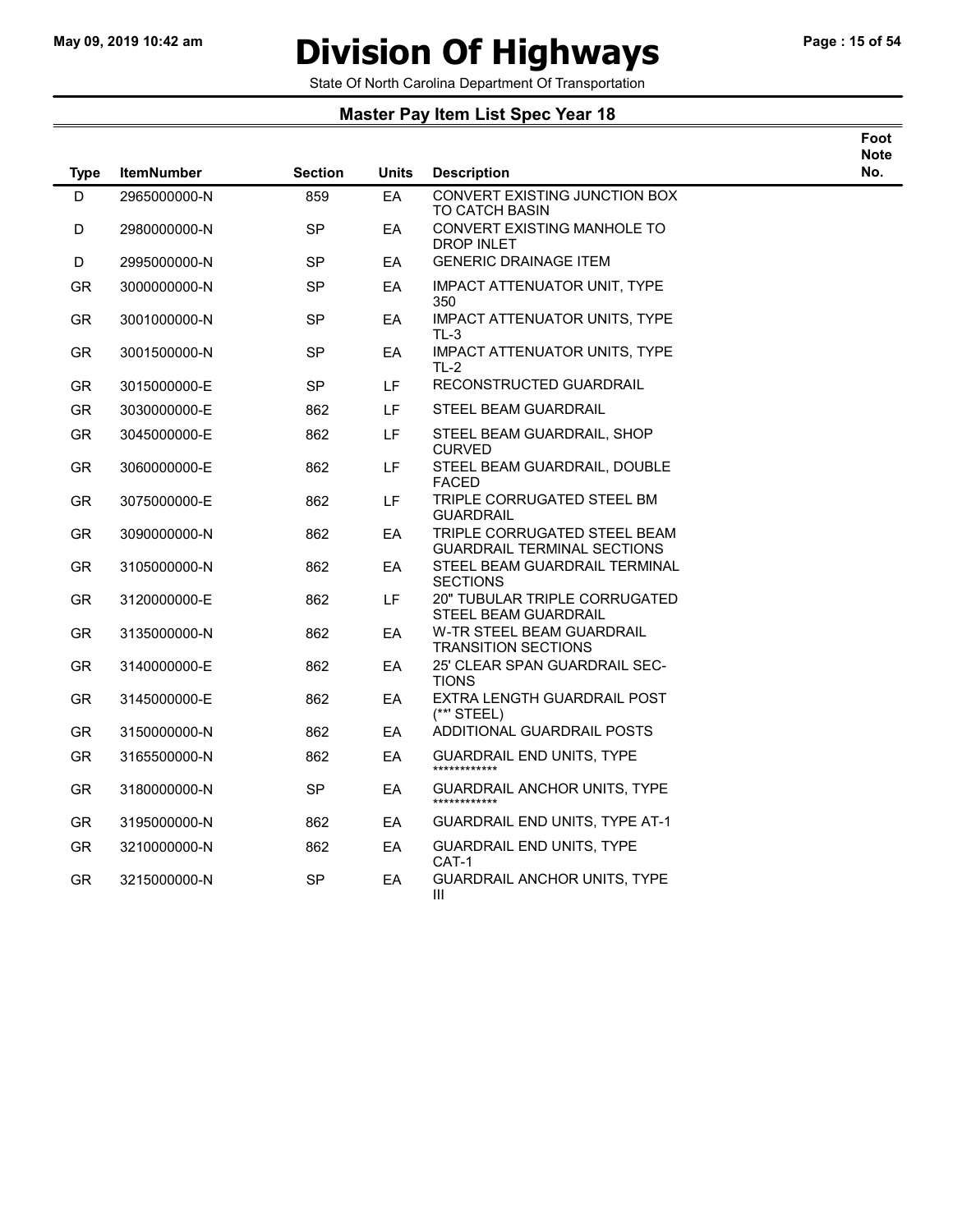# Division Of Highways

State Of North Carolina Department Of Transportation

## Master Pay Item List Spec Year 18

| Type | ItemNumber | Section | Units | Description | Foot Note No. |
|---|---|---|---|---|---|
| D | 2965000000-N | 859 | EA | CONVERT EXISTING JUNCTION BOX TO CATCH BASIN | |
| D | 2980000000-N | SP | EA | CONVERT EXISTING MANHOLE TO DROP INLET | |
| D | 2995000000-N | SP | EA | GENERIC DRAINAGE ITEM | |
| GR | 3000000000-N | SP | EA | IMPACT ATTENUATOR UNIT, TYPE 350 | |
| GR | 3001000000-N | SP | EA | IMPACT ATTENUATOR UNITS, TYPE TL-3 | |
| GR | 3001500000-N | SP | EA | IMPACT ATTENUATOR UNITS, TYPE TL-2 | |
| GR | 3015000000-E | SP | LF | RECONSTRUCTED GUARDRAIL | |
| GR | 3030000000-E | 862 | LF | STEEL BEAM GUARDRAIL | |
| GR | 3045000000-E | 862 | LF | STEEL BEAM GUARDRAIL, SHOP CURVED | |
| GR | 3060000000-E | 862 | LF | STEEL BEAM GUARDRAIL, DOUBLE FACED | |
| GR | 3075000000-E | 862 | LF | TRIPLE CORRUGATED STEEL BM GUARDRAIL | |
| GR | 3090000000-N | 862 | EA | TRIPLE CORRUGATED STEEL BEAM GUARDRAIL TERMINAL SECTIONS | |
| GR | 3105000000-N | 862 | EA | STEEL BEAM GUARDRAIL TERMINAL SECTIONS | |
| GR | 3120000000-E | 862 | LF | 20" TUBULAR TRIPLE CORRUGATED STEEL BEAM GUARDRAIL | |
| GR | 3135000000-N | 862 | EA | W-TR STEEL BEAM GUARDRAIL TRANSITION SECTIONS | |
| GR | 3140000000-E | 862 | EA | 25' CLEAR SPAN GUARDRAIL SEC-TIONS | |
| GR | 3145000000-E | 862 | EA | EXTRA LENGTH GUARDRAIL POST (**' STEEL) | |
| GR | 3150000000-N | 862 | EA | ADDITIONAL GUARDRAIL POSTS | |
| GR | 3165500000-N | 862 | EA | GUARDRAIL END UNITS, TYPE ************ | |
| GR | 3180000000-N | SP | EA | GUARDRAIL ANCHOR UNITS, TYPE ************ | |
| GR | 3195000000-N | 862 | EA | GUARDRAIL END UNITS, TYPE AT-1 | |
| GR | 3210000000-N | 862 | EA | GUARDRAIL END UNITS, TYPE CAT-1 | |
| GR | 3215000000-N | SP | EA | GUARDRAIL ANCHOR UNITS, TYPE III | |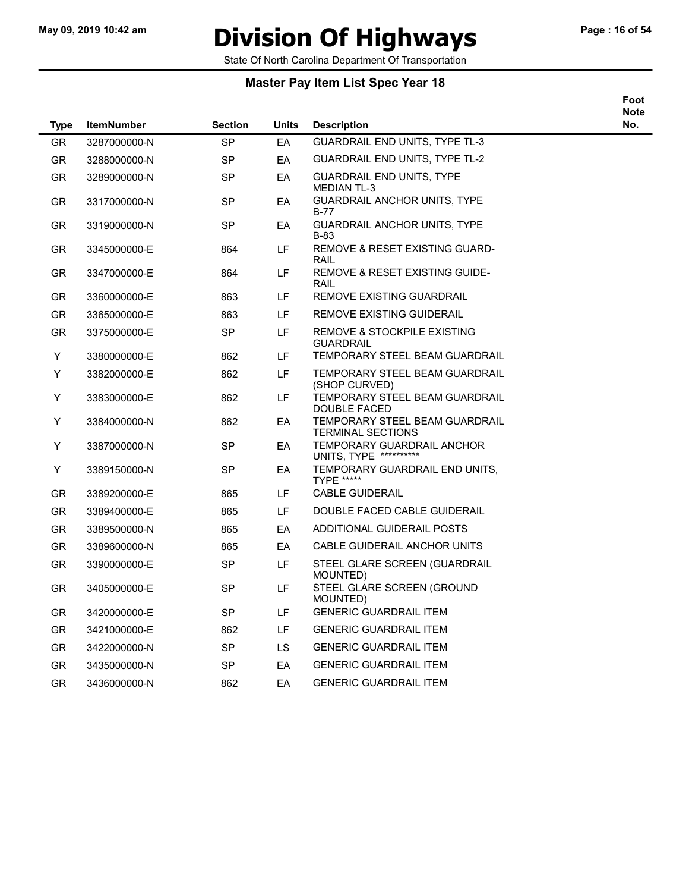# Division Of Highways

State Of North Carolina Department Of Transportation

## Master Pay Item List Spec Year 18

| Type | ItemNumber | Section | Units | Description | Foot Note No. |
|---|---|---|---|---|---|
| GR | 3287000000-N | SP | EA | GUARDRAIL END UNITS, TYPE TL-3 | |
| GR | 3288000000-N | SP | EA | GUARDRAIL END UNITS, TYPE TL-2 | |
| GR | 3289000000-N | SP | EA | GUARDRAIL END UNITS, TYPE MEDIAN TL-3 | |
| GR | 3317000000-N | SP | EA | GUARDRAIL ANCHOR UNITS, TYPE B-77 | |
| GR | 3319000000-N | SP | EA | GUARDRAIL ANCHOR UNITS, TYPE B-83 | |
| GR | 3345000000-E | 864 | LF | REMOVE & RESET EXISTING GUARD-RAIL | |
| GR | 3347000000-E | 864 | LF | REMOVE & RESET EXISTING GUIDE-RAIL | |
| GR | 3360000000-E | 863 | LF | REMOVE EXISTING GUARDRAIL | |
| GR | 3365000000-E | 863 | LF | REMOVE EXISTING GUIDERAIL | |
| GR | 3375000000-E | SP | LF | REMOVE & STOCKPILE EXISTING GUARDRAIL | |
| Y | 3380000000-E | 862 | LF | TEMPORARY STEEL BEAM GUARDRAIL | |
| Y | 3382000000-E | 862 | LF | TEMPORARY STEEL BEAM GUARDRAIL (SHOP CURVED) | |
| Y | 3383000000-E | 862 | LF | TEMPORARY STEEL BEAM GUARDRAIL DOUBLE FACED | |
| Y | 3384000000-N | 862 | EA | TEMPORARY STEEL BEAM GUARDRAIL TERMINAL SECTIONS | |
| Y | 3387000000-N | SP | EA | TEMPORARY GUARDRAIL ANCHOR UNITS, TYPE ********** | |
| Y | 3389150000-N | SP | EA | TEMPORARY GUARDRAIL END UNITS, TYPE ***** | |
| GR | 3389200000-E | 865 | LF | CABLE GUIDERAIL | |
| GR | 3389400000-E | 865 | LF | DOUBLE FACED CABLE GUIDERAIL | |
| GR | 3389500000-N | 865 | EA | ADDITIONAL GUIDERAIL POSTS | |
| GR | 3389600000-N | 865 | EA | CABLE GUIDERAIL ANCHOR UNITS | |
| GR | 3390000000-E | SP | LF | STEEL GLARE SCREEN (GUARDRAIL MOUNTED) | |
| GR | 3405000000-E | SP | LF | STEEL GLARE SCREEN (GROUND MOUNTED) | |
| GR | 3420000000-E | SP | LF | GENERIC GUARDRAIL ITEM | |
| GR | 3421000000-E | 862 | LF | GENERIC GUARDRAIL ITEM | |
| GR | 3422000000-N | SP | LS | GENERIC GUARDRAIL ITEM | |
| GR | 3435000000-N | SP | EA | GENERIC GUARDRAIL ITEM | |
| GR | 3436000000-N | 862 | EA | GENERIC GUARDRAIL ITEM | |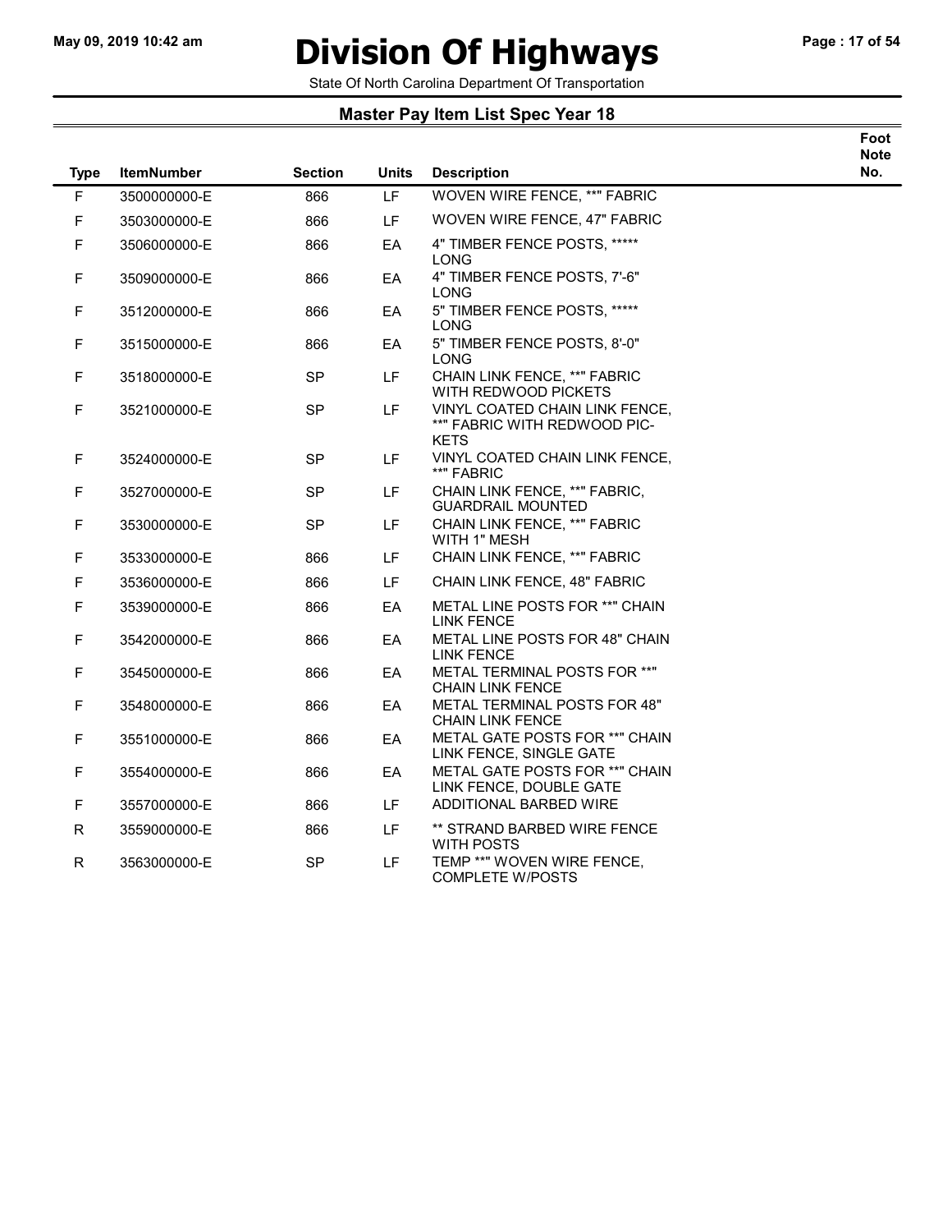# Division Of Highways

State Of North Carolina Department Of Transportation

## Master Pay Item List Spec Year 18

| Type | ItemNumber | Section | Units | Description | Foot Note No. |
|---|---|---|---|---|---|
| F | 3500000000-E | 866 | LF | WOVEN WIRE FENCE, **" FABRIC | |
| F | 3503000000-E | 866 | LF | WOVEN WIRE FENCE, 47" FABRIC | |
| F | 3506000000-E | 866 | EA | 4" TIMBER FENCE POSTS, ***** LONG | |
| F | 3509000000-E | 866 | EA | 4" TIMBER FENCE POSTS, 7'-6" LONG | |
| F | 3512000000-E | 866 | EA | 5" TIMBER FENCE POSTS, ***** LONG | |
| F | 3515000000-E | 866 | EA | 5" TIMBER FENCE POSTS, 8'-0" LONG | |
| F | 3518000000-E | SP | LF | CHAIN LINK FENCE, **" FABRIC WITH REDWOOD PICKETS | |
| F | 3521000000-E | SP | LF | VINYL COATED CHAIN LINK FENCE, **" FABRIC WITH REDWOOD PIC-KETS | |
| F | 3524000000-E | SP | LF | VINYL COATED CHAIN LINK FENCE, **" FABRIC | |
| F | 3527000000-E | SP | LF | CHAIN LINK FENCE, **" FABRIC, GUARDRAIL MOUNTED | |
| F | 3530000000-E | SP | LF | CHAIN LINK FENCE, **" FABRIC WITH 1" MESH | |
| F | 3533000000-E | 866 | LF | CHAIN LINK FENCE, **" FABRIC | |
| F | 3536000000-E | 866 | LF | CHAIN LINK FENCE, 48" FABRIC | |
| F | 3539000000-E | 866 | EA | METAL LINE POSTS FOR **" CHAIN LINK FENCE | |
| F | 3542000000-E | 866 | EA | METAL LINE POSTS FOR 48" CHAIN LINK FENCE | |
| F | 3545000000-E | 866 | EA | METAL TERMINAL POSTS FOR **" CHAIN LINK FENCE | |
| F | 3548000000-E | 866 | EA | METAL TERMINAL POSTS FOR 48" CHAIN LINK FENCE | |
| F | 3551000000-E | 866 | EA | METAL GATE POSTS FOR **" CHAIN LINK FENCE, SINGLE GATE | |
| F | 3554000000-E | 866 | EA | METAL GATE POSTS FOR **" CHAIN LINK FENCE, DOUBLE GATE | |
| F | 3557000000-E | 866 | LF | ADDITIONAL BARBED WIRE | |
| R | 3559000000-E | 866 | LF | ** STRAND BARBED WIRE FENCE WITH POSTS | |
| R | 3563000000-E | SP | LF | TEMP **" WOVEN WIRE FENCE, COMPLETE W/POSTS | |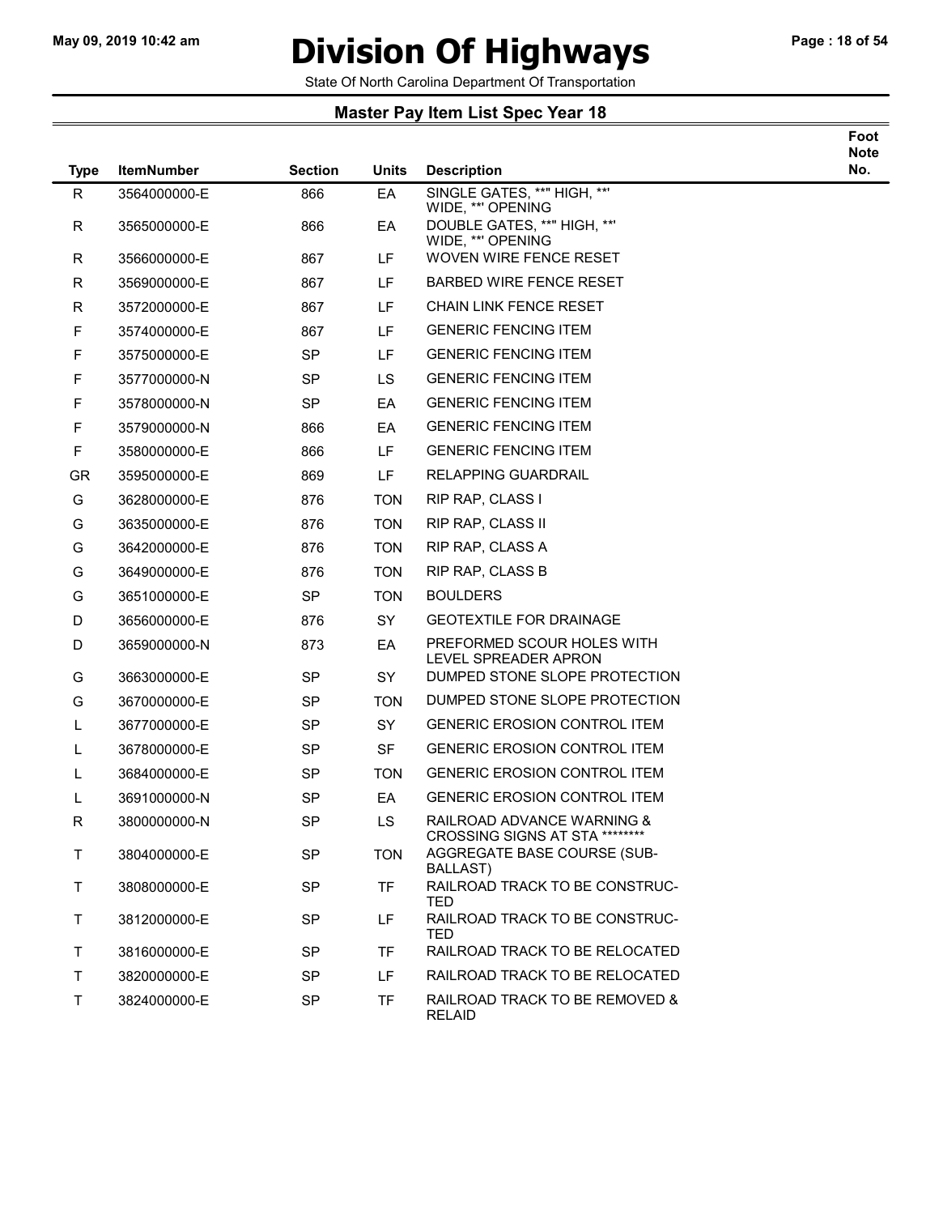# Division Of Highways

State Of North Carolina Department Of Transportation

## Master Pay Item List Spec Year 18

| Type | ItemNumber | Section | Units | Description | Foot Note No. |
|---|---|---|---|---|---|
| R | 3564000000-E | 866 | EA | SINGLE GATES, **" HIGH, **' WIDE, **' OPENING | |
| R | 3565000000-E | 866 | EA | DOUBLE GATES, **" HIGH, **' WIDE, **' OPENING | |
| R | 3566000000-E | 867 | LF | WOVEN WIRE FENCE RESET | |
| R | 3569000000-E | 867 | LF | BARBED WIRE FENCE RESET | |
| R | 3572000000-E | 867 | LF | CHAIN LINK FENCE RESET | |
| F | 3574000000-E | 867 | LF | GENERIC FENCING ITEM | |
| F | 3575000000-E | SP | LF | GENERIC FENCING ITEM | |
| F | 3577000000-N | SP | LS | GENERIC FENCING ITEM | |
| F | 3578000000-N | SP | EA | GENERIC FENCING ITEM | |
| F | 3579000000-N | 866 | EA | GENERIC FENCING ITEM | |
| F | 3580000000-E | 866 | LF | GENERIC FENCING ITEM | |
| GR | 3595000000-E | 869 | LF | RELAPPING GUARDRAIL | |
| G | 3628000000-E | 876 | TON | RIP RAP, CLASS I | |
| G | 3635000000-E | 876 | TON | RIP RAP, CLASS II | |
| G | 3642000000-E | 876 | TON | RIP RAP, CLASS A | |
| G | 3649000000-E | 876 | TON | RIP RAP, CLASS B | |
| G | 3651000000-E | SP | TON | BOULDERS | |
| D | 3656000000-E | 876 | SY | GEOTEXTILE FOR DRAINAGE | |
| D | 3659000000-N | 873 | EA | PREFORMED SCOUR HOLES WITH LEVEL SPREADER APRON | |
| G | 3663000000-E | SP | SY | DUMPED STONE SLOPE PROTECTION | |
| G | 3670000000-E | SP | TON | DUMPED STONE SLOPE PROTECTION | |
| L | 3677000000-E | SP | SY | GENERIC EROSION CONTROL ITEM | |
| L | 3678000000-E | SP | SF | GENERIC EROSION CONTROL ITEM | |
| L | 3684000000-E | SP | TON | GENERIC EROSION CONTROL ITEM | |
| L | 3691000000-N | SP | EA | GENERIC EROSION CONTROL ITEM | |
| R | 3800000000-N | SP | LS | RAILROAD ADVANCE WARNING & CROSSING SIGNS AT STA ******** | |
| T | 3804000000-E | SP | TON | AGGREGATE BASE COURSE (SUB-BALLAST) | |
| T | 3808000000-E | SP | TF | RAILROAD TRACK TO BE CONSTRUC-TED | |
| T | 3812000000-E | SP | LF | RAILROAD TRACK TO BE CONSTRUC-TED | |
| T | 3816000000-E | SP | TF | RAILROAD TRACK TO BE RELOCATED | |
| T | 3820000000-E | SP | LF | RAILROAD TRACK TO BE RELOCATED | |
| T | 3824000000-E | SP | TF | RAILROAD TRACK TO BE REMOVED & RELAID | |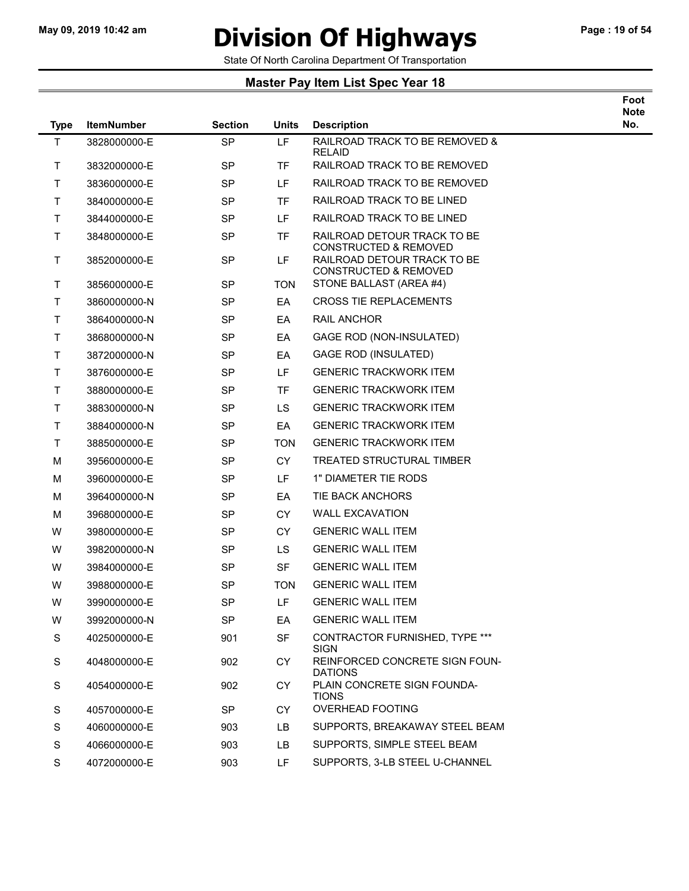# Division Of Highways

State Of North Carolina Department Of Transportation

## Master Pay Item List Spec Year 18

| Type | ItemNumber | Section | Units | Description | Foot Note No. |
|---|---|---|---|---|---|
| T | 3828000000-E | SP | LF | RAILROAD TRACK TO BE REMOVED & RELAID | |
| T | 3832000000-E | SP | TF | RAILROAD TRACK TO BE REMOVED | |
| T | 3836000000-E | SP | LF | RAILROAD TRACK TO BE REMOVED | |
| T | 3840000000-E | SP | TF | RAILROAD TRACK TO BE LINED | |
| T | 3844000000-E | SP | LF | RAILROAD TRACK TO BE LINED | |
| T | 3848000000-E | SP | TF | RAILROAD DETOUR TRACK TO BE CONSTRUCTED & REMOVED | |
| T | 3852000000-E | SP | LF | RAILROAD DETOUR TRACK TO BE CONSTRUCTED & REMOVED | |
| T | 3856000000-E | SP | TON | STONE BALLAST (AREA #4) | |
| T | 3860000000-N | SP | EA | CROSS TIE REPLACEMENTS | |
| T | 3864000000-N | SP | EA | RAIL ANCHOR | |
| T | 3868000000-N | SP | EA | GAGE ROD (NON-INSULATED) | |
| T | 3872000000-N | SP | EA | GAGE ROD (INSULATED) | |
| T | 3876000000-E | SP | LF | GENERIC TRACKWORK ITEM | |
| T | 3880000000-E | SP | TF | GENERIC TRACKWORK ITEM | |
| T | 3883000000-N | SP | LS | GENERIC TRACKWORK ITEM | |
| T | 3884000000-N | SP | EA | GENERIC TRACKWORK ITEM | |
| T | 3885000000-E | SP | TON | GENERIC TRACKWORK ITEM | |
| M | 3956000000-E | SP | CY | TREATED STRUCTURAL TIMBER | |
| M | 3960000000-E | SP | LF | 1" DIAMETER TIE RODS | |
| M | 3964000000-N | SP | EA | TIE BACK ANCHORS | |
| M | 3968000000-E | SP | CY | WALL EXCAVATION | |
| W | 3980000000-E | SP | CY | GENERIC WALL ITEM | |
| W | 3982000000-N | SP | LS | GENERIC WALL ITEM | |
| W | 3984000000-E | SP | SF | GENERIC WALL ITEM | |
| W | 3988000000-E | SP | TON | GENERIC WALL ITEM | |
| W | 3990000000-E | SP | LF | GENERIC WALL ITEM | |
| W | 3992000000-N | SP | EA | GENERIC WALL ITEM | |
| S | 4025000000-E | 901 | SF | CONTRACTOR FURNISHED, TYPE *** SIGN | |
| S | 4048000000-E | 902 | CY | REINFORCED CONCRETE SIGN FOUN-DATIONS | |
| S | 4054000000-E | 902 | CY | PLAIN CONCRETE SIGN FOUNDA-TIONS | |
| S | 4057000000-E | SP | CY | OVERHEAD FOOTING | |
| S | 4060000000-E | 903 | LB | SUPPORTS, BREAKAWAY STEEL BEAM | |
| S | 4066000000-E | 903 | LB | SUPPORTS, SIMPLE STEEL BEAM | |
| S | 4072000000-E | 903 | LF | SUPPORTS, 3-LB STEEL U-CHANNEL | |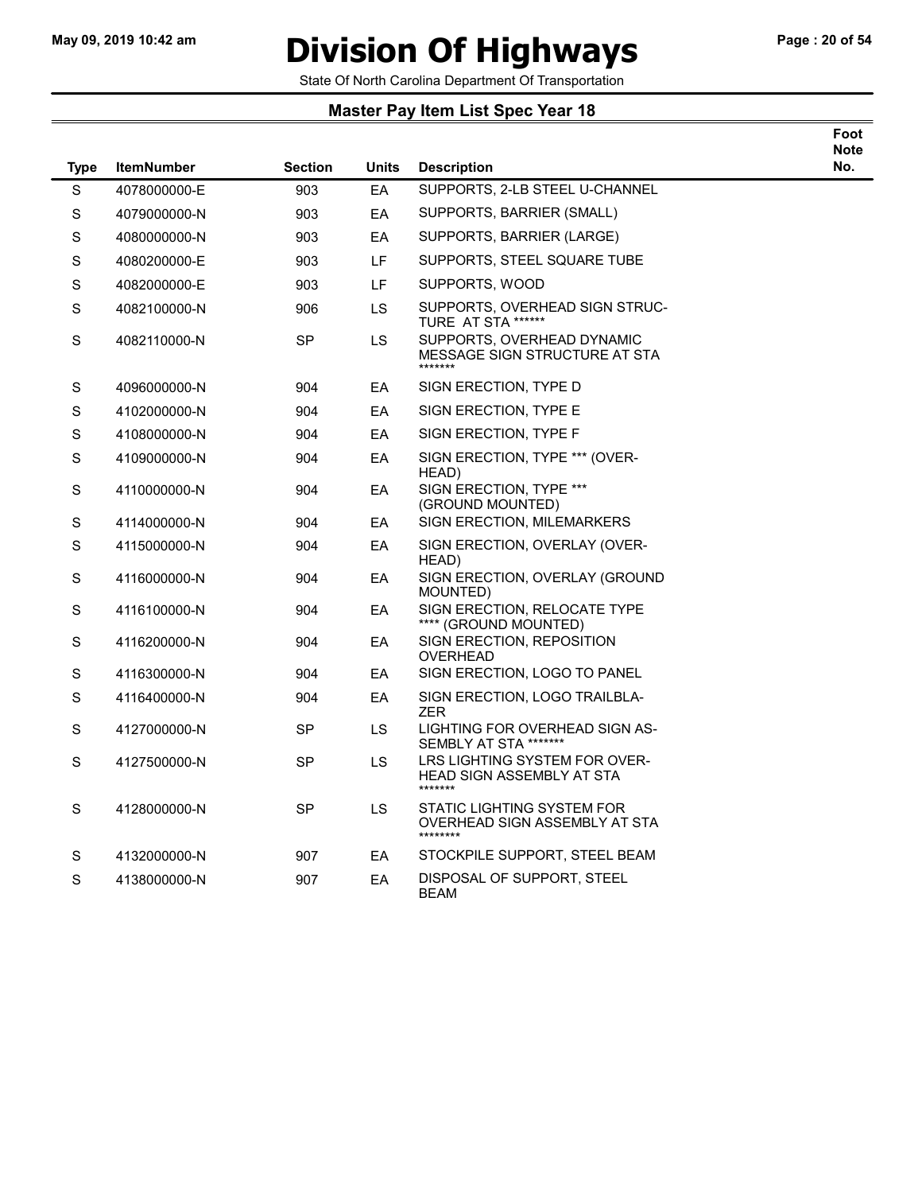# Division Of Highways

State Of North Carolina Department Of Transportation

## Master Pay Item List Spec Year 18

| Type | ItemNumber | Section | Units | Description | Foot Note No. |
|---|---|---|---|---|---|
| S | 4078000000-E | 903 | EA | SUPPORTS, 2-LB STEEL U-CHANNEL | |
| S | 4079000000-N | 903 | EA | SUPPORTS, BARRIER (SMALL) | |
| S | 4080000000-N | 903 | EA | SUPPORTS, BARRIER (LARGE) | |
| S | 4080200000-E | 903 | LF | SUPPORTS, STEEL SQUARE TUBE | |
| S | 4082000000-E | 903 | LF | SUPPORTS, WOOD | |
| S | 4082100000-N | 906 | LS | SUPPORTS, OVERHEAD SIGN STRUC- TURE AT STA ****** | |
| S | 4082110000-N | SP | LS | SUPPORTS, OVERHEAD DYNAMIC MESSAGE SIGN STRUCTURE AT STA ******* | |
| S | 4096000000-N | 904 | EA | SIGN ERECTION, TYPE D | |
| S | 4102000000-N | 904 | EA | SIGN ERECTION, TYPE E | |
| S | 4108000000-N | 904 | EA | SIGN ERECTION, TYPE F | |
| S | 4109000000-N | 904 | EA | SIGN ERECTION, TYPE *** (OVER- HEAD) | |
| S | 4110000000-N | 904 | EA | SIGN ERECTION, TYPE *** (GROUND MOUNTED) | |
| S | 4114000000-N | 904 | EA | SIGN ERECTION, MILEMARKERS | |
| S | 4115000000-N | 904 | EA | SIGN ERECTION, OVERLAY (OVER- HEAD) | |
| S | 4116000000-N | 904 | EA | SIGN ERECTION, OVERLAY (GROUND MOUNTED) | |
| S | 4116100000-N | 904 | EA | SIGN ERECTION, RELOCATE TYPE **** (GROUND MOUNTED) | |
| S | 4116200000-N | 904 | EA | SIGN ERECTION, REPOSITION OVERHEAD | |
| S | 4116300000-N | 904 | EA | SIGN ERECTION, LOGO TO PANEL | |
| S | 4116400000-N | 904 | EA | SIGN ERECTION, LOGO TRAILBLA- ZER | |
| S | 4127000000-N | SP | LS | LIGHTING FOR OVERHEAD SIGN AS- SEMBLY AT STA ******* | |
| S | 4127500000-N | SP | LS | LRS LIGHTING SYSTEM FOR OVER- HEAD SIGN ASSEMBLY AT STA ******* | |
| S | 4128000000-N | SP | LS | STATIC LIGHTING SYSTEM FOR OVERHEAD SIGN ASSEMBLY AT STA ******** | |
| S | 4132000000-N | 907 | EA | STOCKPILE SUPPORT, STEEL BEAM | |
| S | 4138000000-N | 907 | EA | DISPOSAL OF SUPPORT, STEEL BEAM | |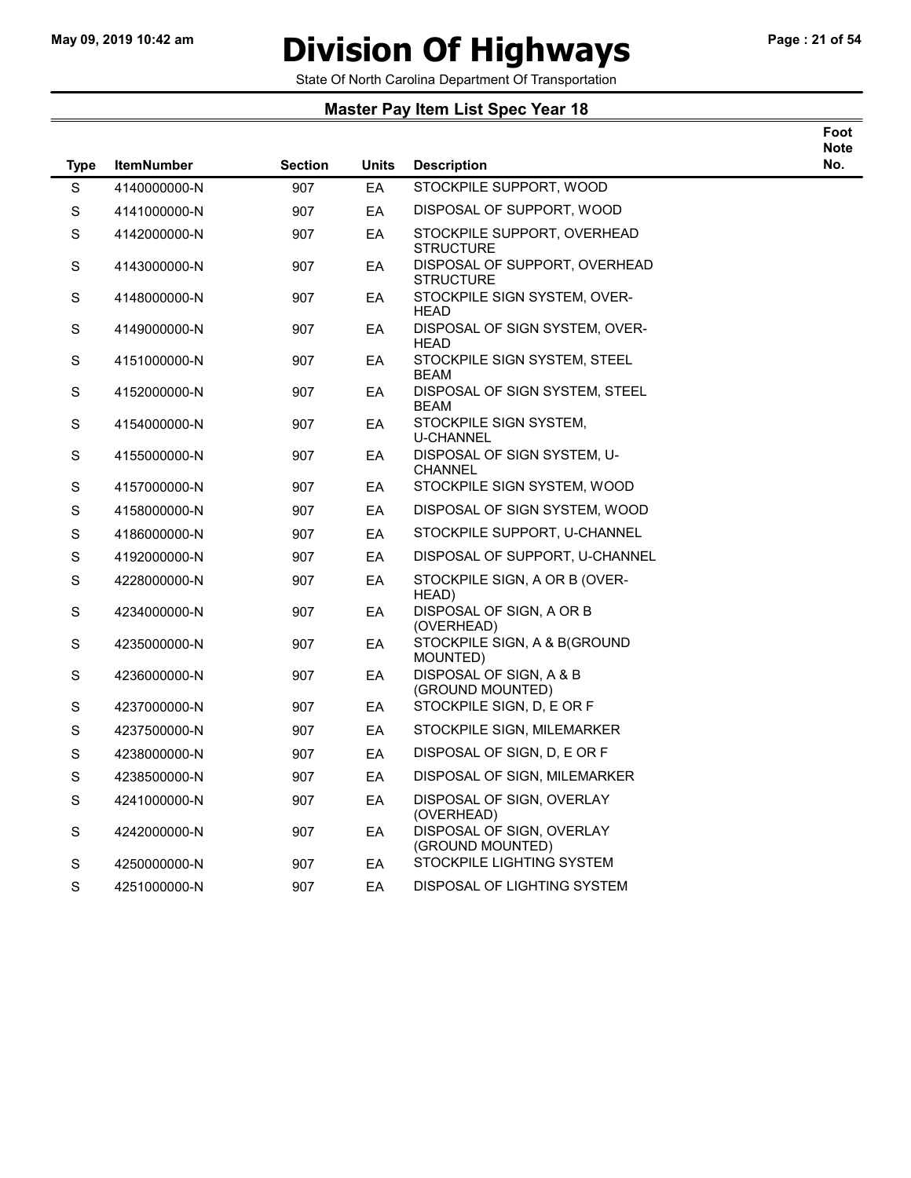# Division Of Highways

State Of North Carolina Department Of Transportation

## Master Pay Item List Spec Year 18

| Type | ItemNumber | Section | Units | Description | Foot Note No. |
|---|---|---|---|---|---|
| S | 4140000000-N | 907 | EA | STOCKPILE SUPPORT, WOOD | |
| S | 4141000000-N | 907 | EA | DISPOSAL OF SUPPORT, WOOD | |
| S | 4142000000-N | 907 | EA | STOCKPILE SUPPORT, OVERHEAD STRUCTURE | |
| S | 4143000000-N | 907 | EA | DISPOSAL OF SUPPORT, OVERHEAD STRUCTURE | |
| S | 4148000000-N | 907 | EA | STOCKPILE SIGN SYSTEM, OVER-HEAD | |
| S | 4149000000-N | 907 | EA | DISPOSAL OF SIGN SYSTEM, OVER-HEAD | |
| S | 4151000000-N | 907 | EA | STOCKPILE SIGN SYSTEM, STEEL BEAM | |
| S | 4152000000-N | 907 | EA | DISPOSAL OF SIGN SYSTEM, STEEL BEAM | |
| S | 4154000000-N | 907 | EA | STOCKPILE SIGN SYSTEM, U-CHANNEL | |
| S | 4155000000-N | 907 | EA | DISPOSAL OF SIGN SYSTEM, U-CHANNEL | |
| S | 4157000000-N | 907 | EA | STOCKPILE SIGN SYSTEM, WOOD | |
| S | 4158000000-N | 907 | EA | DISPOSAL OF SIGN SYSTEM, WOOD | |
| S | 4186000000-N | 907 | EA | STOCKPILE SUPPORT, U-CHANNEL | |
| S | 4192000000-N | 907 | EA | DISPOSAL OF SUPPORT, U-CHANNEL | |
| S | 4228000000-N | 907 | EA | STOCKPILE SIGN, A OR B (OVER-HEAD) | |
| S | 4234000000-N | 907 | EA | DISPOSAL OF SIGN, A OR B (OVERHEAD) | |
| S | 4235000000-N | 907 | EA | STOCKPILE SIGN, A & B(GROUND MOUNTED) | |
| S | 4236000000-N | 907 | EA | DISPOSAL OF SIGN, A & B (GROUND MOUNTED) | |
| S | 4237000000-N | 907 | EA | STOCKPILE SIGN, D, E OR F | |
| S | 4237500000-N | 907 | EA | STOCKPILE SIGN, MILEMARKER | |
| S | 4238000000-N | 907 | EA | DISPOSAL OF SIGN, D, E OR F | |
| S | 4238500000-N | 907 | EA | DISPOSAL OF SIGN, MILEMARKER | |
| S | 4241000000-N | 907 | EA | DISPOSAL OF SIGN, OVERLAY (OVERHEAD) | |
| S | 4242000000-N | 907 | EA | DISPOSAL OF SIGN, OVERLAY (GROUND MOUNTED) | |
| S | 4250000000-N | 907 | EA | STOCKPILE LIGHTING SYSTEM | |
| S | 4251000000-N | 907 | EA | DISPOSAL OF LIGHTING SYSTEM | |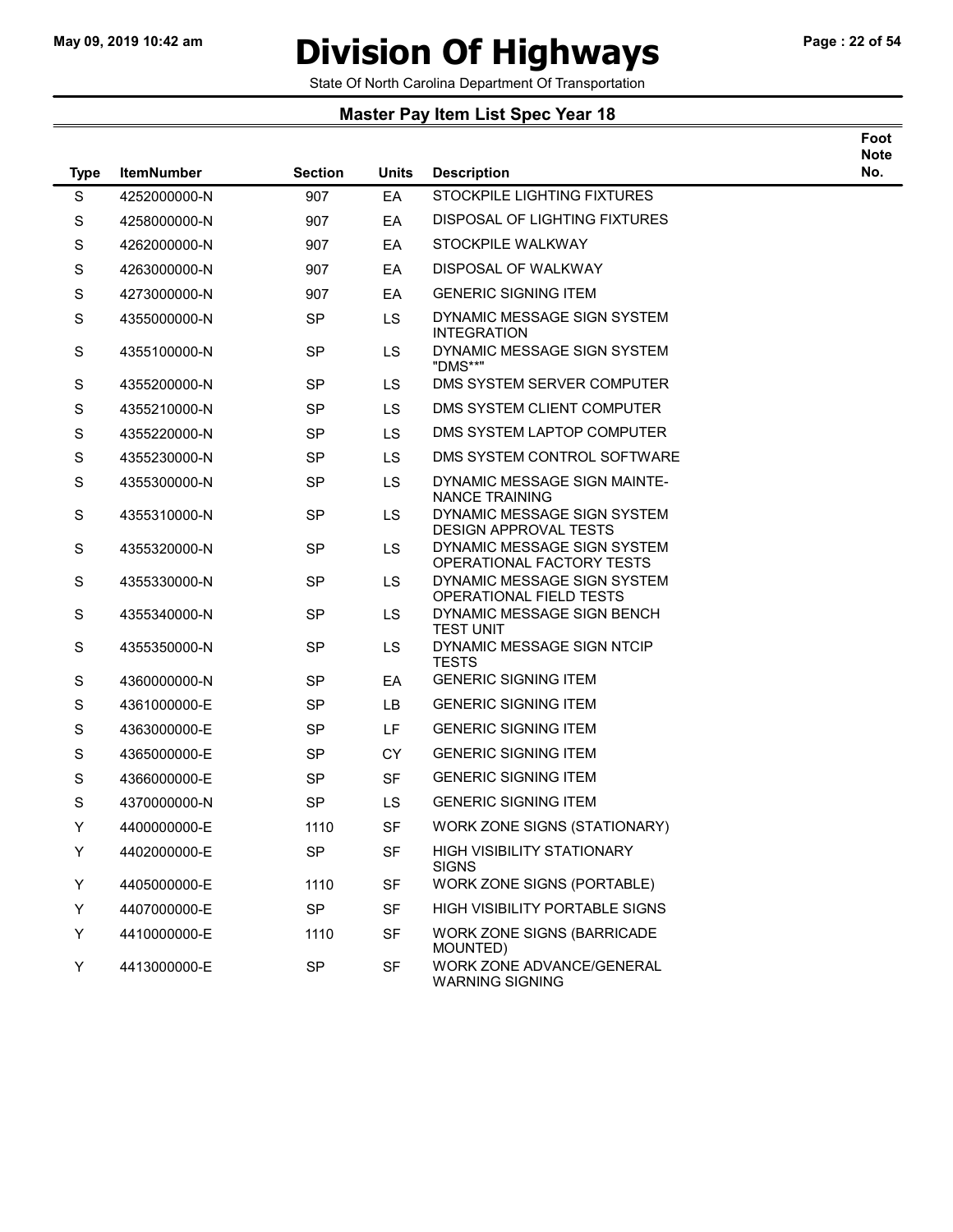# Division Of Highways

State Of North Carolina Department Of Transportation

## Master Pay Item List Spec Year 18

| Type | ItemNumber | Section | Units | Description | Foot Note No. |
|---|---|---|---|---|---|
| S | 4252000000-N | 907 | EA | STOCKPILE LIGHTING FIXTURES | |
| S | 4258000000-N | 907 | EA | DISPOSAL OF LIGHTING FIXTURES | |
| S | 4262000000-N | 907 | EA | STOCKPILE WALKWAY | |
| S | 4263000000-N | 907 | EA | DISPOSAL OF WALKWAY | |
| S | 4273000000-N | 907 | EA | GENERIC SIGNING ITEM | |
| S | 4355000000-N | SP | LS | DYNAMIC MESSAGE SIGN SYSTEM INTEGRATION | |
| S | 4355100000-N | SP | LS | DYNAMIC MESSAGE SIGN SYSTEM "DMS**" | |
| S | 4355200000-N | SP | LS | DMS SYSTEM SERVER COMPUTER | |
| S | 4355210000-N | SP | LS | DMS SYSTEM CLIENT COMPUTER | |
| S | 4355220000-N | SP | LS | DMS SYSTEM LAPTOP COMPUTER | |
| S | 4355230000-N | SP | LS | DMS SYSTEM CONTROL SOFTWARE | |
| S | 4355300000-N | SP | LS | DYNAMIC MESSAGE SIGN MAINTE-NANCE TRAINING | |
| S | 4355310000-N | SP | LS | DYNAMIC MESSAGE SIGN SYSTEM DESIGN APPROVAL TESTS | |
| S | 4355320000-N | SP | LS | DYNAMIC MESSAGE SIGN SYSTEM OPERATIONAL FACTORY TESTS | |
| S | 4355330000-N | SP | LS | DYNAMIC MESSAGE SIGN SYSTEM OPERATIONAL FIELD TESTS | |
| S | 4355340000-N | SP | LS | DYNAMIC MESSAGE SIGN BENCH TEST UNIT | |
| S | 4355350000-N | SP | LS | DYNAMIC MESSAGE SIGN NTCIP TESTS | |
| S | 4360000000-N | SP | EA | GENERIC SIGNING ITEM | |
| S | 4361000000-E | SP | LB | GENERIC SIGNING ITEM | |
| S | 4363000000-E | SP | LF | GENERIC SIGNING ITEM | |
| S | 4365000000-E | SP | CY | GENERIC SIGNING ITEM | |
| S | 4366000000-E | SP | SF | GENERIC SIGNING ITEM | |
| S | 4370000000-N | SP | LS | GENERIC SIGNING ITEM | |
| Y | 4400000000-E | 1110 | SF | WORK ZONE SIGNS (STATIONARY) | |
| Y | 4402000000-E | SP | SF | HIGH VISIBILITY STATIONARY SIGNS | |
| Y | 4405000000-E | 1110 | SF | WORK ZONE SIGNS (PORTABLE) | |
| Y | 4407000000-E | SP | SF | HIGH VISIBILITY PORTABLE SIGNS | |
| Y | 4410000000-E | 1110 | SF | WORK ZONE SIGNS (BARRICADE MOUNTED) | |
| Y | 4413000000-E | SP | SF | WORK ZONE ADVANCE/GENERAL WARNING SIGNING | |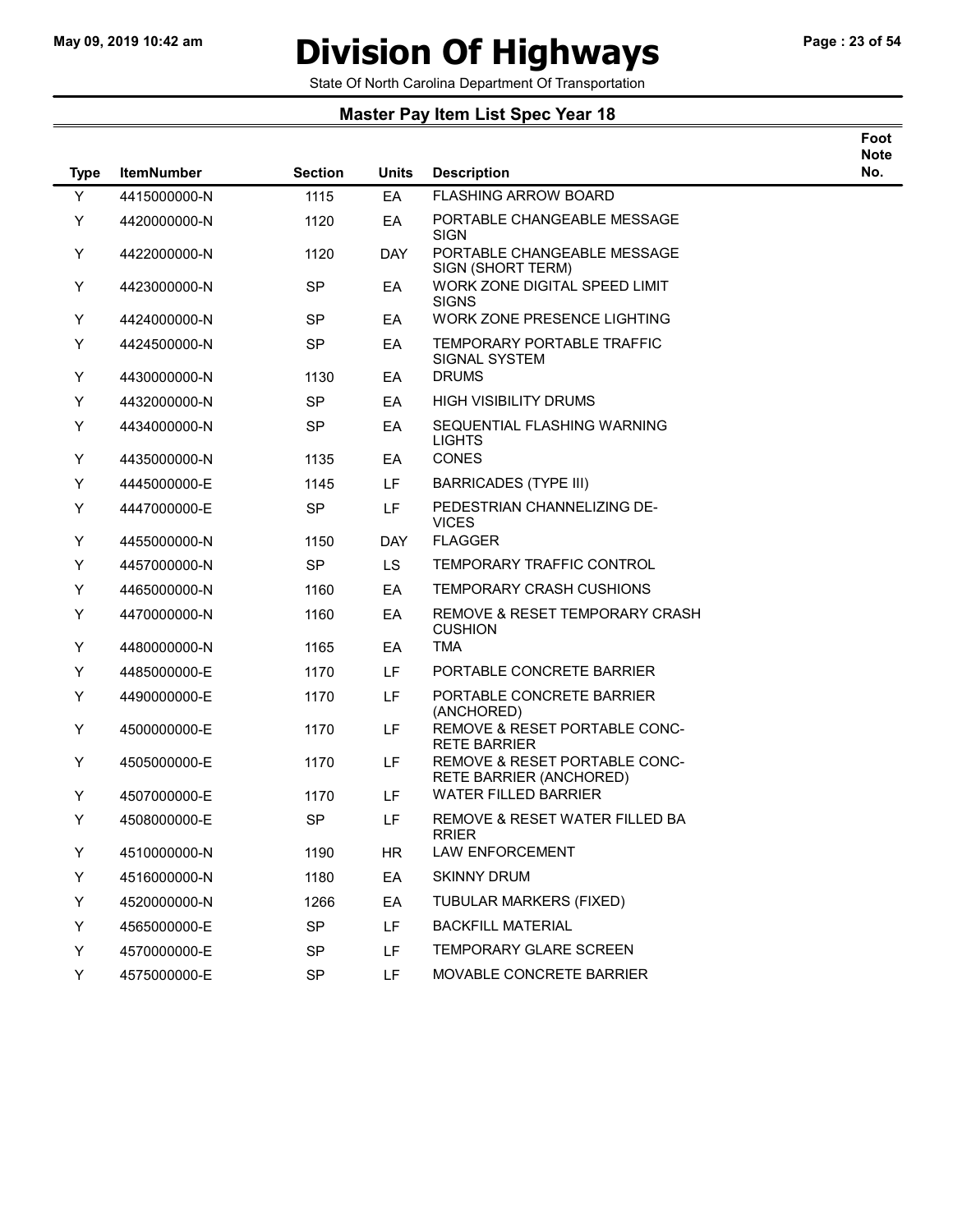# Division Of Highways

State Of North Carolina Department Of Transportation

## Master Pay Item List Spec Year 18

| Type | ItemNumber | Section | Units | Description | Foot Note No. |
|---|---|---|---|---|---|
| Y | 4415000000-N | 1115 | EA | FLASHING ARROW BOARD | |
| Y | 4420000000-N | 1120 | EA | PORTABLE CHANGEABLE MESSAGE SIGN | |
| Y | 4422000000-N | 1120 | DAY | PORTABLE CHANGEABLE MESSAGE SIGN (SHORT TERM) | |
| Y | 4423000000-N | SP | EA | WORK ZONE DIGITAL SPEED LIMIT SIGNS | |
| Y | 4424000000-N | SP | EA | WORK ZONE PRESENCE LIGHTING | |
| Y | 4424500000-N | SP | EA | TEMPORARY PORTABLE TRAFFIC SIGNAL SYSTEM | |
| Y | 4430000000-N | 1130 | EA | DRUMS | |
| Y | 4432000000-N | SP | EA | HIGH VISIBILITY DRUMS | |
| Y | 4434000000-N | SP | EA | SEQUENTIAL FLASHING WARNING LIGHTS | |
| Y | 4435000000-N | 1135 | EA | CONES | |
| Y | 4445000000-E | 1145 | LF | BARRICADES (TYPE III) | |
| Y | 4447000000-E | SP | LF | PEDESTRIAN CHANNELIZING DE-VICES | |
| Y | 4455000000-N | 1150 | DAY | FLAGGER | |
| Y | 4457000000-N | SP | LS | TEMPORARY TRAFFIC CONTROL | |
| Y | 4465000000-N | 1160 | EA | TEMPORARY CRASH CUSHIONS | |
| Y | 4470000000-N | 1160 | EA | REMOVE & RESET TEMPORARY CRASH CUSHION | |
| Y | 4480000000-N | 1165 | EA | TMA | |
| Y | 4485000000-E | 1170 | LF | PORTABLE CONCRETE BARRIER | |
| Y | 4490000000-E | 1170 | LF | PORTABLE CONCRETE BARRIER (ANCHORED) | |
| Y | 4500000000-E | 1170 | LF | REMOVE & RESET PORTABLE CONC-RETE BARRIER | |
| Y | 4505000000-E | 1170 | LF | REMOVE & RESET PORTABLE CONC-RETE BARRIER (ANCHORED) | |
| Y | 4507000000-E | 1170 | LF | WATER FILLED BARRIER | |
| Y | 4508000000-E | SP | LF | REMOVE & RESET WATER FILLED BA RRIER | |
| Y | 4510000000-N | 1190 | HR | LAW ENFORCEMENT | |
| Y | 4516000000-N | 1180 | EA | SKINNY DRUM | |
| Y | 4520000000-N | 1266 | EA | TUBULAR MARKERS (FIXED) | |
| Y | 4565000000-E | SP | LF | BACKFILL MATERIAL | |
| Y | 4570000000-E | SP | LF | TEMPORARY GLARE SCREEN | |
| Y | 4575000000-E | SP | LF | MOVABLE CONCRETE BARRIER | |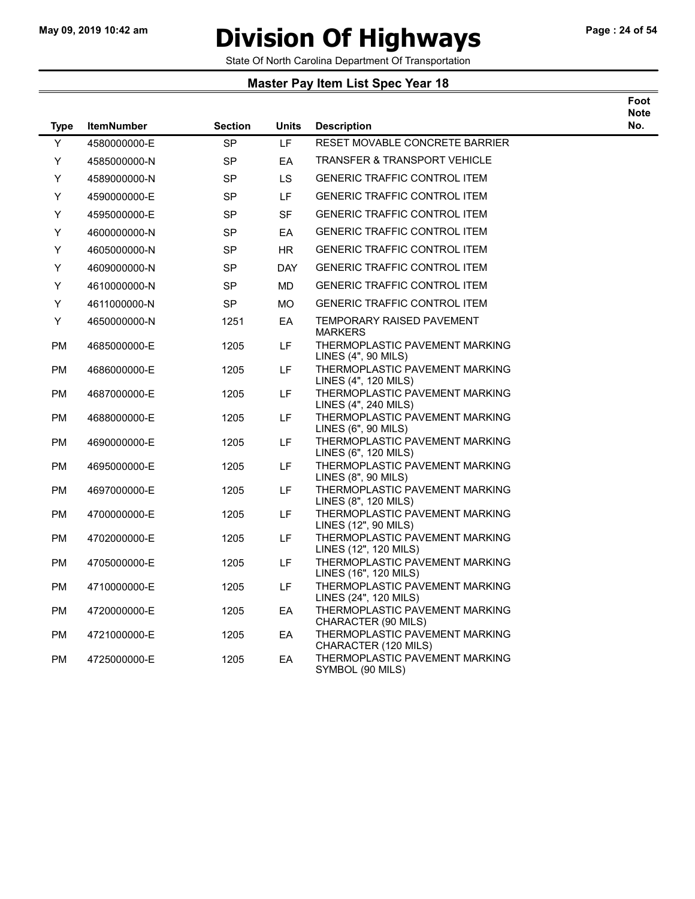# Division Of Highways

State Of North Carolina Department Of Transportation

## Master Pay Item List Spec Year 18

| Type | ItemNumber | Section | Units | Description | Foot Note No. |
|---|---|---|---|---|---|
| Y | 4580000000-E | SP | LF | RESET MOVABLE CONCRETE BARRIER | |
| Y | 4585000000-N | SP | EA | TRANSFER & TRANSPORT VEHICLE | |
| Y | 4589000000-N | SP | LS | GENERIC TRAFFIC CONTROL ITEM | |
| Y | 4590000000-E | SP | LF | GENERIC TRAFFIC CONTROL ITEM | |
| Y | 4595000000-E | SP | SF | GENERIC TRAFFIC CONTROL ITEM | |
| Y | 4600000000-N | SP | EA | GENERIC TRAFFIC CONTROL ITEM | |
| Y | 4605000000-N | SP | HR | GENERIC TRAFFIC CONTROL ITEM | |
| Y | 4609000000-N | SP | DAY | GENERIC TRAFFIC CONTROL ITEM | |
| Y | 4610000000-N | SP | MD | GENERIC TRAFFIC CONTROL ITEM | |
| Y | 4611000000-N | SP | MO | GENERIC TRAFFIC CONTROL ITEM | |
| Y | 4650000000-N | 1251 | EA | TEMPORARY RAISED PAVEMENT MARKERS | |
| PM | 4685000000-E | 1205 | LF | THERMOPLASTIC PAVEMENT MARKING LINES (4", 90 MILS) | |
| PM | 4686000000-E | 1205 | LF | THERMOPLASTIC PAVEMENT MARKING LINES (4", 120 MILS) | |
| PM | 4687000000-E | 1205 | LF | THERMOPLASTIC PAVEMENT MARKING LINES (4", 240 MILS) | |
| PM | 4688000000-E | 1205 | LF | THERMOPLASTIC PAVEMENT MARKING LINES (6", 90 MILS) | |
| PM | 4690000000-E | 1205 | LF | THERMOPLASTIC PAVEMENT MARKING LINES (6", 120 MILS) | |
| PM | 4695000000-E | 1205 | LF | THERMOPLASTIC PAVEMENT MARKING LINES (8", 90 MILS) | |
| PM | 4697000000-E | 1205 | LF | THERMOPLASTIC PAVEMENT MARKING LINES (8", 120 MILS) | |
| PM | 4700000000-E | 1205 | LF | THERMOPLASTIC PAVEMENT MARKING LINES (12", 90 MILS) | |
| PM | 4702000000-E | 1205 | LF | THERMOPLASTIC PAVEMENT MARKING LINES (12", 120 MILS) | |
| PM | 4705000000-E | 1205 | LF | THERMOPLASTIC PAVEMENT MARKING LINES (16", 120 MILS) | |
| PM | 4710000000-E | 1205 | LF | THERMOPLASTIC PAVEMENT MARKING LINES (24", 120 MILS) | |
| PM | 4720000000-E | 1205 | EA | THERMOPLASTIC PAVEMENT MARKING CHARACTER (90 MILS) | |
| PM | 4721000000-E | 1205 | EA | THERMOPLASTIC PAVEMENT MARKING CHARACTER (120 MILS) | |
| PM | 4725000000-E | 1205 | EA | THERMOPLASTIC PAVEMENT MARKING SYMBOL (90 MILS) | |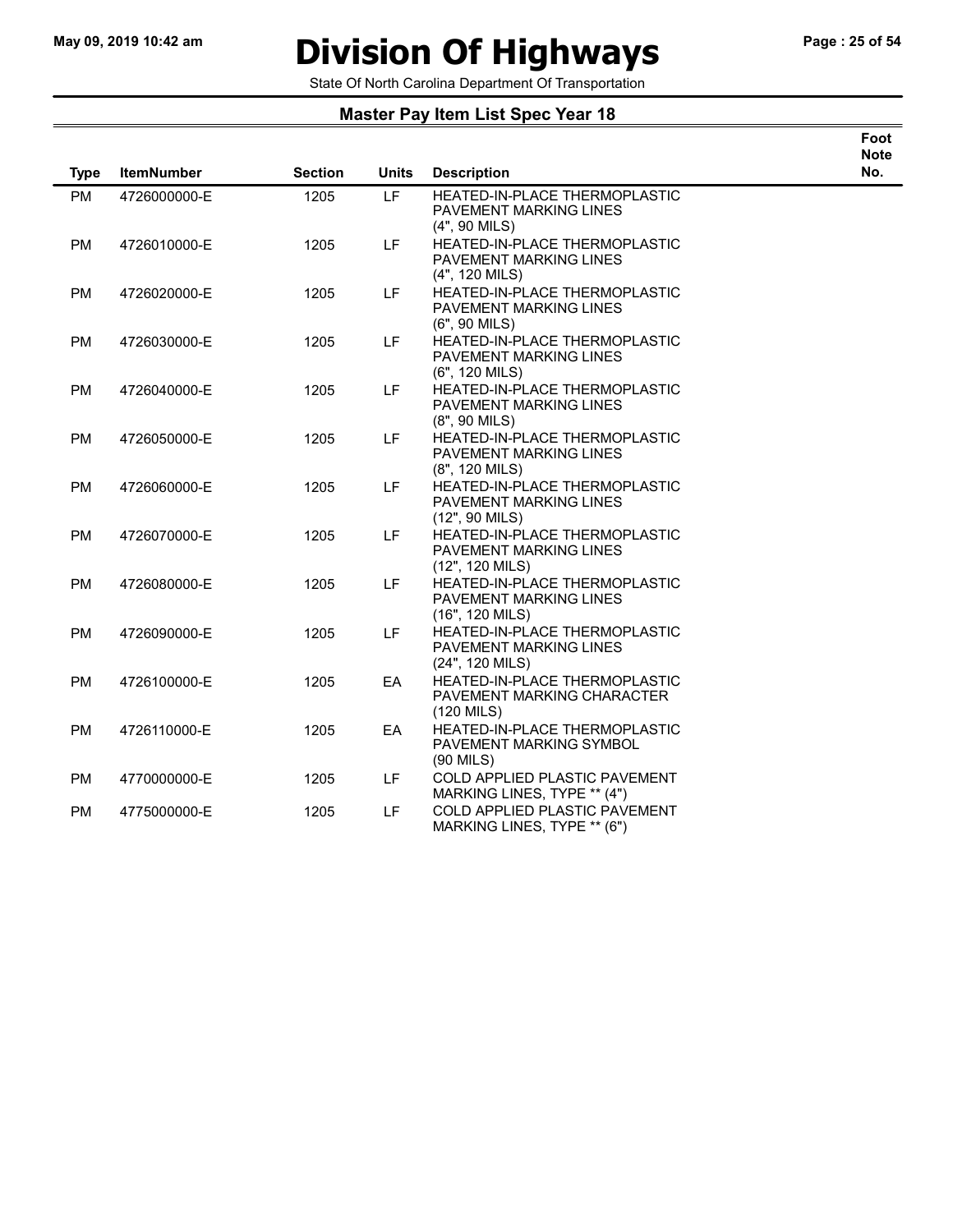# Division Of Highways

State Of North Carolina Department Of Transportation

## Master Pay Item List Spec Year 18

| Type | ItemNumber | Section | Units | Description | Foot Note No. |
|---|---|---|---|---|---|
| PM | 4726000000-E | 1205 | LF | HEATED-IN-PLACE THERMOPLASTIC PAVEMENT MARKING LINES (4", 90 MILS) | |
| PM | 4726010000-E | 1205 | LF | HEATED-IN-PLACE THERMOPLASTIC PAVEMENT MARKING LINES (4", 120 MILS) | |
| PM | 4726020000-E | 1205 | LF | HEATED-IN-PLACE THERMOPLASTIC PAVEMENT MARKING LINES (6", 90 MILS) | |
| PM | 4726030000-E | 1205 | LF | HEATED-IN-PLACE THERMOPLASTIC PAVEMENT MARKING LINES (6", 120 MILS) | |
| PM | 4726040000-E | 1205 | LF | HEATED-IN-PLACE THERMOPLASTIC PAVEMENT MARKING LINES (8", 90 MILS) | |
| PM | 4726050000-E | 1205 | LF | HEATED-IN-PLACE THERMOPLASTIC PAVEMENT MARKING LINES (8", 120 MILS) | |
| PM | 4726060000-E | 1205 | LF | HEATED-IN-PLACE THERMOPLASTIC PAVEMENT MARKING LINES (12", 90 MILS) | |
| PM | 4726070000-E | 1205 | LF | HEATED-IN-PLACE THERMOPLASTIC PAVEMENT MARKING LINES (12", 120 MILS) | |
| PM | 4726080000-E | 1205 | LF | HEATED-IN-PLACE THERMOPLASTIC PAVEMENT MARKING LINES (16", 120 MILS) | |
| PM | 4726090000-E | 1205 | LF | HEATED-IN-PLACE THERMOPLASTIC PAVEMENT MARKING LINES (24", 120 MILS) | |
| PM | 4726100000-E | 1205 | EA | HEATED-IN-PLACE THERMOPLASTIC PAVEMENT MARKING CHARACTER (120 MILS) | |
| PM | 4726110000-E | 1205 | EA | HEATED-IN-PLACE THERMOPLASTIC PAVEMENT MARKING SYMBOL (90 MILS) | |
| PM | 4770000000-E | 1205 | LF | COLD APPLIED PLASTIC PAVEMENT MARKING LINES, TYPE ** (4") | |
| PM | 4775000000-E | 1205 | LF | COLD APPLIED PLASTIC PAVEMENT MARKING LINES, TYPE ** (6") | |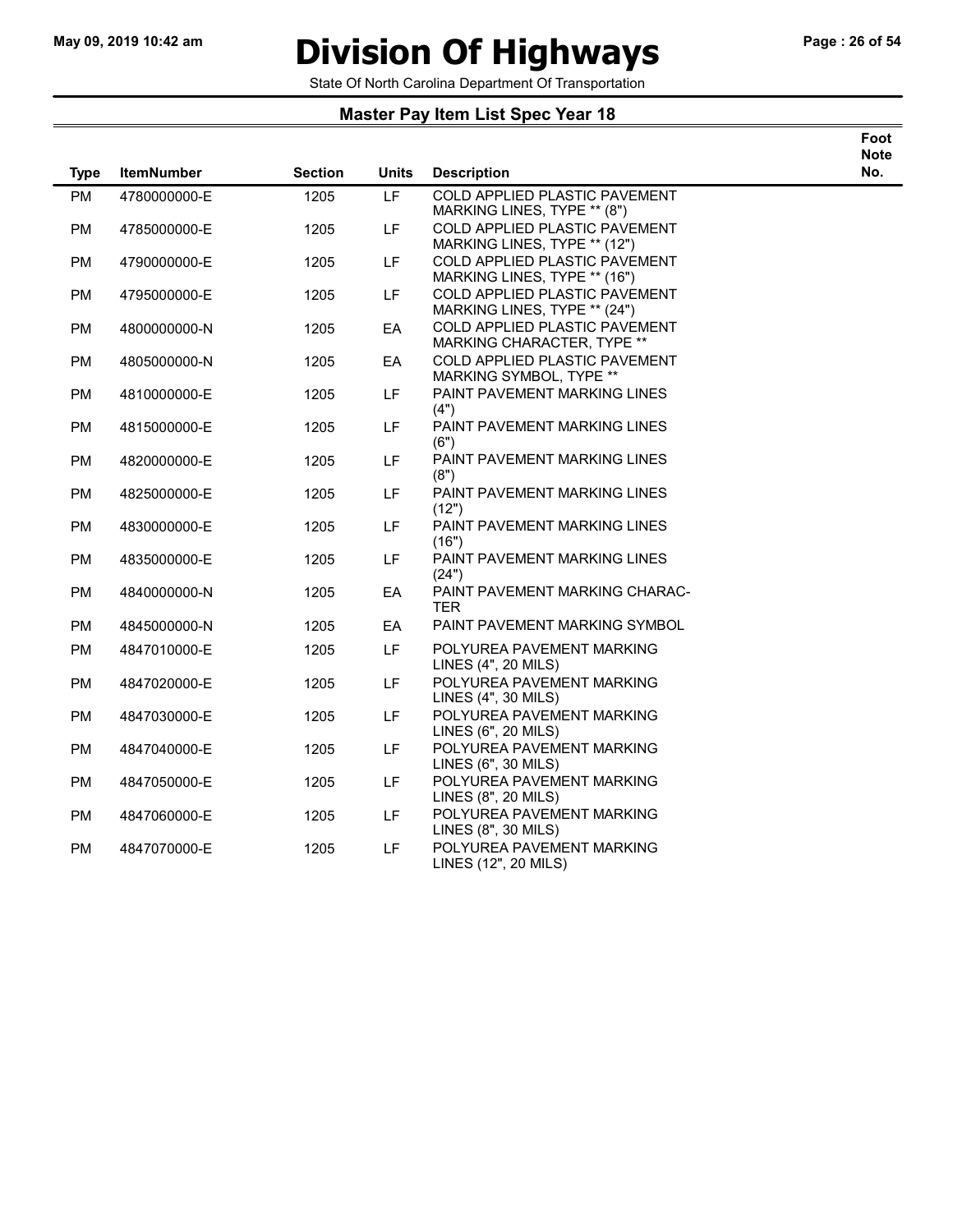# Division Of Highways

State Of North Carolina Department Of Transportation

## Master Pay Item List Spec Year 18

| Type | ItemNumber | Section | Units | Description | Foot Note No. |
|---|---|---|---|---|---|
| PM | 4780000000-E | 1205 | LF | COLD APPLIED PLASTIC PAVEMENT MARKING LINES, TYPE ** (8") | |
| PM | 4785000000-E | 1205 | LF | COLD APPLIED PLASTIC PAVEMENT MARKING LINES, TYPE ** (12") | |
| PM | 4790000000-E | 1205 | LF | COLD APPLIED PLASTIC PAVEMENT MARKING LINES, TYPE ** (16") | |
| PM | 4795000000-E | 1205 | LF | COLD APPLIED PLASTIC PAVEMENT MARKING LINES, TYPE ** (24") | |
| PM | 4800000000-N | 1205 | EA | COLD APPLIED PLASTIC PAVEMENT MARKING CHARACTER, TYPE ** | |
| PM | 4805000000-N | 1205 | EA | COLD APPLIED PLASTIC PAVEMENT MARKING SYMBOL, TYPE ** | |
| PM | 4810000000-E | 1205 | LF | PAINT PAVEMENT MARKING LINES (4") | |
| PM | 4815000000-E | 1205 | LF | PAINT PAVEMENT MARKING LINES (6") | |
| PM | 4820000000-E | 1205 | LF | PAINT PAVEMENT MARKING LINES (8") | |
| PM | 4825000000-E | 1205 | LF | PAINT PAVEMENT MARKING LINES (12") | |
| PM | 4830000000-E | 1205 | LF | PAINT PAVEMENT MARKING LINES (16") | |
| PM | 4835000000-E | 1205 | LF | PAINT PAVEMENT MARKING LINES (24") | |
| PM | 4840000000-N | 1205 | EA | PAINT PAVEMENT MARKING CHARAC-TER | |
| PM | 4845000000-N | 1205 | EA | PAINT PAVEMENT MARKING SYMBOL | |
| PM | 4847010000-E | 1205 | LF | POLYUREA PAVEMENT MARKING LINES (4", 20 MILS) | |
| PM | 4847020000-E | 1205 | LF | POLYUREA PAVEMENT MARKING LINES (4", 30 MILS) | |
| PM | 4847030000-E | 1205 | LF | POLYUREA PAVEMENT MARKING LINES (6", 20 MILS) | |
| PM | 4847040000-E | 1205 | LF | POLYUREA PAVEMENT MARKING LINES (6", 30 MILS) | |
| PM | 4847050000-E | 1205 | LF | POLYUREA PAVEMENT MARKING LINES (8", 20 MILS) | |
| PM | 4847060000-E | 1205 | LF | POLYUREA PAVEMENT MARKING LINES (8", 30 MILS) | |
| PM | 4847070000-E | 1205 | LF | POLYUREA PAVEMENT MARKING LINES (12", 20 MILS) | |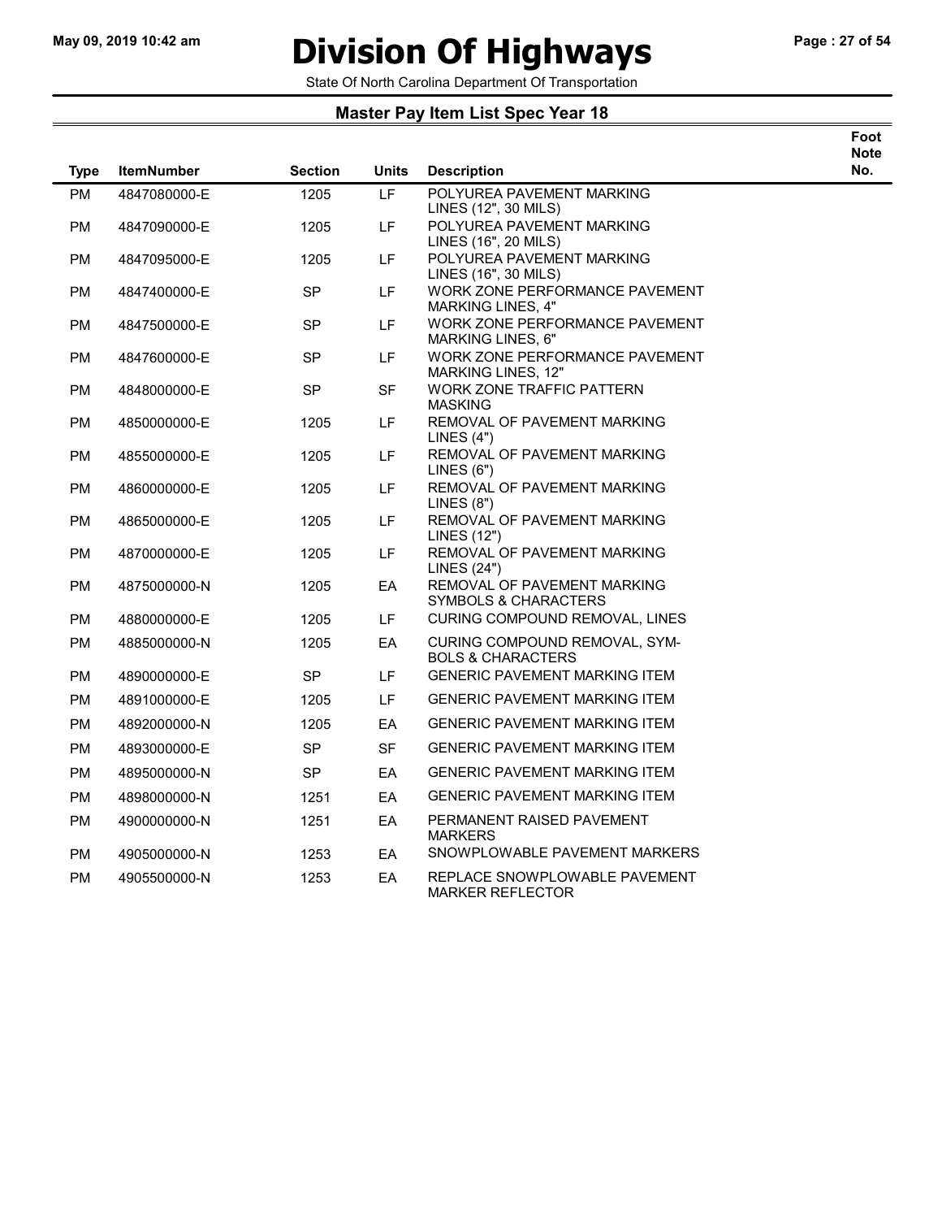# Division Of Highways

State Of North Carolina Department Of Transportation

## Master Pay Item List Spec Year 18

| Type | ItemNumber | Section | Units | Description | Foot Note No. |
|---|---|---|---|---|---|
| PM | 4847080000-E | 1205 | LF | POLYUREA PAVEMENT MARKING LINES (12", 30 MILS) | |
| PM | 4847090000-E | 1205 | LF | POLYUREA PAVEMENT MARKING LINES (16", 20 MILS) | |
| PM | 4847095000-E | 1205 | LF | POLYUREA PAVEMENT MARKING LINES (16", 30 MILS) | |
| PM | 4847400000-E | SP | LF | WORK ZONE PERFORMANCE PAVEMENT MARKING LINES, 4" | |
| PM | 4847500000-E | SP | LF | WORK ZONE PERFORMANCE PAVEMENT MARKING LINES, 6" | |
| PM | 4847600000-E | SP | LF | WORK ZONE PERFORMANCE PAVEMENT MARKING LINES, 12" | |
| PM | 4848000000-E | SP | SF | WORK ZONE TRAFFIC PATTERN MASKING | |
| PM | 4850000000-E | 1205 | LF | REMOVAL OF PAVEMENT MARKING LINES (4") | |
| PM | 4855000000-E | 1205 | LF | REMOVAL OF PAVEMENT MARKING LINES (6") | |
| PM | 4860000000-E | 1205 | LF | REMOVAL OF PAVEMENT MARKING LINES (8") | |
| PM | 4865000000-E | 1205 | LF | REMOVAL OF PAVEMENT MARKING LINES (12") | |
| PM | 4870000000-E | 1205 | LF | REMOVAL OF PAVEMENT MARKING LINES (24") | |
| PM | 4875000000-N | 1205 | EA | REMOVAL OF PAVEMENT MARKING SYMBOLS & CHARACTERS | |
| PM | 4880000000-E | 1205 | LF | CURING COMPOUND REMOVAL, LINES | |
| PM | 4885000000-N | 1205 | EA | CURING COMPOUND REMOVAL, SYM-BOLS & CHARACTERS | |
| PM | 4890000000-E | SP | LF | GENERIC PAVEMENT MARKING ITEM | |
| PM | 4891000000-E | 1205 | LF | GENERIC PAVEMENT MARKING ITEM | |
| PM | 4892000000-N | 1205 | EA | GENERIC PAVEMENT MARKING ITEM | |
| PM | 4893000000-E | SP | SF | GENERIC PAVEMENT MARKING ITEM | |
| PM | 4895000000-N | SP | EA | GENERIC PAVEMENT MARKING ITEM | |
| PM | 4898000000-N | 1251 | EA | GENERIC PAVEMENT MARKING ITEM | |
| PM | 4900000000-N | 1251 | EA | PERMANENT RAISED PAVEMENT MARKERS | |
| PM | 4905000000-N | 1253 | EA | SNOWPLOWABLE PAVEMENT MARKERS | |
| PM | 4905500000-N | 1253 | EA | REPLACE SNOWPLOWABLE PAVEMENT MARKER REFLECTOR | |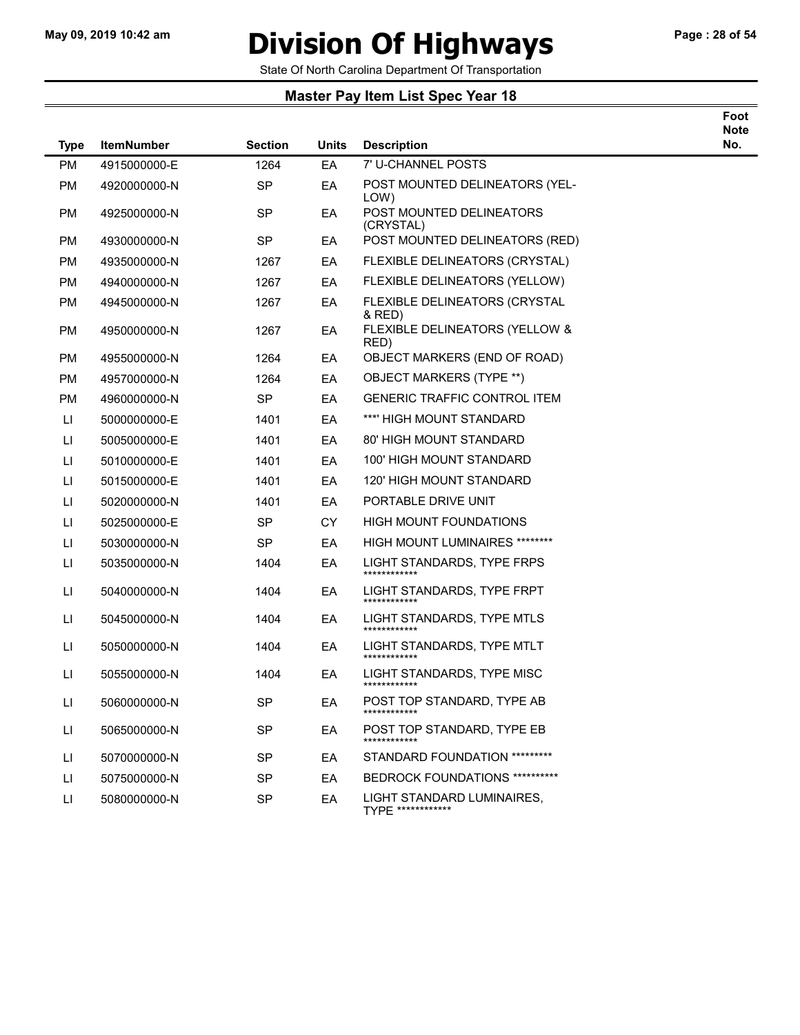# Division Of Highways

State Of North Carolina Department Of Transportation

## Master Pay Item List Spec Year 18

| Type | ItemNumber | Section | Units | Description | Foot Note No. |
|---|---|---|---|---|---|
| PM | 4915000000-E | 1264 | EA | 7' U-CHANNEL POSTS | |
| PM | 4920000000-N | SP | EA | POST MOUNTED DELINEATORS (YEL-LOW) | |
| PM | 4925000000-N | SP | EA | POST MOUNTED DELINEATORS (CRYSTAL) | |
| PM | 4930000000-N | SP | EA | POST MOUNTED DELINEATORS (RED) | |
| PM | 4935000000-N | 1267 | EA | FLEXIBLE DELINEATORS (CRYSTAL) | |
| PM | 4940000000-N | 1267 | EA | FLEXIBLE DELINEATORS (YELLOW) | |
| PM | 4945000000-N | 1267 | EA | FLEXIBLE DELINEATORS (CRYSTAL & RED) | |
| PM | 4950000000-N | 1267 | EA | FLEXIBLE DELINEATORS (YELLOW & RED) | |
| PM | 4955000000-N | 1264 | EA | OBJECT MARKERS (END OF ROAD) | |
| PM | 4957000000-N | 1264 | EA | OBJECT MARKERS (TYPE **) | |
| PM | 4960000000-N | SP | EA | GENERIC TRAFFIC CONTROL ITEM | |
| LI | 5000000000-E | 1401 | EA | ***' HIGH MOUNT STANDARD | |
| LI | 5005000000-E | 1401 | EA | 80' HIGH MOUNT STANDARD | |
| LI | 5010000000-E | 1401 | EA | 100' HIGH MOUNT STANDARD | |
| LI | 5015000000-E | 1401 | EA | 120' HIGH MOUNT STANDARD | |
| LI | 5020000000-N | 1401 | EA | PORTABLE DRIVE UNIT | |
| LI | 5025000000-E | SP | CY | HIGH MOUNT FOUNDATIONS | |
| LI | 5030000000-N | SP | EA | HIGH MOUNT LUMINAIRES ******** | |
| LI | 5035000000-N | 1404 | EA | LIGHT STANDARDS, TYPE FRPS ************ | |
| LI | 5040000000-N | 1404 | EA | LIGHT STANDARDS, TYPE FRPT ************ | |
| LI | 5045000000-N | 1404 | EA | LIGHT STANDARDS, TYPE MTLS ************ | |
| LI | 5050000000-N | 1404 | EA | LIGHT STANDARDS, TYPE MTLT ************ | |
| LI | 5055000000-N | 1404 | EA | LIGHT STANDARDS, TYPE MISC ************ | |
| LI | 5060000000-N | SP | EA | POST TOP STANDARD, TYPE AB ************ | |
| LI | 5065000000-N | SP | EA | POST TOP STANDARD, TYPE EB ************ | |
| LI | 5070000000-N | SP | EA | STANDARD FOUNDATION ********* | |
| LI | 5075000000-N | SP | EA | BEDROCK FOUNDATIONS ********** | |
| LI | 5080000000-N | SP | EA | LIGHT STANDARD LUMINAIRES, TYPE ************ | |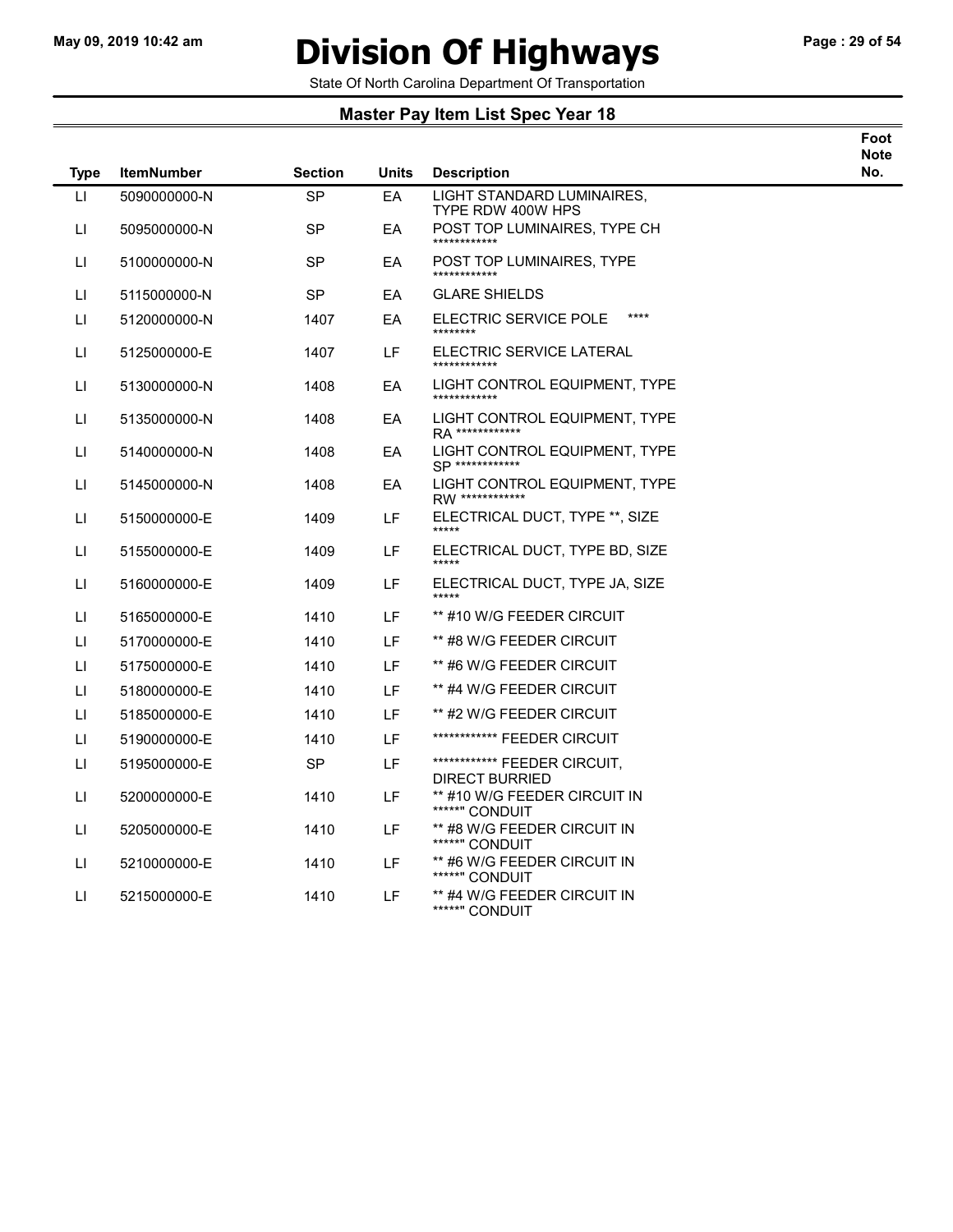# Division Of Highways

State Of North Carolina Department Of Transportation

## Master Pay Item List Spec Year 18

| Type | ItemNumber | Section | Units | Description | Foot Note No. |
|---|---|---|---|---|---|
| LI | 5090000000-N | SP | EA | LIGHT STANDARD LUMINAIRES, TYPE RDW 400W HPS | |
| LI | 5095000000-N | SP | EA | POST TOP LUMINAIRES, TYPE CH ************ | |
| LI | 5100000000-N | SP | EA | POST TOP LUMINAIRES, TYPE ************ | |
| LI | 5115000000-N | SP | EA | GLARE SHIELDS | |
| LI | 5120000000-N | 1407 | EA | ELECTRIC SERVICE POLE **** ******** | |
| LI | 5125000000-E | 1407 | LF | ELECTRIC SERVICE LATERAL ************ | |
| LI | 5130000000-N | 1408 | EA | LIGHT CONTROL EQUIPMENT, TYPE ************ | |
| LI | 5135000000-N | 1408 | EA | LIGHT CONTROL EQUIPMENT, TYPE RA ************ | |
| LI | 5140000000-N | 1408 | EA | LIGHT CONTROL EQUIPMENT, TYPE SP ************ | |
| LI | 5145000000-N | 1408 | EA | LIGHT CONTROL EQUIPMENT, TYPE RW ************ | |
| LI | 5150000000-E | 1409 | LF | ELECTRICAL DUCT, TYPE **, SIZE ***** | |
| LI | 5155000000-E | 1409 | LF | ELECTRICAL DUCT, TYPE BD, SIZE ***** | |
| LI | 5160000000-E | 1409 | LF | ELECTRICAL DUCT, TYPE JA, SIZE ***** | |
| LI | 5165000000-E | 1410 | LF | ** #10 W/G FEEDER CIRCUIT | |
| LI | 5170000000-E | 1410 | LF | ** #8 W/G FEEDER CIRCUIT | |
| LI | 5175000000-E | 1410 | LF | ** #6 W/G FEEDER CIRCUIT | |
| LI | 5180000000-E | 1410 | LF | ** #4 W/G FEEDER CIRCUIT | |
| LI | 5185000000-E | 1410 | LF | ** #2 W/G FEEDER CIRCUIT | |
| LI | 5190000000-E | 1410 | LF | ************ FEEDER CIRCUIT | |
| LI | 5195000000-E | SP | LF | ************ FEEDER CIRCUIT, DIRECT BURRIED | |
| LI | 5200000000-E | 1410 | LF | ** #10 W/G FEEDER CIRCUIT IN ******" CONDUIT | |
| LI | 5205000000-E | 1410 | LF | ** #8 W/G FEEDER CIRCUIT IN ******" CONDUIT | |
| LI | 5210000000-E | 1410 | LF | ** #6 W/G FEEDER CIRCUIT IN ******" CONDUIT | |
| LI | 5215000000-E | 1410 | LF | ** #4 W/G FEEDER CIRCUIT IN ******" CONDUIT | |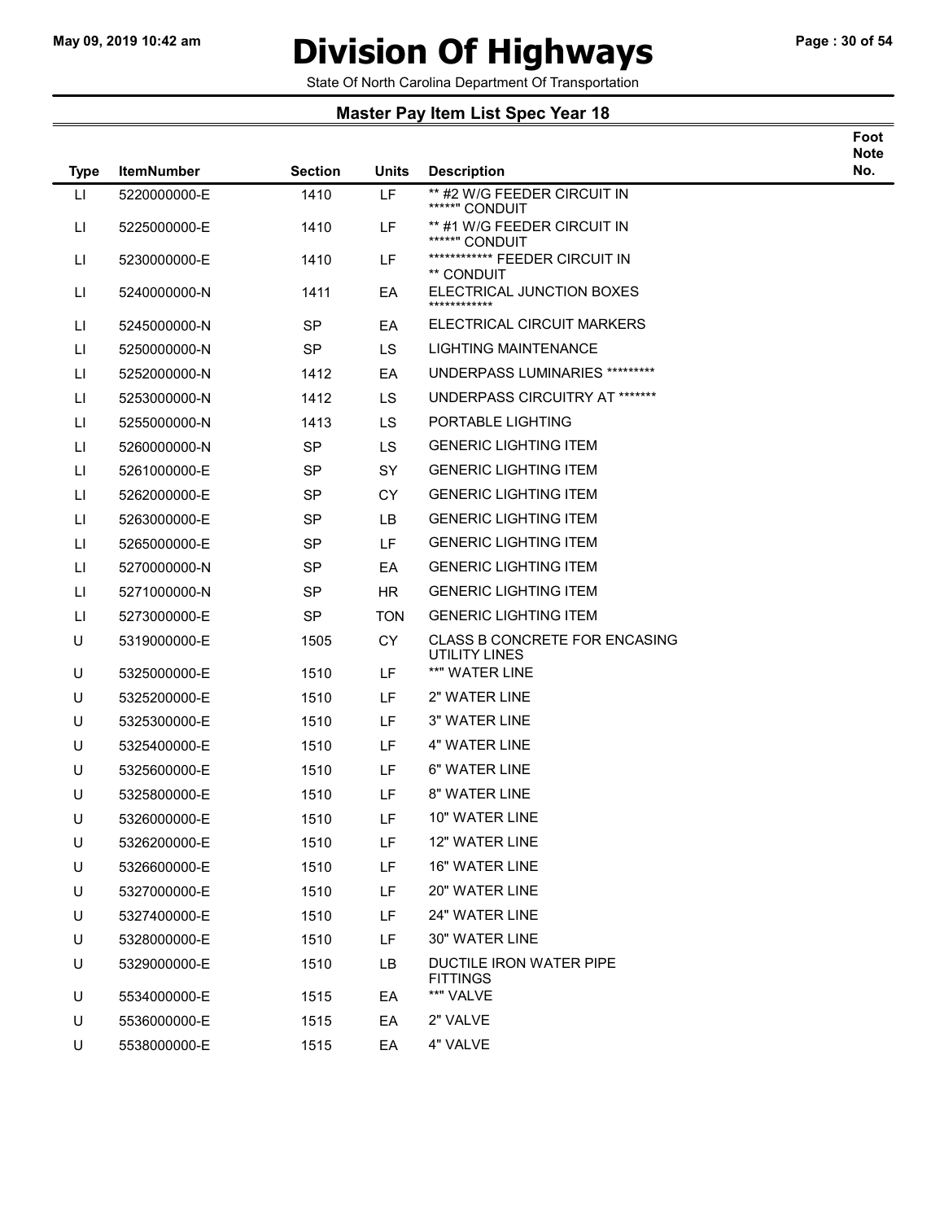# Division Of Highways

State Of North Carolina Department Of Transportation

## Master Pay Item List Spec Year 18

| Type | ItemNumber | Section | Units | Description | Foot Note No. |
|---|---|---|---|---|---|
| LI | 5220000000-E | 1410 | LF | ** #2 W/G FEEDER CIRCUIT IN ******" CONDUIT | |
| LI | 5225000000-E | 1410 | LF | ** #1 W/G FEEDER CIRCUIT IN ******" CONDUIT | |
| LI | 5230000000-E | 1410 | LF | ************ FEEDER CIRCUIT IN ** CONDUIT | |
| LI | 5240000000-N | 1411 | EA | ELECTRICAL JUNCTION BOXES ************ | |
| LI | 5245000000-N | SP | EA | ELECTRICAL CIRCUIT MARKERS | |
| LI | 5250000000-N | SP | LS | LIGHTING MAINTENANCE | |
| LI | 5252000000-N | 1412 | EA | UNDERPASS LUMINARIES ********* | |
| LI | 5253000000-N | 1412 | LS | UNDERPASS CIRCUITRY AT ******* | |
| LI | 5255000000-N | 1413 | LS | PORTABLE LIGHTING | |
| LI | 5260000000-N | SP | LS | GENERIC LIGHTING ITEM | |
| LI | 5261000000-E | SP | SY | GENERIC LIGHTING ITEM | |
| LI | 5262000000-E | SP | CY | GENERIC LIGHTING ITEM | |
| LI | 5263000000-E | SP | LB | GENERIC LIGHTING ITEM | |
| LI | 5265000000-E | SP | LF | GENERIC LIGHTING ITEM | |
| LI | 5270000000-N | SP | EA | GENERIC LIGHTING ITEM | |
| LI | 5271000000-N | SP | HR | GENERIC LIGHTING ITEM | |
| LI | 5273000000-E | SP | TON | GENERIC LIGHTING ITEM | |
| U | 5319000000-E | 1505 | CY | CLASS B CONCRETE FOR ENCASING UTILITY LINES | |
| U | 5325000000-E | 1510 | LF | **" WATER LINE | |
| U | 5325200000-E | 1510 | LF | 2" WATER LINE | |
| U | 5325300000-E | 1510 | LF | 3" WATER LINE | |
| U | 5325400000-E | 1510 | LF | 4" WATER LINE | |
| U | 5325600000-E | 1510 | LF | 6" WATER LINE | |
| U | 5325800000-E | 1510 | LF | 8" WATER LINE | |
| U | 5326000000-E | 1510 | LF | 10" WATER LINE | |
| U | 5326200000-E | 1510 | LF | 12" WATER LINE | |
| U | 5326600000-E | 1510 | LF | 16" WATER LINE | |
| U | 5327000000-E | 1510 | LF | 20" WATER LINE | |
| U | 5327400000-E | 1510 | LF | 24" WATER LINE | |
| U | 5328000000-E | 1510 | LF | 30" WATER LINE | |
| U | 5329000000-E | 1510 | LB | DUCTILE IRON WATER PIPE FITTINGS | |
| U | 5534000000-E | 1515 | EA | **" VALVE | |
| U | 5536000000-E | 1515 | EA | 2" VALVE | |
| U | 5538000000-E | 1515 | EA | 4" VALVE | |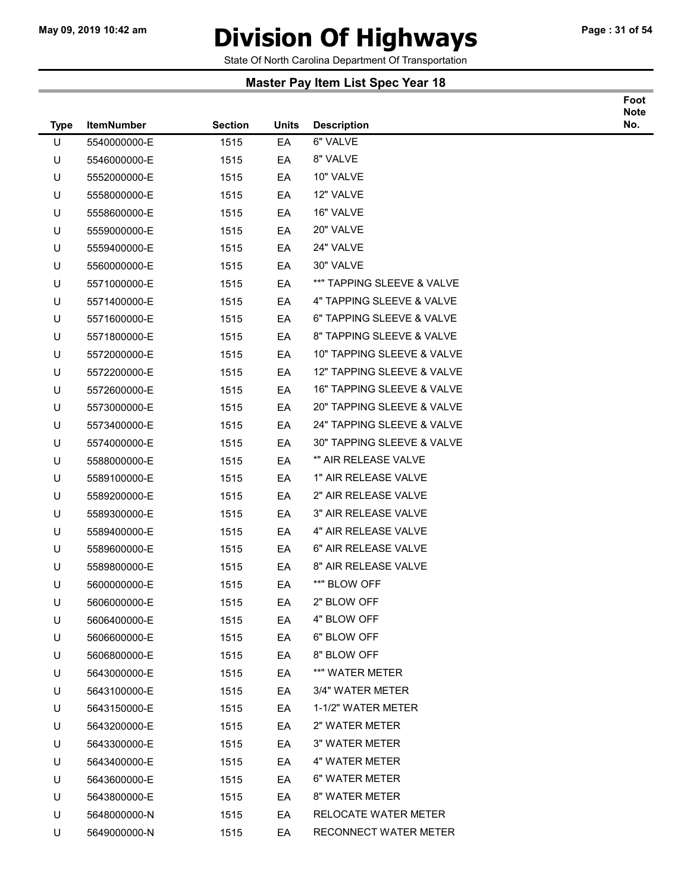# Division Of Highways

State Of North Carolina Department Of Transportation

## Master Pay Item List Spec Year 18

| Type | ItemNumber | Section | Units | Description | Foot Note No. |
|---|---|---|---|---|---|
| U | 5540000000-E | 1515 | EA | 6" VALVE | |
| U | 5546000000-E | 1515 | EA | 8" VALVE | |
| U | 5552000000-E | 1515 | EA | 10" VALVE | |
| U | 5558000000-E | 1515 | EA | 12" VALVE | |
| U | 5558600000-E | 1515 | EA | 16" VALVE | |
| U | 5559000000-E | 1515 | EA | 20" VALVE | |
| U | 5559400000-E | 1515 | EA | 24" VALVE | |
| U | 5560000000-E | 1515 | EA | 30" VALVE | |
| U | 5571000000-E | 1515 | EA | **" TAPPING SLEEVE & VALVE | |
| U | 5571400000-E | 1515 | EA | 4" TAPPING SLEEVE & VALVE | |
| U | 5571600000-E | 1515 | EA | 6" TAPPING SLEEVE & VALVE | |
| U | 5571800000-E | 1515 | EA | 8" TAPPING SLEEVE & VALVE | |
| U | 5572000000-E | 1515 | EA | 10" TAPPING SLEEVE & VALVE | |
| U | 5572200000-E | 1515 | EA | 12" TAPPING SLEEVE & VALVE | |
| U | 5572600000-E | 1515 | EA | 16" TAPPING SLEEVE & VALVE | |
| U | 5573000000-E | 1515 | EA | 20" TAPPING SLEEVE & VALVE | |
| U | 5573400000-E | 1515 | EA | 24" TAPPING SLEEVE & VALVE | |
| U | 5574000000-E | 1515 | EA | 30" TAPPING SLEEVE & VALVE | |
| U | 5588000000-E | 1515 | EA | *" AIR RELEASE VALVE | |
| U | 5589100000-E | 1515 | EA | 1" AIR RELEASE VALVE | |
| U | 5589200000-E | 1515 | EA | 2" AIR RELEASE VALVE | |
| U | 5589300000-E | 1515 | EA | 3" AIR RELEASE VALVE | |
| U | 5589400000-E | 1515 | EA | 4" AIR RELEASE VALVE | |
| U | 5589600000-E | 1515 | EA | 6" AIR RELEASE VALVE | |
| U | 5589800000-E | 1515 | EA | 8" AIR RELEASE VALVE | |
| U | 5600000000-E | 1515 | EA | **" BLOW OFF | |
| U | 5606000000-E | 1515 | EA | 2" BLOW OFF | |
| U | 5606400000-E | 1515 | EA | 4" BLOW OFF | |
| U | 5606600000-E | 1515 | EA | 6" BLOW OFF | |
| U | 5606800000-E | 1515 | EA | 8" BLOW OFF | |
| U | 5643000000-E | 1515 | EA | **" WATER METER | |
| U | 5643100000-E | 1515 | EA | 3/4" WATER METER | |
| U | 5643150000-E | 1515 | EA | 1-1/2" WATER METER | |
| U | 5643200000-E | 1515 | EA | 2" WATER METER | |
| U | 5643300000-E | 1515 | EA | 3" WATER METER | |
| U | 5643400000-E | 1515 | EA | 4" WATER METER | |
| U | 5643600000-E | 1515 | EA | 6" WATER METER | |
| U | 5643800000-E | 1515 | EA | 8" WATER METER | |
| U | 5648000000-N | 1515 | EA | RELOCATE WATER METER | |
| U | 5649000000-N | 1515 | EA | RECONNECT WATER METER | |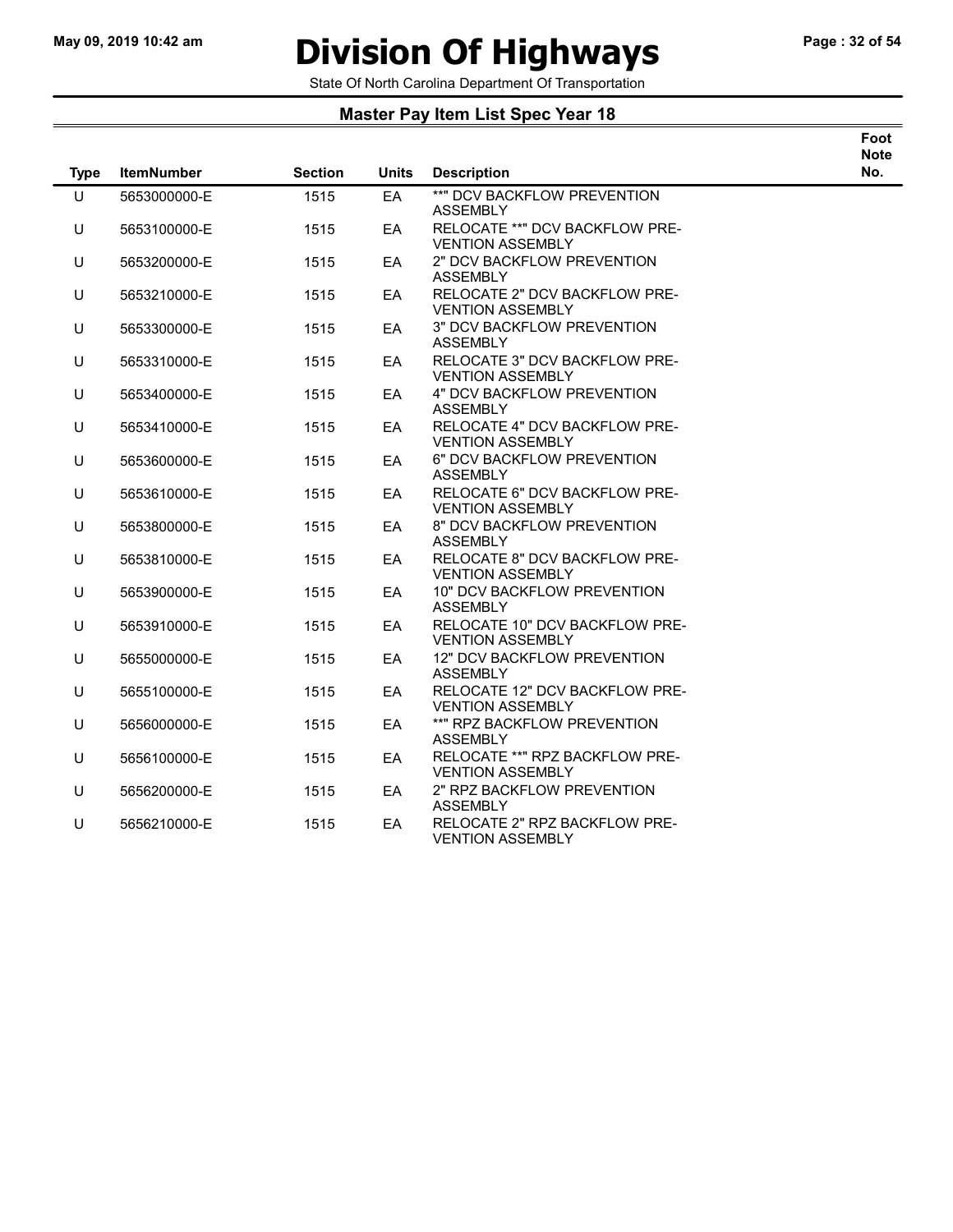# Division Of Highways

State Of North Carolina Department Of Transportation

## Master Pay Item List Spec Year 18

| Type | ItemNumber | Section | Units | Description | Foot Note No. |
|---|---|---|---|---|---|
| U | 5653000000-E | 1515 | EA | **" DCV BACKFLOW PREVENTION ASSEMBLY | |
| U | 5653100000-E | 1515 | EA | RELOCATE **" DCV BACKFLOW PRE-VENTION ASSEMBLY | |
| U | 5653200000-E | 1515 | EA | 2" DCV BACKFLOW PREVENTION ASSEMBLY | |
| U | 5653210000-E | 1515 | EA | RELOCATE 2" DCV BACKFLOW PRE-VENTION ASSEMBLY | |
| U | 5653300000-E | 1515 | EA | 3" DCV BACKFLOW PREVENTION ASSEMBLY | |
| U | 5653310000-E | 1515 | EA | RELOCATE 3" DCV BACKFLOW PRE-VENTION ASSEMBLY | |
| U | 5653400000-E | 1515 | EA | 4" DCV BACKFLOW PREVENTION ASSEMBLY | |
| U | 5653410000-E | 1515 | EA | RELOCATE 4" DCV BACKFLOW PRE-VENTION ASSEMBLY | |
| U | 5653600000-E | 1515 | EA | 6" DCV BACKFLOW PREVENTION ASSEMBLY | |
| U | 5653610000-E | 1515 | EA | RELOCATE 6" DCV BACKFLOW PRE-VENTION ASSEMBLY | |
| U | 5653800000-E | 1515 | EA | 8" DCV BACKFLOW PREVENTION ASSEMBLY | |
| U | 5653810000-E | 1515 | EA | RELOCATE 8" DCV BACKFLOW PRE-VENTION ASSEMBLY | |
| U | 5653900000-E | 1515 | EA | 10" DCV BACKFLOW PREVENTION ASSEMBLY | |
| U | 5653910000-E | 1515 | EA | RELOCATE 10" DCV BACKFLOW PRE-VENTION ASSEMBLY | |
| U | 5655000000-E | 1515 | EA | 12" DCV BACKFLOW PREVENTION ASSEMBLY | |
| U | 5655100000-E | 1515 | EA | RELOCATE 12" DCV BACKFLOW PRE-VENTION ASSEMBLY | |
| U | 5656000000-E | 1515 | EA | **" RPZ BACKFLOW PREVENTION ASSEMBLY | |
| U | 5656100000-E | 1515 | EA | RELOCATE **" RPZ BACKFLOW PRE-VENTION ASSEMBLY | |
| U | 5656200000-E | 1515 | EA | 2" RPZ BACKFLOW PREVENTION ASSEMBLY | |
| U | 5656210000-E | 1515 | EA | RELOCATE 2" RPZ BACKFLOW PRE-VENTION ASSEMBLY | |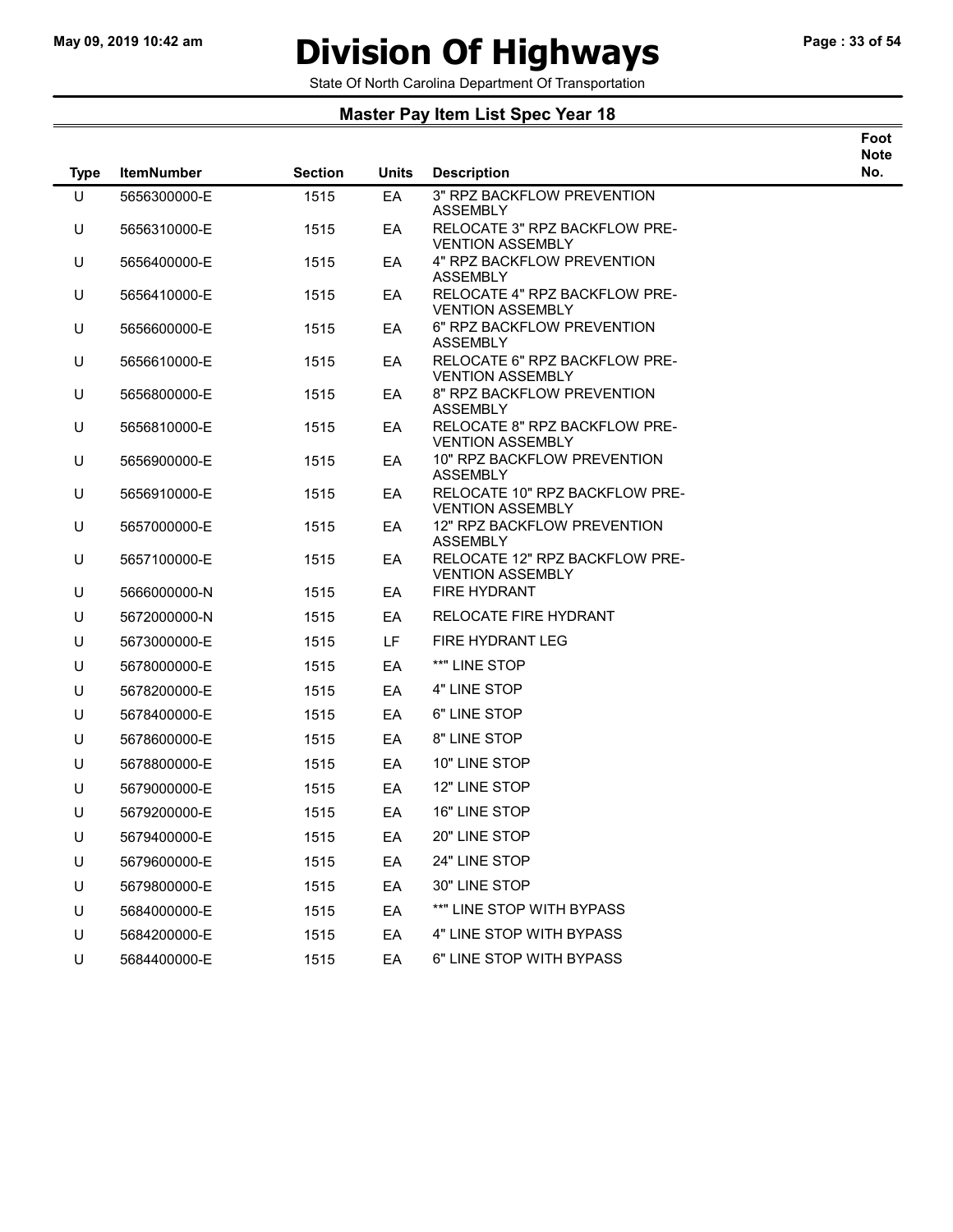# Division Of Highways

State Of North Carolina Department Of Transportation

## Master Pay Item List Spec Year 18

| Type | ItemNumber | Section | Units | Description | Foot Note No. |
|---|---|---|---|---|---|
| U | 5656300000-E | 1515 | EA | 3" RPZ BACKFLOW PREVENTION ASSEMBLY | |
| U | 5656310000-E | 1515 | EA | RELOCATE 3" RPZ BACKFLOW PRE-VENTION ASSEMBLY | |
| U | 5656400000-E | 1515 | EA | 4" RPZ BACKFLOW PREVENTION ASSEMBLY | |
| U | 5656410000-E | 1515 | EA | RELOCATE 4" RPZ BACKFLOW PRE-VENTION ASSEMBLY | |
| U | 5656600000-E | 1515 | EA | 6" RPZ BACKFLOW PREVENTION ASSEMBLY | |
| U | 5656610000-E | 1515 | EA | RELOCATE 6" RPZ BACKFLOW PRE-VENTION ASSEMBLY | |
| U | 5656800000-E | 1515 | EA | 8" RPZ BACKFLOW PREVENTION ASSEMBLY | |
| U | 5656810000-E | 1515 | EA | RELOCATE 8" RPZ BACKFLOW PRE-VENTION ASSEMBLY | |
| U | 5656900000-E | 1515 | EA | 10" RPZ BACKFLOW PREVENTION ASSEMBLY | |
| U | 5656910000-E | 1515 | EA | RELOCATE 10" RPZ BACKFLOW PRE-VENTION ASSEMBLY | |
| U | 5657000000-E | 1515 | EA | 12" RPZ BACKFLOW PREVENTION ASSEMBLY | |
| U | 5657100000-E | 1515 | EA | RELOCATE 12" RPZ BACKFLOW PRE-VENTION ASSEMBLY | |
| U | 5666000000-N | 1515 | EA | FIRE HYDRANT | |
| U | 5672000000-N | 1515 | EA | RELOCATE FIRE HYDRANT | |
| U | 5673000000-E | 1515 | LF | FIRE HYDRANT LEG | |
| U | 5678000000-E | 1515 | EA | **" LINE STOP | |
| U | 5678200000-E | 1515 | EA | 4" LINE STOP | |
| U | 5678400000-E | 1515 | EA | 6" LINE STOP | |
| U | 5678600000-E | 1515 | EA | 8" LINE STOP | |
| U | 5678800000-E | 1515 | EA | 10" LINE STOP | |
| U | 5679000000-E | 1515 | EA | 12" LINE STOP | |
| U | 5679200000-E | 1515 | EA | 16" LINE STOP | |
| U | 5679400000-E | 1515 | EA | 20" LINE STOP | |
| U | 5679600000-E | 1515 | EA | 24" LINE STOP | |
| U | 5679800000-E | 1515 | EA | 30" LINE STOP | |
| U | 5684000000-E | 1515 | EA | **" LINE STOP WITH BYPASS | |
| U | 5684200000-E | 1515 | EA | 4" LINE STOP WITH BYPASS | |
| U | 5684400000-E | 1515 | EA | 6" LINE STOP WITH BYPASS | |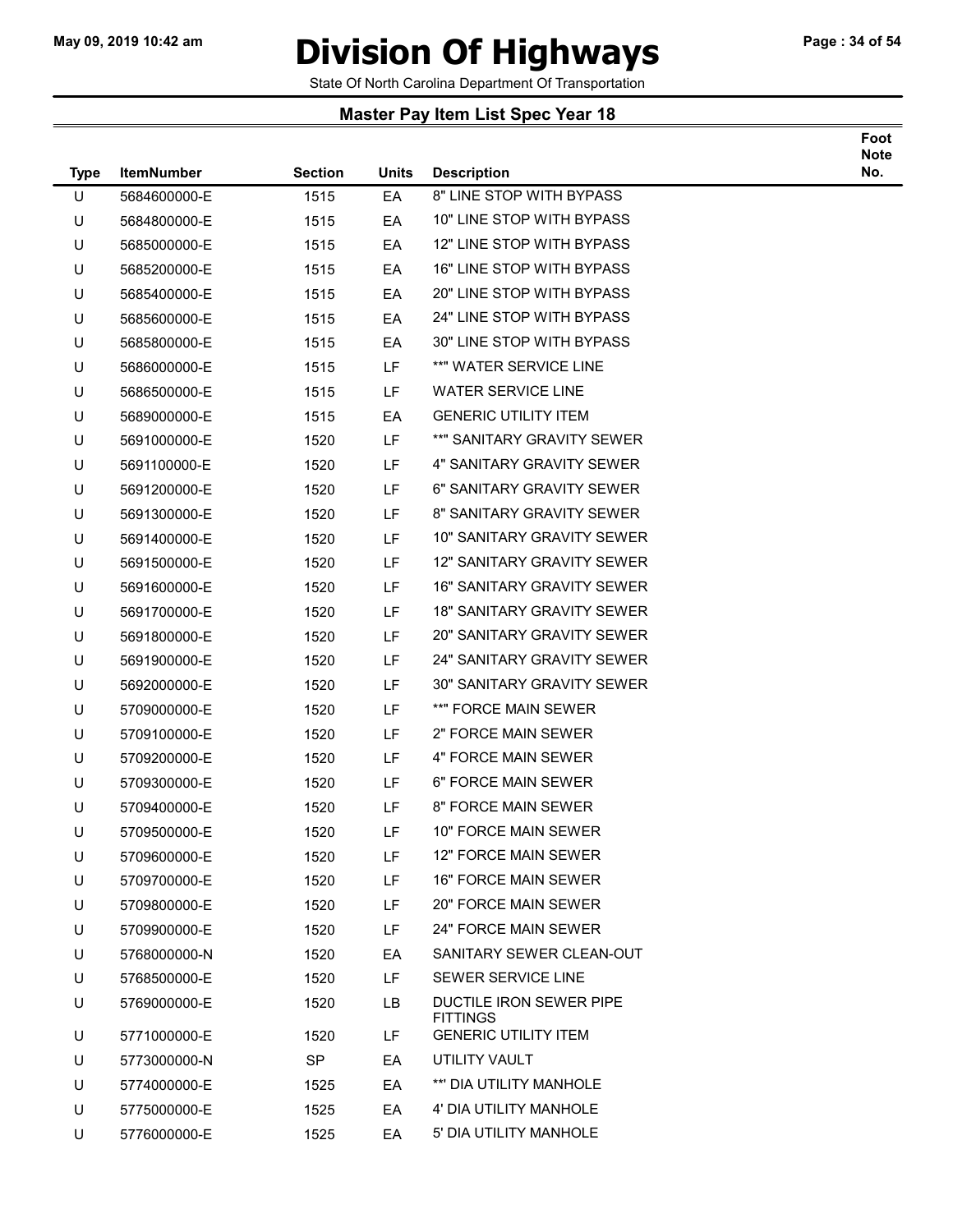# Division Of Highways

State Of North Carolina Department Of Transportation

## Master Pay Item List Spec Year 18

| Type | ItemNumber | Section | Units | Description | Foot Note No. |
|---|---|---|---|---|---|
| U | 5684600000-E | 1515 | EA | 8" LINE STOP WITH BYPASS | |
| U | 5684800000-E | 1515 | EA | 10" LINE STOP WITH BYPASS | |
| U | 5685000000-E | 1515 | EA | 12" LINE STOP WITH BYPASS | |
| U | 5685200000-E | 1515 | EA | 16" LINE STOP WITH BYPASS | |
| U | 5685400000-E | 1515 | EA | 20" LINE STOP WITH BYPASS | |
| U | 5685600000-E | 1515 | EA | 24" LINE STOP WITH BYPASS | |
| U | 5685800000-E | 1515 | EA | 30" LINE STOP WITH BYPASS | |
| U | 5686000000-E | 1515 | LF | **" WATER SERVICE LINE | |
| U | 5686500000-E | 1515 | LF | WATER SERVICE LINE | |
| U | 5689000000-E | 1515 | EA | GENERIC UTILITY ITEM | |
| U | 5691000000-E | 1520 | LF | **" SANITARY GRAVITY SEWER | |
| U | 5691100000-E | 1520 | LF | 4" SANITARY GRAVITY SEWER | |
| U | 5691200000-E | 1520 | LF | 6" SANITARY GRAVITY SEWER | |
| U | 5691300000-E | 1520 | LF | 8" SANITARY GRAVITY SEWER | |
| U | 5691400000-E | 1520 | LF | 10" SANITARY GRAVITY SEWER | |
| U | 5691500000-E | 1520 | LF | 12" SANITARY GRAVITY SEWER | |
| U | 5691600000-E | 1520 | LF | 16" SANITARY GRAVITY SEWER | |
| U | 5691700000-E | 1520 | LF | 18" SANITARY GRAVITY SEWER | |
| U | 5691800000-E | 1520 | LF | 20" SANITARY GRAVITY SEWER | |
| U | 5691900000-E | 1520 | LF | 24" SANITARY GRAVITY SEWER | |
| U | 5692000000-E | 1520 | LF | 30" SANITARY GRAVITY SEWER | |
| U | 5709000000-E | 1520 | LF | **" FORCE MAIN SEWER | |
| U | 5709100000-E | 1520 | LF | 2" FORCE MAIN SEWER | |
| U | 5709200000-E | 1520 | LF | 4" FORCE MAIN SEWER | |
| U | 5709300000-E | 1520 | LF | 6" FORCE MAIN SEWER | |
| U | 5709400000-E | 1520 | LF | 8" FORCE MAIN SEWER | |
| U | 5709500000-E | 1520 | LF | 10" FORCE MAIN SEWER | |
| U | 5709600000-E | 1520 | LF | 12" FORCE MAIN SEWER | |
| U | 5709700000-E | 1520 | LF | 16" FORCE MAIN SEWER | |
| U | 5709800000-E | 1520 | LF | 20" FORCE MAIN SEWER | |
| U | 5709900000-E | 1520 | LF | 24" FORCE MAIN SEWER | |
| U | 5768000000-N | 1520 | EA | SANITARY SEWER CLEAN-OUT | |
| U | 5768500000-E | 1520 | LF | SEWER SERVICE LINE | |
| U | 5769000000-E | 1520 | LB | DUCTILE IRON SEWER PIPE FITTINGS | |
| U | 5771000000-E | 1520 | LF | GENERIC UTILITY ITEM | |
| U | 5773000000-N | SP | EA | UTILITY VAULT | |
| U | 5774000000-E | 1525 | EA | **' DIA UTILITY MANHOLE | |
| U | 5775000000-E | 1525 | EA | 4' DIA UTILITY MANHOLE | |
| U | 5776000000-E | 1525 | EA | 5' DIA UTILITY MANHOLE | |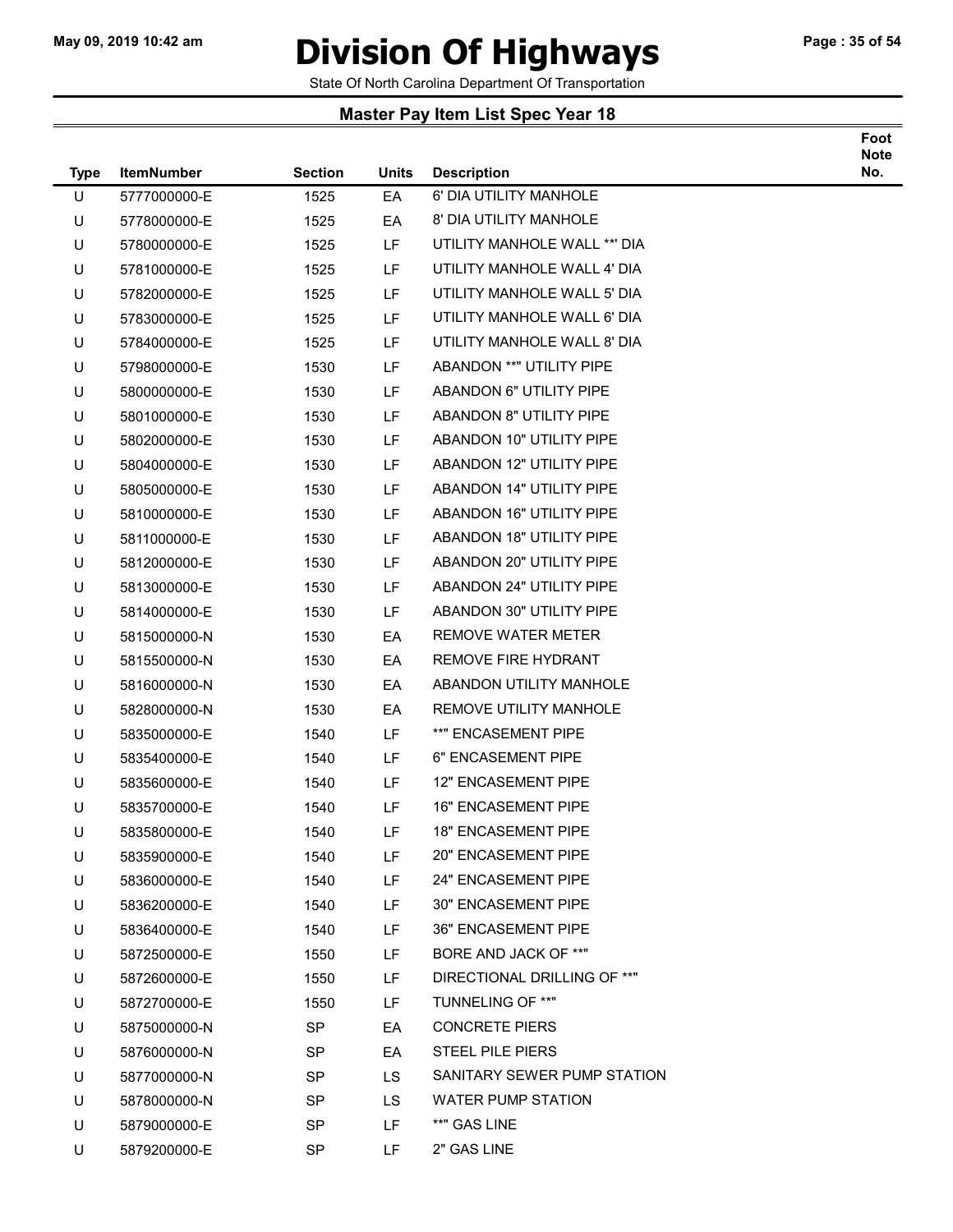# Division Of Highways

State Of North Carolina Department Of Transportation

## Master Pay Item List Spec Year 18

| Type | ItemNumber | Section | Units | Description | Foot Note No. |
|---|---|---|---|---|---|
| U | 5777000000-E | 1525 | EA | 6' DIA UTILITY MANHOLE | |
| U | 5778000000-E | 1525 | EA | 8' DIA UTILITY MANHOLE | |
| U | 5780000000-E | 1525 | LF | UTILITY MANHOLE WALL **' DIA | |
| U | 5781000000-E | 1525 | LF | UTILITY MANHOLE WALL 4' DIA | |
| U | 5782000000-E | 1525 | LF | UTILITY MANHOLE WALL 5' DIA | |
| U | 5783000000-E | 1525 | LF | UTILITY MANHOLE WALL 6' DIA | |
| U | 5784000000-E | 1525 | LF | UTILITY MANHOLE WALL 8' DIA | |
| U | 5798000000-E | 1530 | LF | ABANDON **" UTILITY PIPE | |
| U | 5800000000-E | 1530 | LF | ABANDON 6" UTILITY PIPE | |
| U | 5801000000-E | 1530 | LF | ABANDON 8" UTILITY PIPE | |
| U | 5802000000-E | 1530 | LF | ABANDON 10" UTILITY PIPE | |
| U | 5804000000-E | 1530 | LF | ABANDON 12" UTILITY PIPE | |
| U | 5805000000-E | 1530 | LF | ABANDON 14" UTILITY PIPE | |
| U | 5810000000-E | 1530 | LF | ABANDON 16" UTILITY PIPE | |
| U | 5811000000-E | 1530 | LF | ABANDON 18" UTILITY PIPE | |
| U | 5812000000-E | 1530 | LF | ABANDON 20" UTILITY PIPE | |
| U | 5813000000-E | 1530 | LF | ABANDON 24" UTILITY PIPE | |
| U | 5814000000-E | 1530 | LF | ABANDON 30" UTILITY PIPE | |
| U | 5815000000-N | 1530 | EA | REMOVE WATER METER | |
| U | 5815500000-N | 1530 | EA | REMOVE FIRE HYDRANT | |
| U | 5816000000-N | 1530 | EA | ABANDON UTILITY MANHOLE | |
| U | 5828000000-N | 1530 | EA | REMOVE UTILITY MANHOLE | |
| U | 5835000000-E | 1540 | LF | **" ENCASEMENT PIPE | |
| U | 5835400000-E | 1540 | LF | 6" ENCASEMENT PIPE | |
| U | 5835600000-E | 1540 | LF | 12" ENCASEMENT PIPE | |
| U | 5835700000-E | 1540 | LF | 16" ENCASEMENT PIPE | |
| U | 5835800000-E | 1540 | LF | 18" ENCASEMENT PIPE | |
| U | 5835900000-E | 1540 | LF | 20" ENCASEMENT PIPE | |
| U | 5836000000-E | 1540 | LF | 24" ENCASEMENT PIPE | |
| U | 5836200000-E | 1540 | LF | 30" ENCASEMENT PIPE | |
| U | 5836400000-E | 1540 | LF | 36" ENCASEMENT PIPE | |
| U | 5872500000-E | 1550 | LF | BORE AND JACK OF **" | |
| U | 5872600000-E | 1550 | LF | DIRECTIONAL DRILLING OF **" | |
| U | 5872700000-E | 1550 | LF | TUNNELING OF **" | |
| U | 5875000000-N | SP | EA | CONCRETE PIERS | |
| U | 5876000000-N | SP | EA | STEEL PILE PIERS | |
| U | 5877000000-N | SP | LS | SANITARY SEWER PUMP STATION | |
| U | 5878000000-N | SP | LS | WATER PUMP STATION | |
| U | 5879000000-E | SP | LF | **" GAS LINE | |
| U | 5879200000-E | SP | LF | 2" GAS LINE | |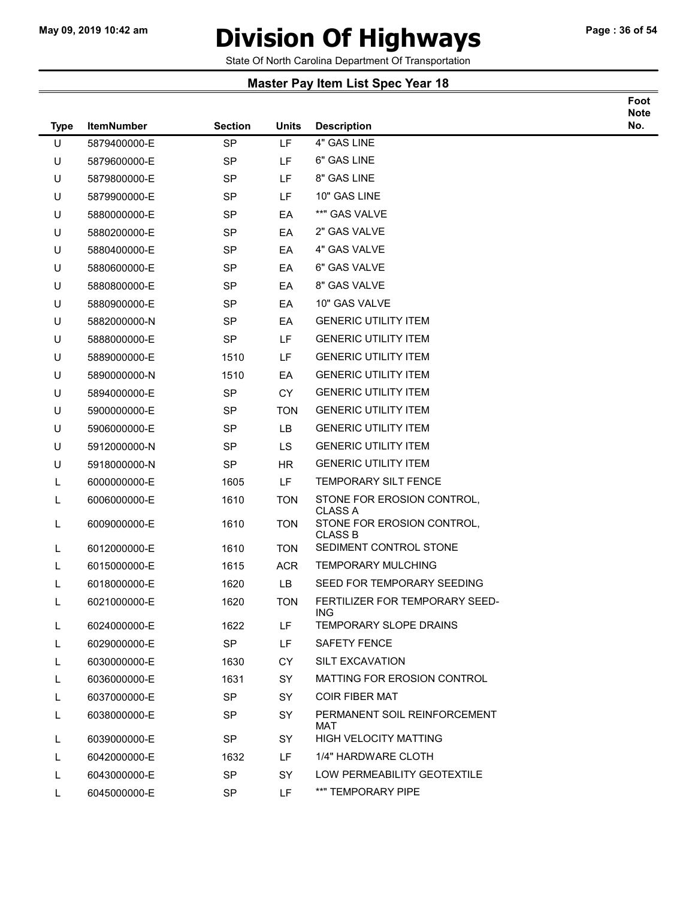# Division Of Highways

State Of North Carolina Department Of Transportation

## Master Pay Item List Spec Year 18

| Type | ItemNumber | Section | Units | Description | Foot Note No. |
|---|---|---|---|---|---|
| U | 5879400000-E | SP | LF | 4" GAS LINE | |
| U | 5879600000-E | SP | LF | 6" GAS LINE | |
| U | 5879800000-E | SP | LF | 8" GAS LINE | |
| U | 5879900000-E | SP | LF | 10" GAS LINE | |
| U | 5880000000-E | SP | EA | **" GAS VALVE | |
| U | 5880200000-E | SP | EA | 2" GAS VALVE | |
| U | 5880400000-E | SP | EA | 4" GAS VALVE | |
| U | 5880600000-E | SP | EA | 6" GAS VALVE | |
| U | 5880800000-E | SP | EA | 8" GAS VALVE | |
| U | 5880900000-E | SP | EA | 10" GAS VALVE | |
| U | 5882000000-N | SP | EA | GENERIC UTILITY ITEM | |
| U | 5888000000-E | SP | LF | GENERIC UTILITY ITEM | |
| U | 5889000000-E | 1510 | LF | GENERIC UTILITY ITEM | |
| U | 5890000000-N | 1510 | EA | GENERIC UTILITY ITEM | |
| U | 5894000000-E | SP | CY | GENERIC UTILITY ITEM | |
| U | 5900000000-E | SP | TON | GENERIC UTILITY ITEM | |
| U | 5906000000-E | SP | LB | GENERIC UTILITY ITEM | |
| U | 5912000000-N | SP | LS | GENERIC UTILITY ITEM | |
| U | 5918000000-N | SP | HR | GENERIC UTILITY ITEM | |
| L | 6000000000-E | 1605 | LF | TEMPORARY SILT FENCE | |
| L | 6006000000-E | 1610 | TON | STONE FOR EROSION CONTROL, CLASS A | |
| L | 6009000000-E | 1610 | TON | STONE FOR EROSION CONTROL, CLASS B | |
| L | 6012000000-E | 1610 | TON | SEDIMENT CONTROL STONE | |
| L | 6015000000-E | 1615 | ACR | TEMPORARY MULCHING | |
| L | 6018000000-E | 1620 | LB | SEED FOR TEMPORARY SEEDING | |
| L | 6021000000-E | 1620 | TON | FERTILIZER FOR TEMPORARY SEED-ING | |
| L | 6024000000-E | 1622 | LF | TEMPORARY SLOPE DRAINS | |
| L | 6029000000-E | SP | LF | SAFETY FENCE | |
| L | 6030000000-E | 1630 | CY | SILT EXCAVATION | |
| L | 6036000000-E | 1631 | SY | MATTING FOR EROSION CONTROL | |
| L | 6037000000-E | SP | SY | COIR FIBER MAT | |
| L | 6038000000-E | SP | SY | PERMANENT SOIL REINFORCEMENT MAT | |
| L | 6039000000-E | SP | SY | HIGH VELOCITY MATTING | |
| L | 6042000000-E | 1632 | LF | 1/4" HARDWARE CLOTH | |
| L | 6043000000-E | SP | SY | LOW PERMEABILITY GEOTEXTILE | |
| L | 6045000000-E | SP | LF | **" TEMPORARY PIPE | |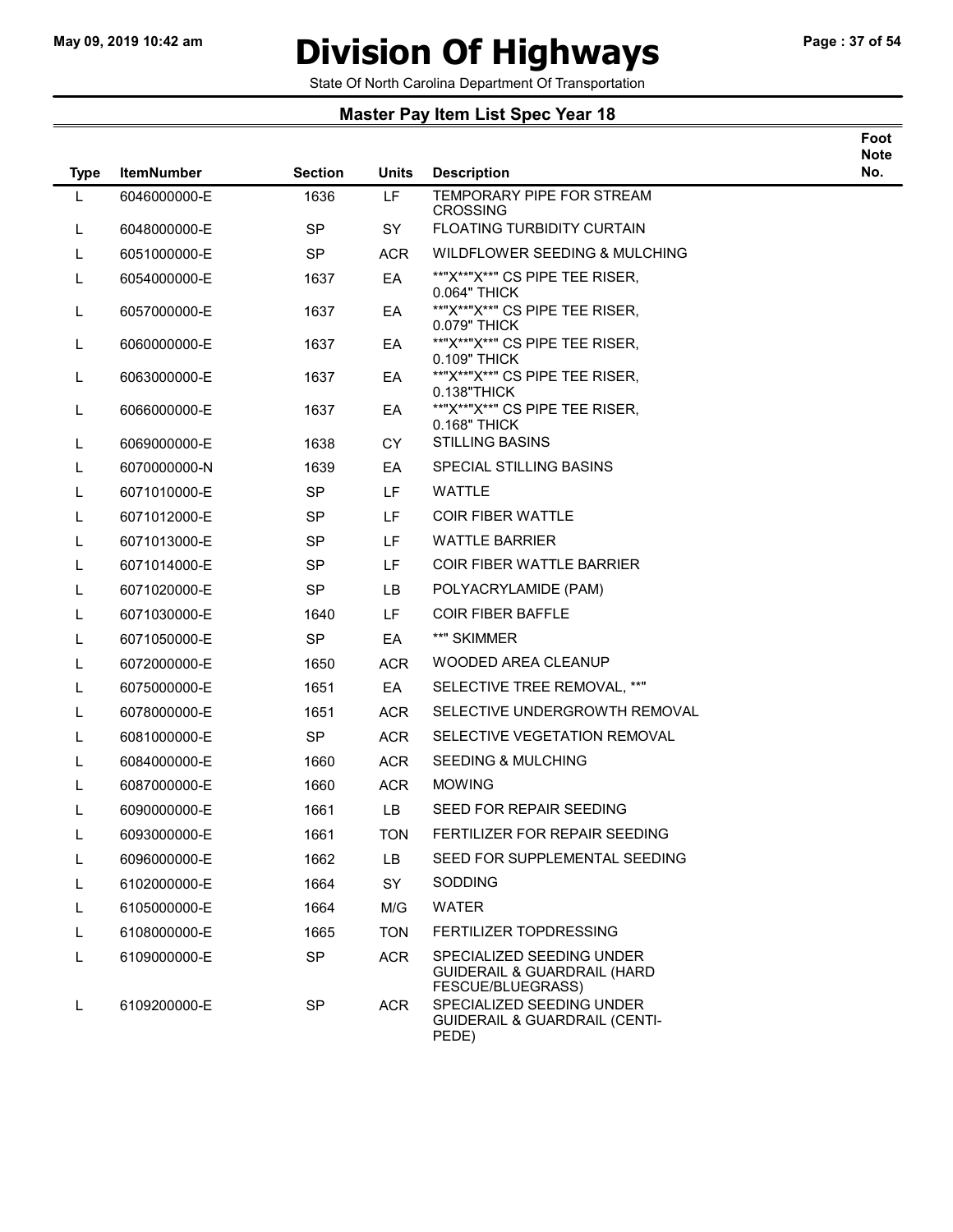# Division Of Highways

State Of North Carolina Department Of Transportation

## Master Pay Item List Spec Year 18

| Type | ItemNumber | Section | Units | Description | Foot Note No. |
|---|---|---|---|---|---|
| L | 6046000000-E | 1636 | LF | TEMPORARY PIPE FOR STREAM CROSSING | |
| L | 6048000000-E | SP | SY | FLOATING TURBIDITY CURTAIN | |
| L | 6051000000-E | SP | ACR | WILDFLOWER SEEDING & MULCHING | |
| L | 6054000000-E | 1637 | EA | **"X**"X**" CS PIPE TEE RISER, 0.064" THICK | |
| L | 6057000000-E | 1637 | EA | **"X**"X**" CS PIPE TEE RISER, 0.079" THICK | |
| L | 6060000000-E | 1637 | EA | **"X**"X**" CS PIPE TEE RISER, 0.109" THICK | |
| L | 6063000000-E | 1637 | EA | **"X**"X**" CS PIPE TEE RISER, 0.138"THICK | |
| L | 6066000000-E | 1637 | EA | **"X**"X**" CS PIPE TEE RISER, 0.168" THICK | |
| L | 6069000000-E | 1638 | CY | STILLING BASINS | |
| L | 6070000000-N | 1639 | EA | SPECIAL STILLING BASINS | |
| L | 6071010000-E | SP | LF | WATTLE | |
| L | 6071012000-E | SP | LF | COIR FIBER WATTLE | |
| L | 6071013000-E | SP | LF | WATTLE BARRIER | |
| L | 6071014000-E | SP | LF | COIR FIBER WATTLE BARRIER | |
| L | 6071020000-E | SP | LB | POLYACRYLAMIDE (PAM) | |
| L | 6071030000-E | 1640 | LF | COIR FIBER BAFFLE | |
| L | 6071050000-E | SP | EA | **" SKIMMER | |
| L | 6072000000-E | 1650 | ACR | WOODED AREA CLEANUP | |
| L | 6075000000-E | 1651 | EA | SELECTIVE TREE REMOVAL, **" | |
| L | 6078000000-E | 1651 | ACR | SELECTIVE UNDERGROWTH REMOVAL | |
| L | 6081000000-E | SP | ACR | SELECTIVE VEGETATION REMOVAL | |
| L | 6084000000-E | 1660 | ACR | SEEDING & MULCHING | |
| L | 6087000000-E | 1660 | ACR | MOWING | |
| L | 6090000000-E | 1661 | LB | SEED FOR REPAIR SEEDING | |
| L | 6093000000-E | 1661 | TON | FERTILIZER FOR REPAIR SEEDING | |
| L | 6096000000-E | 1662 | LB | SEED FOR SUPPLEMENTAL SEEDING | |
| L | 6102000000-E | 1664 | SY | SODDING | |
| L | 6105000000-E | 1664 | M/G | WATER | |
| L | 6108000000-E | 1665 | TON | FERTILIZER TOPDRESSING | |
| L | 6109000000-E | SP | ACR | SPECIALIZED SEEDING UNDER GUIDERAIL & GUARDRAIL (HARD FESCUE/BLUEGRASS) | |
| L | 6109200000-E | SP | ACR | SPECIALIZED SEEDING UNDER GUIDERAIL & GUARDRAIL (CENTI-PEDE) | |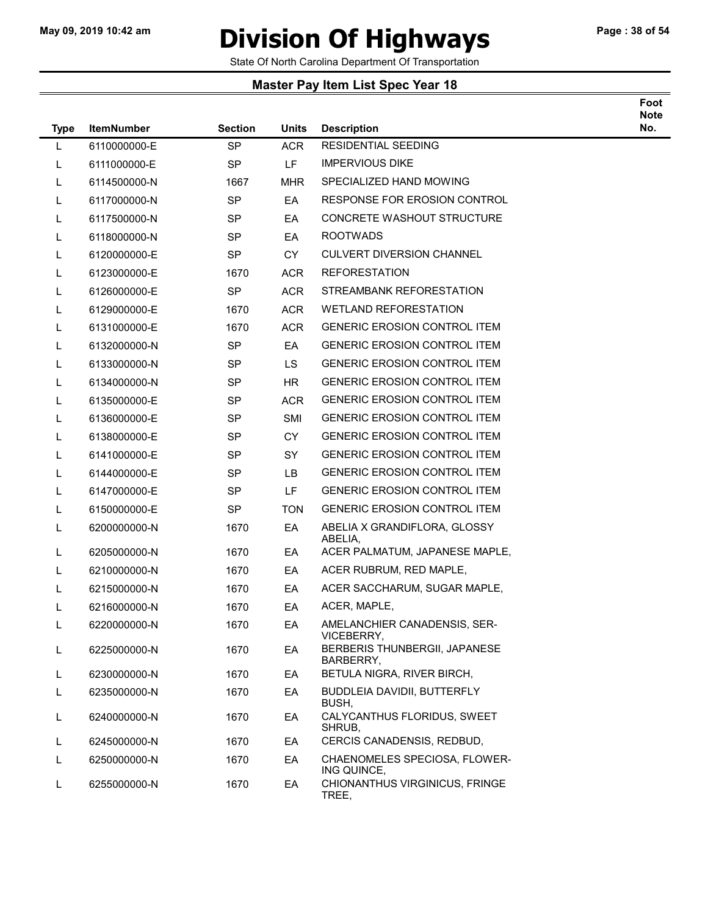# Division Of Highways

State Of North Carolina Department Of Transportation

## Master Pay Item List Spec Year 18

| Type | ItemNumber | Section | Units | Description | Foot Note No. |
|---|---|---|---|---|---|
| L | 6110000000-E | SP | ACR | RESIDENTIAL SEEDING | |
| L | 6111000000-E | SP | LF | IMPERVIOUS DIKE | |
| L | 6114500000-N | 1667 | MHR | SPECIALIZED HAND MOWING | |
| L | 6117000000-N | SP | EA | RESPONSE FOR EROSION CONTROL | |
| L | 6117500000-N | SP | EA | CONCRETE WASHOUT STRUCTURE | |
| L | 6118000000-N | SP | EA | ROOTWADS | |
| L | 6120000000-E | SP | CY | CULVERT DIVERSION CHANNEL | |
| L | 6123000000-E | 1670 | ACR | REFORESTATION | |
| L | 6126000000-E | SP | ACR | STREAMBANK REFORESTATION | |
| L | 6129000000-E | 1670 | ACR | WETLAND REFORESTATION | |
| L | 6131000000-E | 1670 | ACR | GENERIC EROSION CONTROL ITEM | |
| L | 6132000000-N | SP | EA | GENERIC EROSION CONTROL ITEM | |
| L | 6133000000-N | SP | LS | GENERIC EROSION CONTROL ITEM | |
| L | 6134000000-N | SP | HR | GENERIC EROSION CONTROL ITEM | |
| L | 6135000000-E | SP | ACR | GENERIC EROSION CONTROL ITEM | |
| L | 6136000000-E | SP | SMI | GENERIC EROSION CONTROL ITEM | |
| L | 6138000000-E | SP | CY | GENERIC EROSION CONTROL ITEM | |
| L | 6141000000-E | SP | SY | GENERIC EROSION CONTROL ITEM | |
| L | 6144000000-E | SP | LB | GENERIC EROSION CONTROL ITEM | |
| L | 6147000000-E | SP | LF | GENERIC EROSION CONTROL ITEM | |
| L | 6150000000-E | SP | TON | GENERIC EROSION CONTROL ITEM | |
| L | 6200000000-N | 1670 | EA | ABELIA X GRANDIFLORA, GLOSSY ABELIA, | |
| L | 6205000000-N | 1670 | EA | ACER PALMATUM, JAPANESE MAPLE, | |
| L | 6210000000-N | 1670 | EA | ACER RUBRUM, RED MAPLE, | |
| L | 6215000000-N | 1670 | EA | ACER SACCHARUM, SUGAR MAPLE, | |
| L | 6216000000-N | 1670 | EA | ACER, MAPLE, | |
| L | 6220000000-N | 1670 | EA | AMELANCHIER CANADENSIS, SER-VICEBERRY, | |
| L | 6225000000-N | 1670 | EA | BERBERIS THUNBERGII, JAPANESE BARBERRY, | |
| L | 6230000000-N | 1670 | EA | BETULA NIGRA, RIVER BIRCH, | |
| L | 6235000000-N | 1670 | EA | BUDDLEIA DAVIDII, BUTTERFLY BUSH, | |
| L | 6240000000-N | 1670 | EA | CALYCANTHUS FLORIDUS, SWEET SHRUB, | |
| L | 6245000000-N | 1670 | EA | CERCIS CANADENSIS, REDBUD, | |
| L | 6250000000-N | 1670 | EA | CHAENOMELES SPECIOSA, FLOWER-ING QUINCE, | |
| L | 6255000000-N | 1670 | EA | CHIONANTHUS VIRGINICUS, FRINGE TREE, | |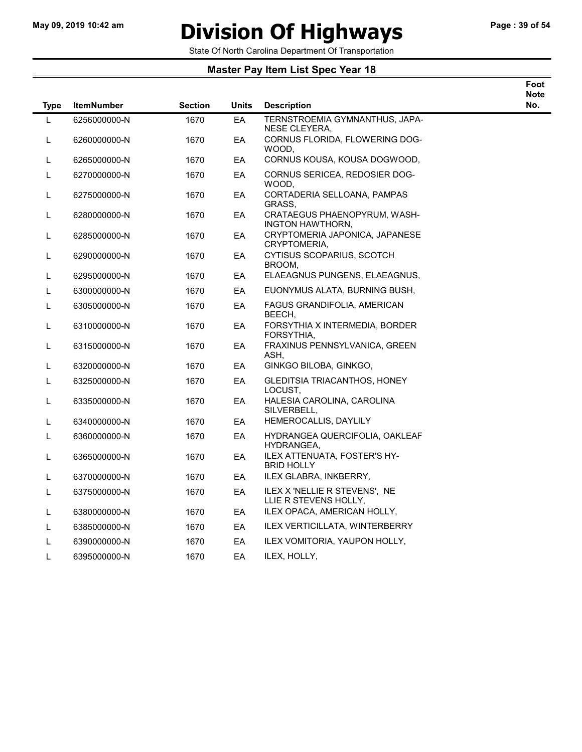# Division Of Highways

State Of North Carolina Department Of Transportation

## Master Pay Item List Spec Year 18

| Type | ItemNumber | Section | Units | Description | Foot Note No. |
|---|---|---|---|---|---|
| L | 6256000000-N | 1670 | EA | TERNSTROEMIA GYMNANTHUS, JAPANESE CLEYERA, | |
| L | 6260000000-N | 1670 | EA | CORNUS FLORIDA, FLOWERING DOGWOOD, | |
| L | 6265000000-N | 1670 | EA | CORNUS KOUSA, KOUSA DOGWOOD, | |
| L | 6270000000-N | 1670 | EA | CORNUS SERICEA, REDOSIER DOGWOOD, | |
| L | 6275000000-N | 1670 | EA | CORTADERIA SELLOANA, PAMPAS GRASS, | |
| L | 6280000000-N | 1670 | EA | CRATAEGUS PHAENOPYRUM, WASHINGTON HAWTHORN, | |
| L | 6285000000-N | 1670 | EA | CRYPTOMERIA JAPONICA, JAPANESE CRYPTOMERIA, | |
| L | 6290000000-N | 1670 | EA | CYTISUS SCOPARIUS, SCOTCH BROOM, | |
| L | 6295000000-N | 1670 | EA | ELAEAGNUS PUNGENS, ELAEAGNUS, | |
| L | 6300000000-N | 1670 | EA | EUONYMUS ALATA, BURNING BUSH, | |
| L | 6305000000-N | 1670 | EA | FAGUS GRANDIFOLIA, AMERICAN BEECH, | |
| L | 6310000000-N | 1670 | EA | FORSYTHIA X INTERMEDIA, BORDER FORSYTHIA, | |
| L | 6315000000-N | 1670 | EA | FRAXINUS PENNSYLVANICA, GREEN ASH, | |
| L | 6320000000-N | 1670 | EA | GINKGO BILOBA, GINKGO, | |
| L | 6325000000-N | 1670 | EA | GLEDITSIA TRIACANTHOS, HONEY LOCUST, | |
| L | 6335000000-N | 1670 | EA | HALESIA CAROLINA, CAROLINA SILVERBELL, | |
| L | 6340000000-N | 1670 | EA | HEMEROCALLIS, DAYLILY | |
| L | 6360000000-N | 1670 | EA | HYDRANGEA QUERCIFOLIA, OAKLEAF HYDRANGEA, | |
| L | 6365000000-N | 1670 | EA | ILEX ATTENUATA, FOSTER'S HYBRID HOLLY | |
| L | 6370000000-N | 1670 | EA | ILEX GLABRA, INKBERRY, | |
| L | 6375000000-N | 1670 | EA | ILEX X 'NELLIE R STEVENS', NELLIE R STEVENS HOLLY, | |
| L | 6380000000-N | 1670 | EA | ILEX OPACA, AMERICAN HOLLY, | |
| L | 6385000000-N | 1670 | EA | ILEX VERTICILLATA, WINTERBERRY | |
| L | 6390000000-N | 1670 | EA | ILEX VOMITORIA, YAUPON HOLLY, | |
| L | 6395000000-N | 1670 | EA | ILEX, HOLLY, | |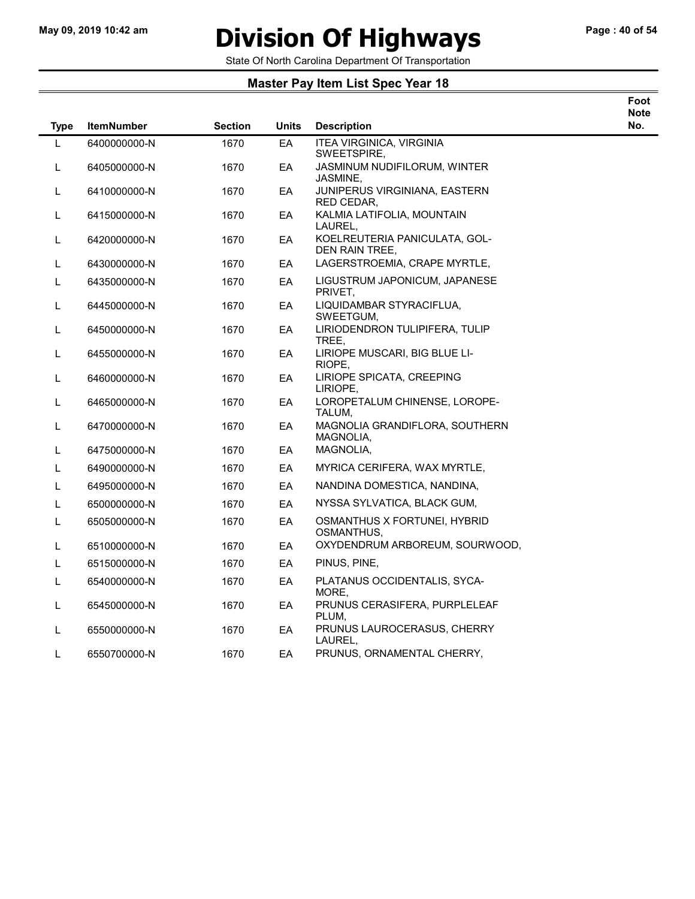# Division Of Highways

State Of North Carolina Department Of Transportation

## Master Pay Item List Spec Year 18

| Type | ItemNumber | Section | Units | Description | Foot Note No. |
|---|---|---|---|---|---|
| L | 6400000000-N | 1670 | EA | ITEA VIRGINICA, VIRGINIA SWEETSPIRE, | |
| L | 6405000000-N | 1670 | EA | JASMINUM NUDIFILORUM, WINTER JASMINE, | |
| L | 6410000000-N | 1670 | EA | JUNIPERUS VIRGINIANA, EASTERN RED CEDAR, | |
| L | 6415000000-N | 1670 | EA | KALMIA LATIFOLIA, MOUNTAIN LAUREL, | |
| L | 6420000000-N | 1670 | EA | KOELREUTERIA PANICULATA, GOL-DEN RAIN TREE, | |
| L | 6430000000-N | 1670 | EA | LAGERSTROEMIA, CRAPE MYRTLE, | |
| L | 6435000000-N | 1670 | EA | LIGUSTRUM JAPONICUM, JAPANESE PRIVET, | |
| L | 6445000000-N | 1670 | EA | LIQUIDAMBAR STYRACIFLUA, SWEETGUM, | |
| L | 6450000000-N | 1670 | EA | LIRIODENDRON TULIPIFERA, TULIP TREE, | |
| L | 6455000000-N | 1670 | EA | LIRIOPE MUSCARI, BIG BLUE LI-RIOPE, | |
| L | 6460000000-N | 1670 | EA | LIRIOPE SPICATA, CREEPING LIRIOPE, | |
| L | 6465000000-N | 1670 | EA | LOROPETALUM CHINENSE, LOROPE-TALUM, | |
| L | 6470000000-N | 1670 | EA | MAGNOLIA GRANDIFLORA, SOUTHERN MAGNOLIA, | |
| L | 6475000000-N | 1670 | EA | MAGNOLIA, | |
| L | 6490000000-N | 1670 | EA | MYRICA CERIFERA, WAX MYRTLE, | |
| L | 6495000000-N | 1670 | EA | NANDINA DOMESTICA, NANDINA, | |
| L | 6500000000-N | 1670 | EA | NYSSA SYLVATICA, BLACK GUM, | |
| L | 6505000000-N | 1670 | EA | OSMANTHUS X FORTUNEI, HYBRID OSMANTHUS, | |
| L | 6510000000-N | 1670 | EA | OXYDENDRUM ARBOREUM, SOURWOOD, | |
| L | 6515000000-N | 1670 | EA | PINUS, PINE, | |
| L | 6540000000-N | 1670 | EA | PLATANUS OCCIDENTALIS, SYCA-MORE, | |
| L | 6545000000-N | 1670 | EA | PRUNUS CERASIFERA, PURPLELEAF PLUM, | |
| L | 6550000000-N | 1670 | EA | PRUNUS LAUROCERASUS, CHERRY LAUREL, | |
| L | 6550700000-N | 1670 | EA | PRUNUS, ORNAMENTAL CHERRY, | |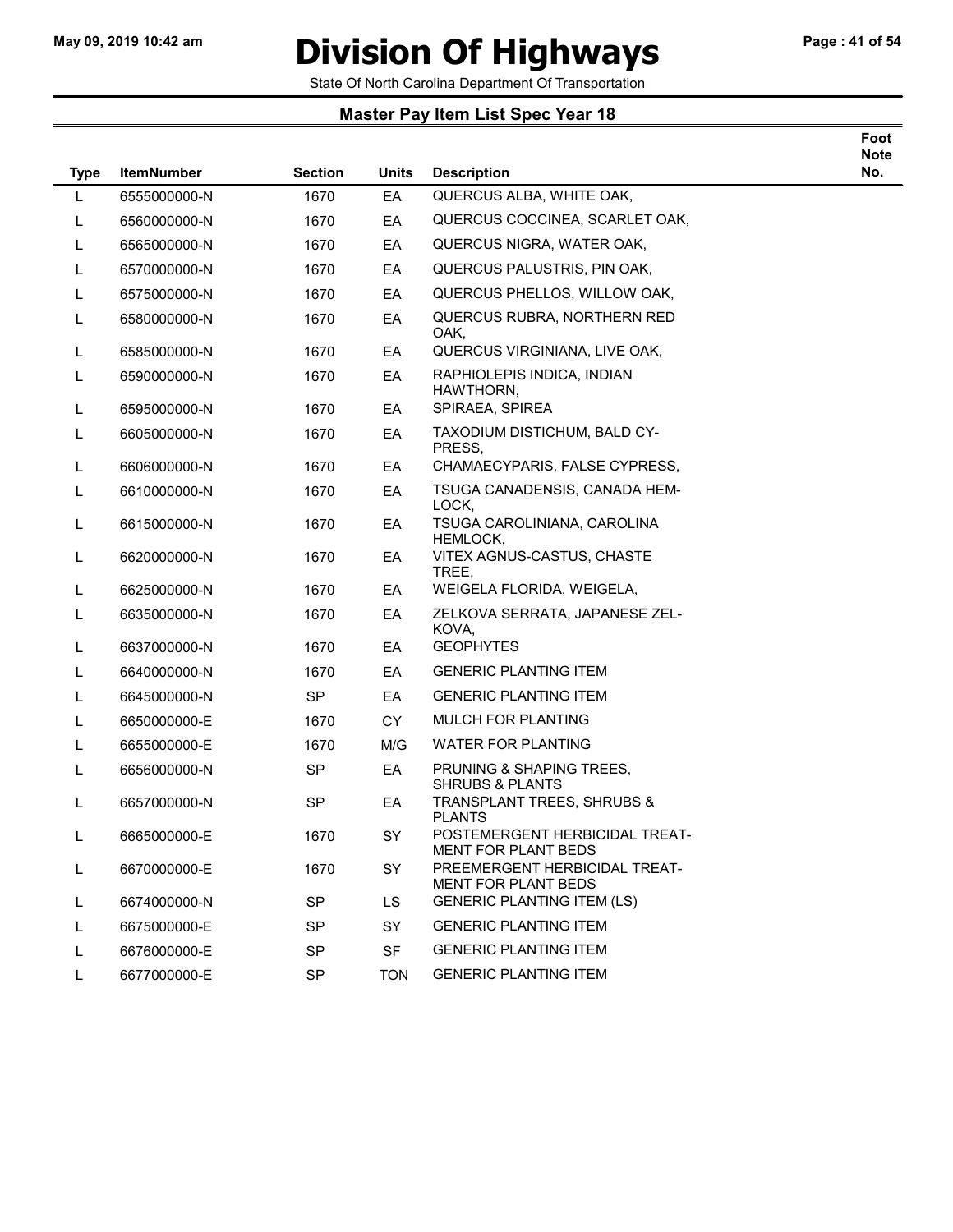# Division Of Highways

State Of North Carolina Department Of Transportation

## Master Pay Item List Spec Year 18

| Type | ItemNumber | Section | Units | Description | Foot Note No. |
|---|---|---|---|---|---|
| L | 6555000000-N | 1670 | EA | QUERCUS ALBA, WHITE OAK, | |
| L | 6560000000-N | 1670 | EA | QUERCUS COCCINEA, SCARLET OAK, | |
| L | 6565000000-N | 1670 | EA | QUERCUS NIGRA, WATER OAK, | |
| L | 6570000000-N | 1670 | EA | QUERCUS PALUSTRIS, PIN OAK, | |
| L | 6575000000-N | 1670 | EA | QUERCUS PHELLOS, WILLOW OAK, | |
| L | 6580000000-N | 1670 | EA | QUERCUS RUBRA, NORTHERN RED OAK, | |
| L | 6585000000-N | 1670 | EA | QUERCUS VIRGINIANA, LIVE OAK, | |
| L | 6590000000-N | 1670 | EA | RAPHIOLEPIS INDICA, INDIAN HAWTHORN, | |
| L | 6595000000-N | 1670 | EA | SPIRAEA, SPIREA | |
| L | 6605000000-N | 1670 | EA | TAXODIUM DISTICHUM, BALD CY-PRESS, | |
| L | 6606000000-N | 1670 | EA | CHAMAECYPARIS, FALSE CYPRESS, | |
| L | 6610000000-N | 1670 | EA | TSUGA CANADENSIS, CANADA HEM-LOCK, | |
| L | 6615000000-N | 1670 | EA | TSUGA CAROLINIANA, CAROLINA HEMLOCK, | |
| L | 6620000000-N | 1670 | EA | VITEX AGNUS-CASTUS, CHASTE TREE, | |
| L | 6625000000-N | 1670 | EA | WEIGELA FLORIDA, WEIGELA, | |
| L | 6635000000-N | 1670 | EA | ZELKOVA SERRATA, JAPANESE ZEL-KOVA, | |
| L | 6637000000-N | 1670 | EA | GEOPHYTES | |
| L | 6640000000-N | 1670 | EA | GENERIC PLANTING ITEM | |
| L | 6645000000-N | SP | EA | GENERIC PLANTING ITEM | |
| L | 6650000000-E | 1670 | CY | MULCH FOR PLANTING | |
| L | 6655000000-E | 1670 | M/G | WATER FOR PLANTING | |
| L | 6656000000-N | SP | EA | PRUNING & SHAPING TREES, SHRUBS & PLANTS | |
| L | 6657000000-N | SP | EA | TRANSPLANT TREES, SHRUBS & PLANTS | |
| L | 6665000000-E | 1670 | SY | POSTEMERGENT HERBICIDAL TREAT-MENT FOR PLANT BEDS | |
| L | 6670000000-E | 1670 | SY | PREEMERGENT HERBICIDAL TREAT-MENT FOR PLANT BEDS | |
| L | 6674000000-N | SP | LS | GENERIC PLANTING ITEM (LS) | |
| L | 6675000000-E | SP | SY | GENERIC PLANTING ITEM | |
| L | 6676000000-E | SP | SF | GENERIC PLANTING ITEM | |
| L | 6677000000-E | SP | TON | GENERIC PLANTING ITEM | |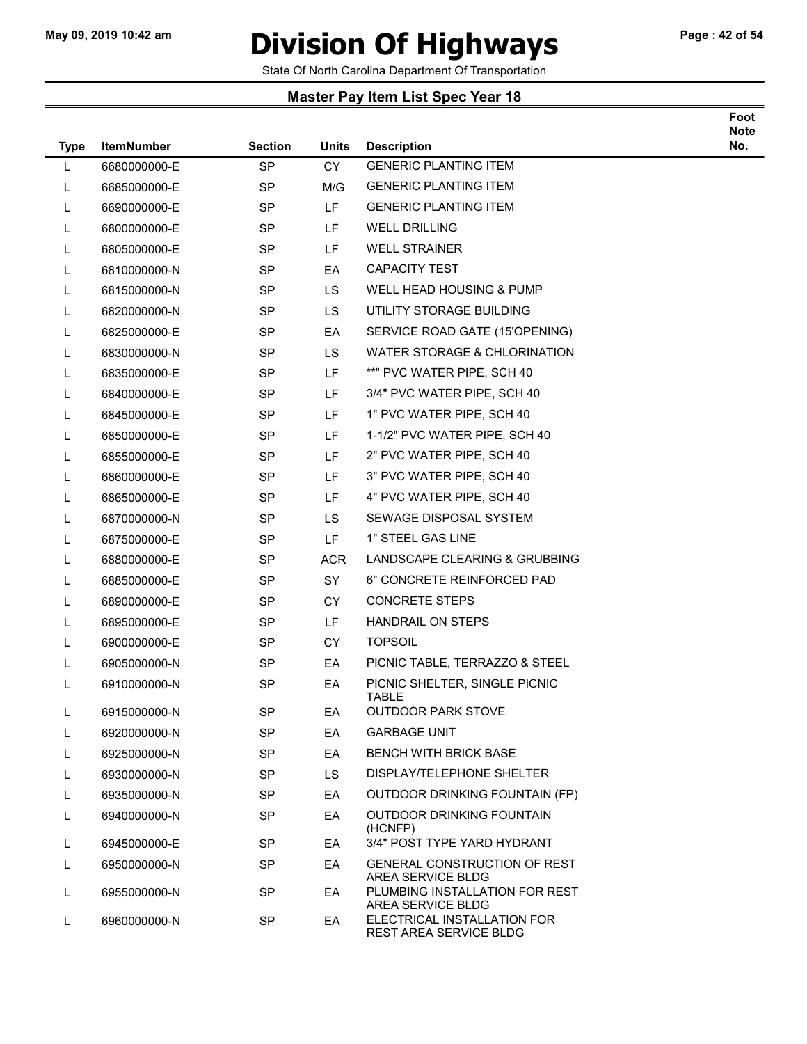# Division Of Highways

State Of North Carolina Department Of Transportation

## Master Pay Item List Spec Year 18

| Type | ItemNumber | Section | Units | Description | Foot Note No. |
|---|---|---|---|---|---|
| L | 6680000000-E | SP | CY | GENERIC PLANTING ITEM | |
| L | 6685000000-E | SP | M/G | GENERIC PLANTING ITEM | |
| L | 6690000000-E | SP | LF | GENERIC PLANTING ITEM | |
| L | 6800000000-E | SP | LF | WELL DRILLING | |
| L | 6805000000-E | SP | LF | WELL STRAINER | |
| L | 6810000000-N | SP | EA | CAPACITY TEST | |
| L | 6815000000-N | SP | LS | WELL HEAD HOUSING & PUMP | |
| L | 6820000000-N | SP | LS | UTILITY STORAGE BUILDING | |
| L | 6825000000-E | SP | EA | SERVICE ROAD GATE (15'OPENING) | |
| L | 6830000000-N | SP | LS | WATER STORAGE & CHLORINATION | |
| L | 6835000000-E | SP | LF | **" PVC WATER PIPE, SCH 40 | |
| L | 6840000000-E | SP | LF | 3/4" PVC WATER PIPE, SCH 40 | |
| L | 6845000000-E | SP | LF | 1" PVC WATER PIPE, SCH 40 | |
| L | 6850000000-E | SP | LF | 1-1/2" PVC WATER PIPE, SCH 40 | |
| L | 6855000000-E | SP | LF | 2" PVC WATER PIPE, SCH 40 | |
| L | 6860000000-E | SP | LF | 3" PVC WATER PIPE, SCH 40 | |
| L | 6865000000-E | SP | LF | 4" PVC WATER PIPE, SCH 40 | |
| L | 6870000000-N | SP | LS | SEWAGE DISPOSAL SYSTEM | |
| L | 6875000000-E | SP | LF | 1" STEEL GAS LINE | |
| L | 6880000000-E | SP | ACR | LANDSCAPE CLEARING & GRUBBING | |
| L | 6885000000-E | SP | SY | 6" CONCRETE REINFORCED PAD | |
| L | 6890000000-E | SP | CY | CONCRETE STEPS | |
| L | 6895000000-E | SP | LF | HANDRAIL ON STEPS | |
| L | 6900000000-E | SP | CY | TOPSOIL | |
| L | 6905000000-N | SP | EA | PICNIC TABLE, TERRAZZO & STEEL | |
| L | 6910000000-N | SP | EA | PICNIC SHELTER, SINGLE PICNIC TABLE | |
| L | 6915000000-N | SP | EA | OUTDOOR PARK STOVE | |
| L | 6920000000-N | SP | EA | GARBAGE UNIT | |
| L | 6925000000-N | SP | EA | BENCH WITH BRICK BASE | |
| L | 6930000000-N | SP | LS | DISPLAY/TELEPHONE SHELTER | |
| L | 6935000000-N | SP | EA | OUTDOOR DRINKING FOUNTAIN (FP) | |
| L | 6940000000-N | SP | EA | OUTDOOR DRINKING FOUNTAIN (HCNFP) | |
| L | 6945000000-E | SP | EA | 3/4" POST TYPE YARD HYDRANT | |
| L | 6950000000-N | SP | EA | GENERAL CONSTRUCTION OF REST AREA SERVICE BLDG | |
| L | 6955000000-N | SP | EA | PLUMBING INSTALLATION FOR REST AREA SERVICE BLDG | |
| L | 6960000000-N | SP | EA | ELECTRICAL INSTALLATION FOR REST AREA SERVICE BLDG | |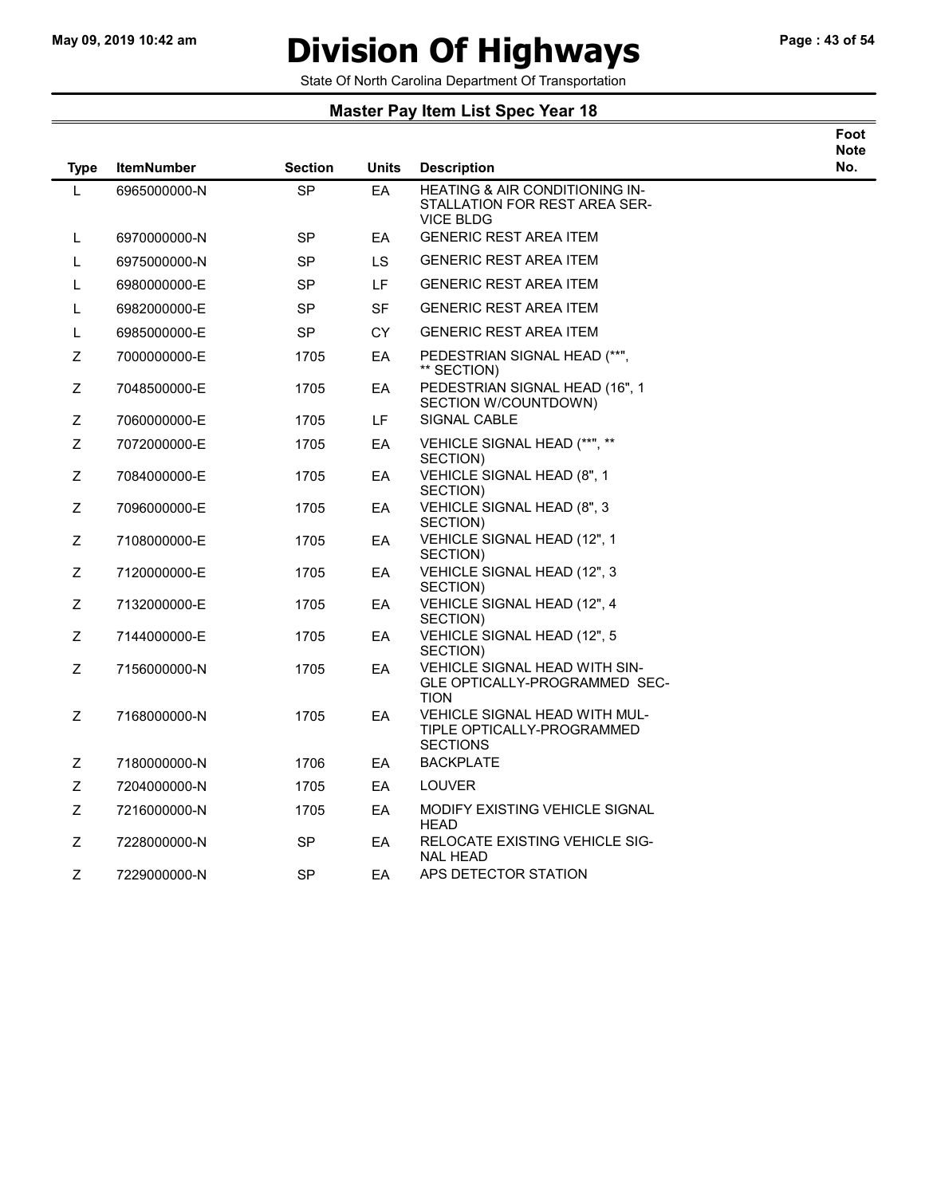# Division Of Highways

State Of North Carolina Department Of Transportation

## Master Pay Item List Spec Year 18

| Type | ItemNumber | Section | Units | Description | Foot Note No. |
|---|---|---|---|---|---|
| L | 6965000000-N | SP | EA | HEATING & AIR CONDITIONING IN-STALLATION FOR REST AREA SER-VICE BLDG | |
| L | 6970000000-N | SP | EA | GENERIC REST AREA ITEM | |
| L | 6975000000-N | SP | LS | GENERIC REST AREA ITEM | |
| L | 6980000000-E | SP | LF | GENERIC REST AREA ITEM | |
| L | 6982000000-E | SP | SF | GENERIC REST AREA ITEM | |
| L | 6985000000-E | SP | CY | GENERIC REST AREA ITEM | |
| Z | 7000000000-E | 1705 | EA | PEDESTRIAN SIGNAL HEAD (**", ** SECTION) | |
| Z | 7048500000-E | 1705 | EA | PEDESTRIAN SIGNAL HEAD (16", 1 SECTION W/COUNTDOWN) | |
| Z | 7060000000-E | 1705 | LF | SIGNAL CABLE | |
| Z | 7072000000-E | 1705 | EA | VEHICLE SIGNAL HEAD (**", ** SECTION) | |
| Z | 7084000000-E | 1705 | EA | VEHICLE SIGNAL HEAD (8", 1 SECTION) | |
| Z | 7096000000-E | 1705 | EA | VEHICLE SIGNAL HEAD (8", 3 SECTION) | |
| Z | 7108000000-E | 1705 | EA | VEHICLE SIGNAL HEAD (12", 1 SECTION) | |
| Z | 7120000000-E | 1705 | EA | VEHICLE SIGNAL HEAD (12", 3 SECTION) | |
| Z | 7132000000-E | 1705 | EA | VEHICLE SIGNAL HEAD (12", 4 SECTION) | |
| Z | 7144000000-E | 1705 | EA | VEHICLE SIGNAL HEAD (12", 5 SECTION) | |
| Z | 7156000000-N | 1705 | EA | VEHICLE SIGNAL HEAD WITH SIN-GLE OPTICALLY-PROGRAMMED SEC-TION | |
| Z | 7168000000-N | 1705 | EA | VEHICLE SIGNAL HEAD WITH MUL-TIPLE OPTICALLY-PROGRAMMED SECTIONS | |
| Z | 7180000000-N | 1706 | EA | BACKPLATE | |
| Z | 7204000000-N | 1705 | EA | LOUVER | |
| Z | 7216000000-N | 1705 | EA | MODIFY EXISTING VEHICLE SIGNAL HEAD | |
| Z | 7228000000-N | SP | EA | RELOCATE EXISTING VEHICLE SIG-NAL HEAD | |
| Z | 7229000000-N | SP | EA | APS DETECTOR STATION | |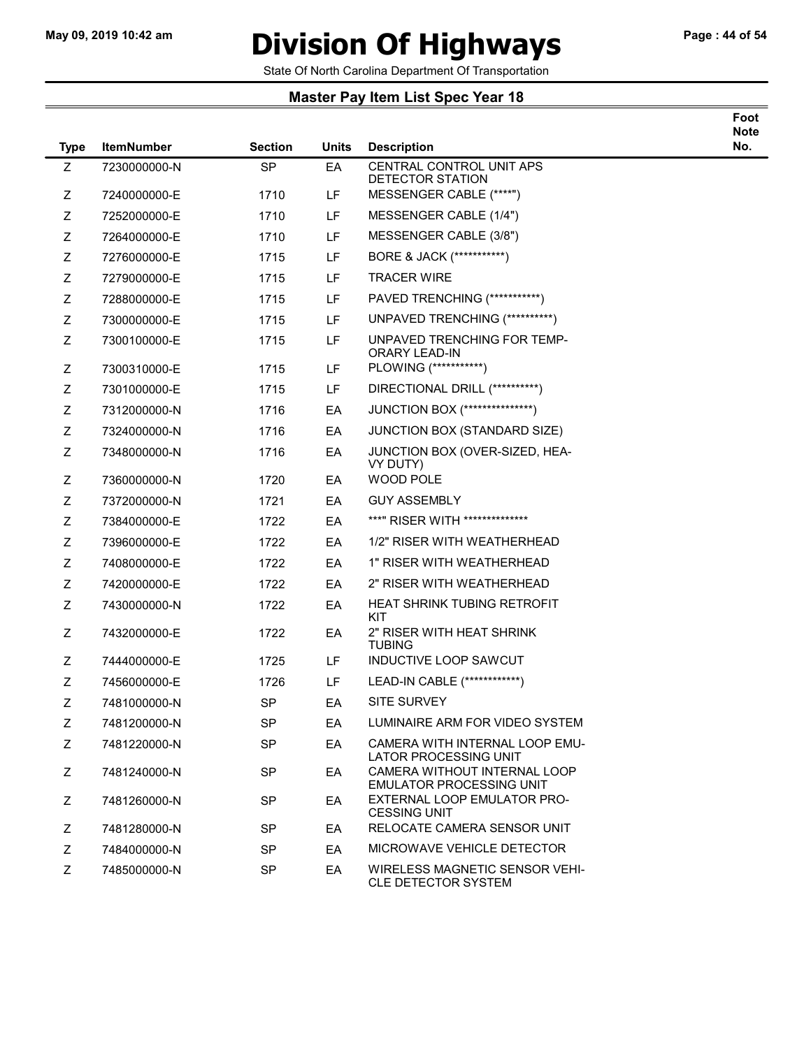# Division Of Highways

State Of North Carolina Department Of Transportation

## Master Pay Item List Spec Year 18

| Type | ItemNumber | Section | Units | Description | Foot Note No. |
|---|---|---|---|---|---|
| Z | 7230000000-N | SP | EA | CENTRAL CONTROL UNIT APS DETECTOR STATION | |
| Z | 7240000000-E | 1710 | LF | MESSENGER CABLE (****") | |
| Z | 7252000000-E | 1710 | LF | MESSENGER CABLE (1/4") | |
| Z | 7264000000-E | 1710 | LF | MESSENGER CABLE (3/8") | |
| Z | 7276000000-E | 1715 | LF | BORE & JACK (***********) | |
| Z | 7279000000-E | 1715 | LF | TRACER WIRE | |
| Z | 7288000000-E | 1715 | LF | PAVED TRENCHING (***********) | |
| Z | 7300000000-E | 1715 | LF | UNPAVED TRENCHING (**********) | |
| Z | 7300100000-E | 1715 | LF | UNPAVED TRENCHING FOR TEMP-ORARY LEAD-IN | |
| Z | 7300310000-E | 1715 | LF | PLOWING (***********) | |
| Z | 7301000000-E | 1715 | LF | DIRECTIONAL DRILL (**********) | |
| Z | 7312000000-N | 1716 | EA | JUNCTION BOX (***************) | |
| Z | 7324000000-N | 1716 | EA | JUNCTION BOX (STANDARD SIZE) | |
| Z | 7348000000-N | 1716 | EA | JUNCTION BOX (OVER-SIZED, HEA-VY DUTY) | |
| Z | 7360000000-N | 1720 | EA | WOOD POLE | |
| Z | 7372000000-N | 1721 | EA | GUY ASSEMBLY | |
| Z | 7384000000-E | 1722 | EA | ***" RISER WITH *************** | |
| Z | 7396000000-E | 1722 | EA | 1/2" RISER WITH WEATHERHEAD | |
| Z | 7408000000-E | 1722 | EA | 1" RISER WITH WEATHERHEAD | |
| Z | 7420000000-E | 1722 | EA | 2" RISER WITH WEATHERHEAD | |
| Z | 7430000000-N | 1722 | EA | HEAT SHRINK TUBING RETROFIT KIT | |
| Z | 7432000000-E | 1722 | EA | 2" RISER WITH HEAT SHRINK TUBING | |
| Z | 7444000000-E | 1725 | LF | INDUCTIVE LOOP SAWCUT | |
| Z | 7456000000-E | 1726 | LF | LEAD-IN CABLE (************) | |
| Z | 7481000000-N | SP | EA | SITE SURVEY | |
| Z | 7481200000-N | SP | EA | LUMINAIRE ARM FOR VIDEO SYSTEM | |
| Z | 7481220000-N | SP | EA | CAMERA WITH INTERNAL LOOP EMU-LATOR PROCESSING UNIT | |
| Z | 7481240000-N | SP | EA | CAMERA WITHOUT INTERNAL LOOP EMULATOR PROCESSING UNIT | |
| Z | 7481260000-N | SP | EA | EXTERNAL LOOP EMULATOR PRO-CESSING UNIT | |
| Z | 7481280000-N | SP | EA | RELOCATE CAMERA SENSOR UNIT | |
| Z | 7484000000-N | SP | EA | MICROWAVE VEHICLE DETECTOR | |
| Z | 7485000000-N | SP | EA | WIRELESS MAGNETIC SENSOR VEHI-CLE DETECTOR SYSTEM | |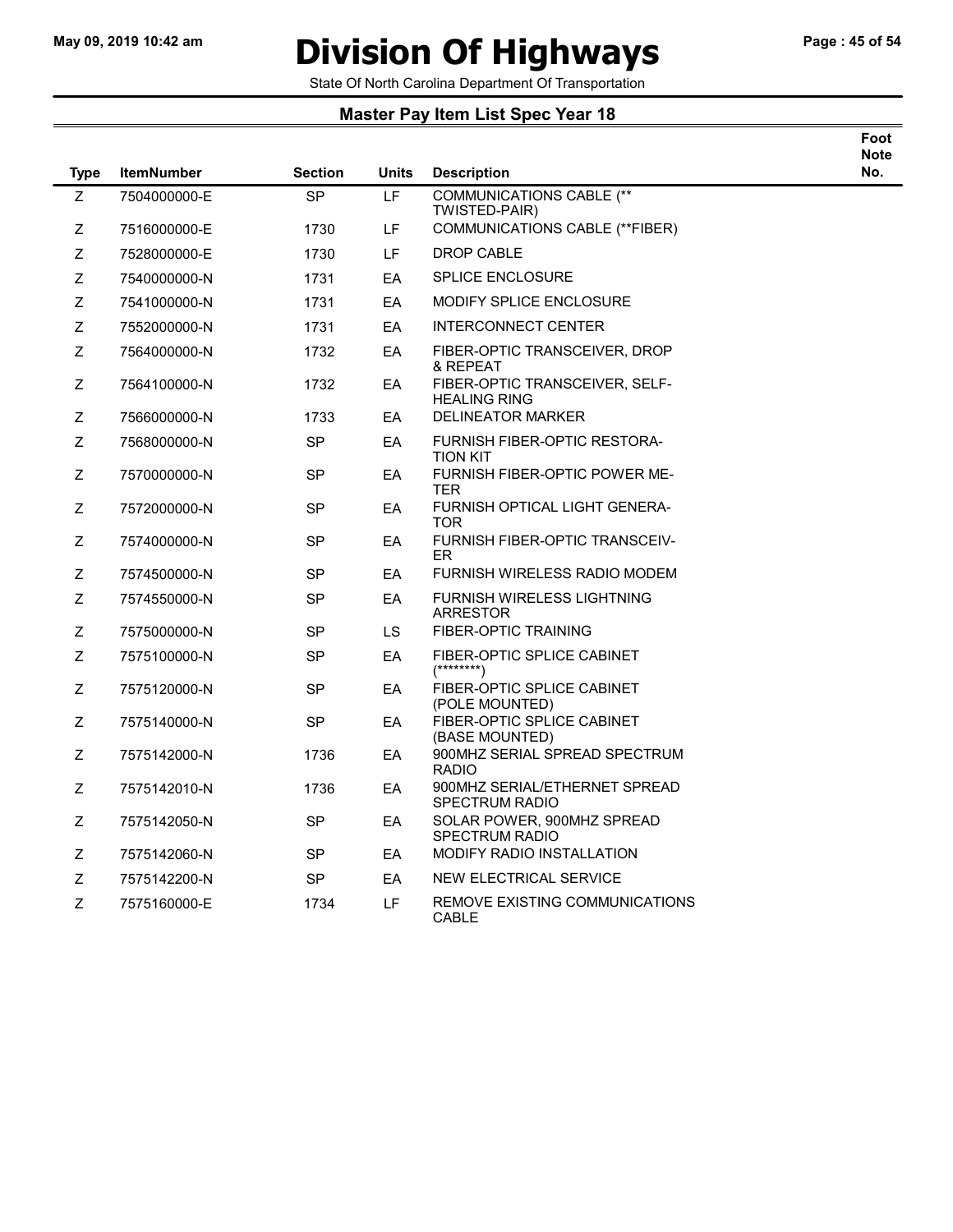# Division Of Highways

State Of North Carolina Department Of Transportation

## Master Pay Item List Spec Year 18

| Type | ItemNumber | Section | Units | Description | Foot Note No. |
|---|---|---|---|---|---|
| Z | 7504000000-E | SP | LF | COMMUNICATIONS CABLE (** TWISTED-PAIR) | |
| Z | 7516000000-E | 1730 | LF | COMMUNICATIONS CABLE (**FIBER) | |
| Z | 7528000000-E | 1730 | LF | DROP CABLE | |
| Z | 7540000000-N | 1731 | EA | SPLICE ENCLOSURE | |
| Z | 7541000000-N | 1731 | EA | MODIFY SPLICE ENCLOSURE | |
| Z | 7552000000-N | 1731 | EA | INTERCONNECT CENTER | |
| Z | 7564000000-N | 1732 | EA | FIBER-OPTIC TRANSCEIVER, DROP & REPEAT | |
| Z | 7564100000-N | 1732 | EA | FIBER-OPTIC TRANSCEIVER, SELF-HEALING RING | |
| Z | 7566000000-N | 1733 | EA | DELINEATOR MARKER | |
| Z | 7568000000-N | SP | EA | FURNISH FIBER-OPTIC RESTORA-TION KIT | |
| Z | 7570000000-N | SP | EA | FURNISH FIBER-OPTIC POWER ME-TER | |
| Z | 7572000000-N | SP | EA | FURNISH OPTICAL LIGHT GENERA-TOR | |
| Z | 7574000000-N | SP | EA | FURNISH FIBER-OPTIC TRANSCEIV-ER | |
| Z | 7574500000-N | SP | EA | FURNISH WIRELESS RADIO MODEM | |
| Z | 7574550000-N | SP | EA | FURNISH WIRELESS LIGHTNING ARRESTOR | |
| Z | 7575000000-N | SP | LS | FIBER-OPTIC TRAINING | |
| Z | 7575100000-N | SP | EA | FIBER-OPTIC SPLICE CABINET (********) | |
| Z | 7575120000-N | SP | EA | FIBER-OPTIC SPLICE CABINET (POLE MOUNTED) | |
| Z | 7575140000-N | SP | EA | FIBER-OPTIC SPLICE CABINET (BASE MOUNTED) | |
| Z | 7575142000-N | 1736 | EA | 900MHZ SERIAL SPREAD SPECTRUM RADIO | |
| Z | 7575142010-N | 1736 | EA | 900MHZ SERIAL/ETHERNET SPREAD SPECTRUM RADIO | |
| Z | 7575142050-N | SP | EA | SOLAR POWER, 900MHZ SPREAD SPECTRUM RADIO | |
| Z | 7575142060-N | SP | EA | MODIFY RADIO INSTALLATION | |
| Z | 7575142200-N | SP | EA | NEW ELECTRICAL SERVICE | |
| Z | 7575160000-E | 1734 | LF | REMOVE EXISTING COMMUNICATIONS CABLE | |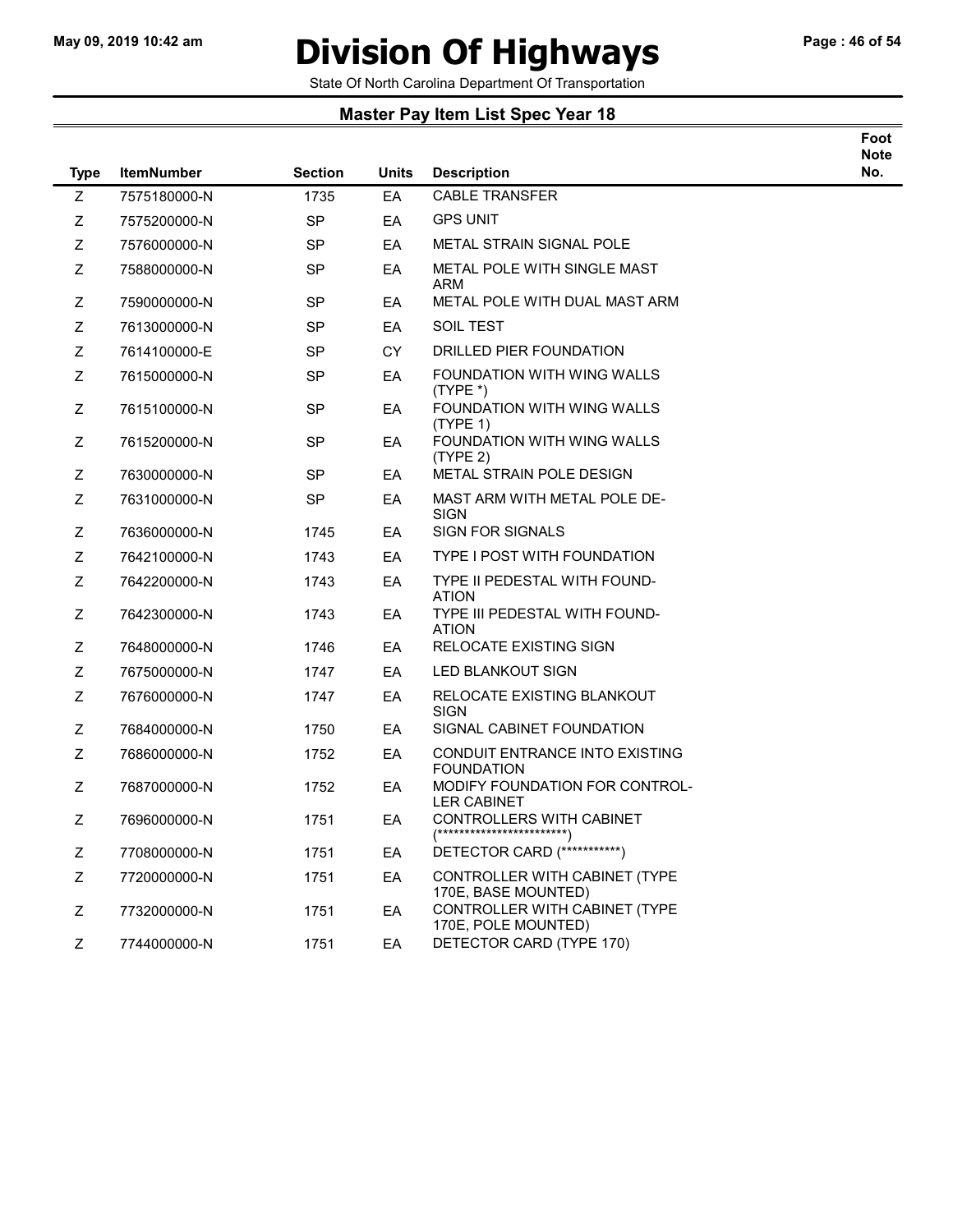# Division Of Highways

State Of North Carolina Department Of Transportation

## Master Pay Item List Spec Year 18

| Type | ItemNumber | Section | Units | Description | Foot Note No. |
|---|---|---|---|---|---|
| Z | 7575180000-N | 1735 | EA | CABLE TRANSFER | |
| Z | 7575200000-N | SP | EA | GPS UNIT | |
| Z | 7576000000-N | SP | EA | METAL STRAIN SIGNAL POLE | |
| Z | 7588000000-N | SP | EA | METAL POLE WITH SINGLE MAST ARM | |
| Z | 7590000000-N | SP | EA | METAL POLE WITH DUAL MAST ARM | |
| Z | 7613000000-N | SP | EA | SOIL TEST | |
| Z | 7614100000-E | SP | CY | DRILLED PIER FOUNDATION | |
| Z | 7615000000-N | SP | EA | FOUNDATION WITH WING WALLS (TYPE *) | |
| Z | 7615100000-N | SP | EA | FOUNDATION WITH WING WALLS (TYPE 1) | |
| Z | 7615200000-N | SP | EA | FOUNDATION WITH WING WALLS (TYPE 2) | |
| Z | 7630000000-N | SP | EA | METAL STRAIN POLE DESIGN | |
| Z | 7631000000-N | SP | EA | MAST ARM WITH METAL POLE DE-SIGN | |
| Z | 7636000000-N | 1745 | EA | SIGN FOR SIGNALS | |
| Z | 7642100000-N | 1743 | EA | TYPE I POST WITH FOUNDATION | |
| Z | 7642200000-N | 1743 | EA | TYPE II PEDESTAL WITH FOUND-ATION | |
| Z | 7642300000-N | 1743 | EA | TYPE III PEDESTAL WITH FOUND-ATION | |
| Z | 7648000000-N | 1746 | EA | RELOCATE EXISTING SIGN | |
| Z | 7675000000-N | 1747 | EA | LED BLANKOUT SIGN | |
| Z | 7676000000-N | 1747 | EA | RELOCATE EXISTING BLANKOUT SIGN | |
| Z | 7684000000-N | 1750 | EA | SIGNAL CABINET FOUNDATION | |
| Z | 7686000000-N | 1752 | EA | CONDUIT ENTRANCE INTO EXISTING FOUNDATION | |
| Z | 7687000000-N | 1752 | EA | MODIFY FOUNDATION FOR CONTROL-LER CABINET | |
| Z | 7696000000-N | 1751 | EA | CONTROLLERS WITH CABINET (************************) | |
| Z | 7708000000-N | 1751 | EA | DETECTOR CARD (***********) | |
| Z | 7720000000-N | 1751 | EA | CONTROLLER WITH CABINET (TYPE 170E, BASE MOUNTED) | |
| Z | 7732000000-N | 1751 | EA | CONTROLLER WITH CABINET (TYPE 170E, POLE MOUNTED) | |
| Z | 7744000000-N | 1751 | EA | DETECTOR CARD (TYPE 170) | |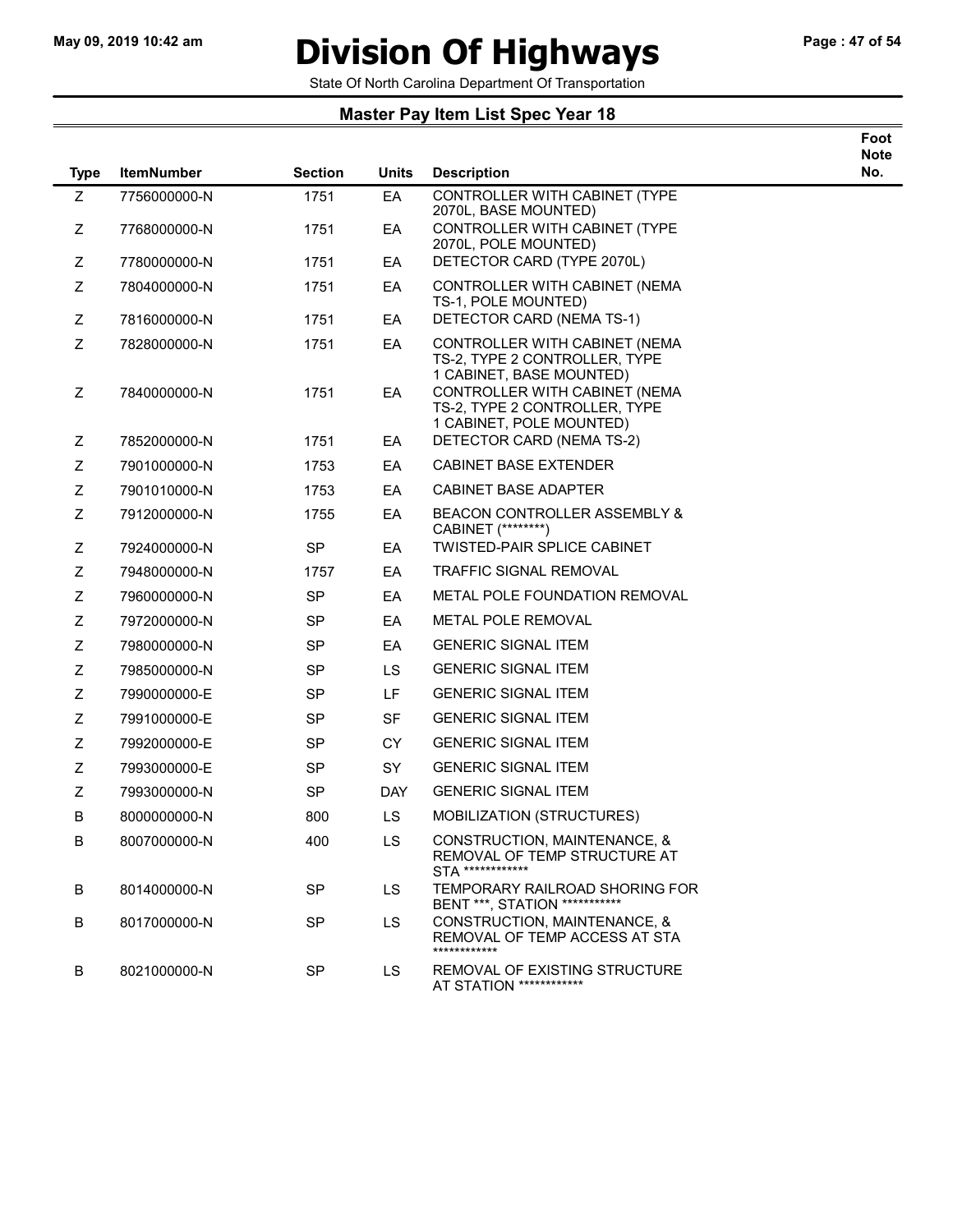# Division Of Highways

State Of North Carolina Department Of Transportation

## Master Pay Item List Spec Year 18

| Type | ItemNumber | Section | Units | Description | Foot Note No. |
|---|---|---|---|---|---|
| Z | 7756000000-N | 1751 | EA | CONTROLLER WITH CABINET (TYPE 2070L, BASE MOUNTED) | |
| Z | 7768000000-N | 1751 | EA | CONTROLLER WITH CABINET (TYPE 2070L, POLE MOUNTED) | |
| Z | 7780000000-N | 1751 | EA | DETECTOR CARD (TYPE 2070L) | |
| Z | 7804000000-N | 1751 | EA | CONTROLLER WITH CABINET (NEMA TS-1, POLE MOUNTED) | |
| Z | 7816000000-N | 1751 | EA | DETECTOR CARD (NEMA TS-1) | |
| Z | 7828000000-N | 1751 | EA | CONTROLLER WITH CABINET (NEMA TS-2, TYPE 2 CONTROLLER, TYPE 1 CABINET, BASE MOUNTED) | |
| Z | 7840000000-N | 1751 | EA | CONTROLLER WITH CABINET (NEMA TS-2, TYPE 2 CONTROLLER, TYPE 1 CABINET, POLE MOUNTED) | |
| Z | 7852000000-N | 1751 | EA | DETECTOR CARD (NEMA TS-2) | |
| Z | 7901000000-N | 1753 | EA | CABINET BASE EXTENDER | |
| Z | 7901010000-N | 1753 | EA | CABINET BASE ADAPTER | |
| Z | 7912000000-N | 1755 | EA | BEACON CONTROLLER ASSEMBLY & CABINET (********) | |
| Z | 7924000000-N | SP | EA | TWISTED-PAIR SPLICE CABINET | |
| Z | 7948000000-N | 1757 | EA | TRAFFIC SIGNAL REMOVAL | |
| Z | 7960000000-N | SP | EA | METAL POLE FOUNDATION REMOVAL | |
| Z | 7972000000-N | SP | EA | METAL POLE REMOVAL | |
| Z | 7980000000-N | SP | EA | GENERIC SIGNAL ITEM | |
| Z | 7985000000-N | SP | LS | GENERIC SIGNAL ITEM | |
| Z | 7990000000-E | SP | LF | GENERIC SIGNAL ITEM | |
| Z | 7991000000-E | SP | SF | GENERIC SIGNAL ITEM | |
| Z | 7992000000-E | SP | CY | GENERIC SIGNAL ITEM | |
| Z | 7993000000-E | SP | SY | GENERIC SIGNAL ITEM | |
| Z | 7993000000-N | SP | DAY | GENERIC SIGNAL ITEM | |
| B | 8000000000-N | 800 | LS | MOBILIZATION (STRUCTURES) | |
| B | 8007000000-N | 400 | LS | CONSTRUCTION, MAINTENANCE, & REMOVAL OF TEMP STRUCTURE AT STA ************* | |
| B | 8014000000-N | SP | LS | TEMPORARY RAILROAD SHORING FOR BENT ***, STATION *********** | |
| B | 8017000000-N | SP | LS | CONSTRUCTION, MAINTENANCE, & REMOVAL OF TEMP ACCESS AT STA ************ | |
| B | 8021000000-N | SP | LS | REMOVAL OF EXISTING STRUCTURE AT STATION ************ | |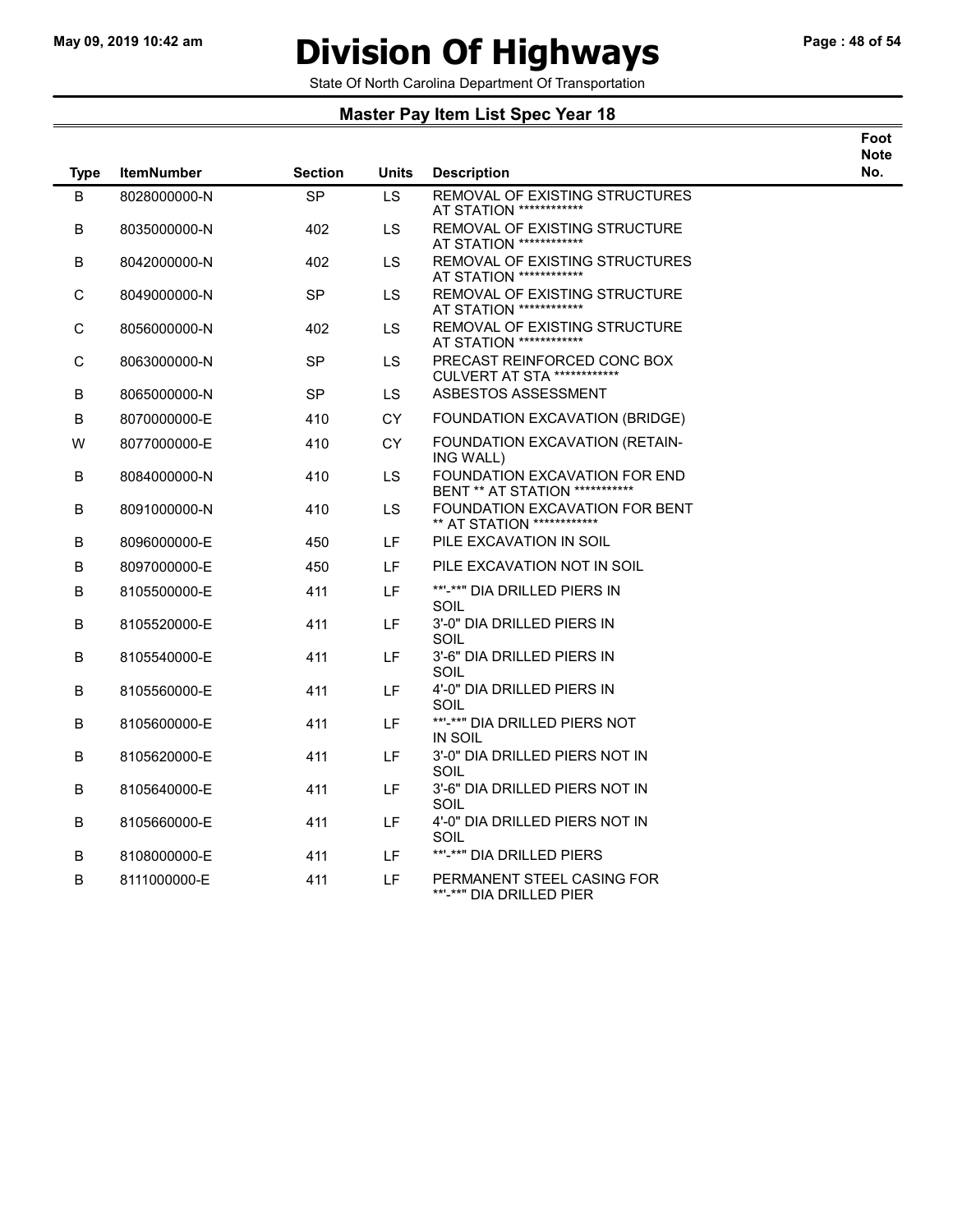# Division Of Highways

State Of North Carolina Department Of Transportation

## Master Pay Item List Spec Year 18

| Type | ItemNumber | Section | Units | Description | Foot Note No. |
|---|---|---|---|---|---|
| B | 8028000000-N | SP | LS | REMOVAL OF EXISTING STRUCTURES AT STATION ************ | |
| B | 8035000000-N | 402 | LS | REMOVAL OF EXISTING STRUCTURE AT STATION ************ | |
| B | 8042000000-N | 402 | LS | REMOVAL OF EXISTING STRUCTURES AT STATION ************ | |
| C | 8049000000-N | SP | LS | REMOVAL OF EXISTING STRUCTURE AT STATION ************ | |
| C | 8056000000-N | 402 | LS | REMOVAL OF EXISTING STRUCTURE AT STATION ************ | |
| C | 8063000000-N | SP | LS | PRECAST REINFORCED CONC BOX CULVERT AT STA ************ | |
| B | 8065000000-N | SP | LS | ASBESTOS ASSESSMENT | |
| B | 8070000000-E | 410 | CY | FOUNDATION EXCAVATION (BRIDGE) | |
| W | 8077000000-E | 410 | CY | FOUNDATION EXCAVATION (RETAIN-ING WALL) | |
| B | 8084000000-N | 410 | LS | FOUNDATION EXCAVATION FOR END BENT ** AT STATION *********** | |
| B | 8091000000-N | 410 | LS | FOUNDATION EXCAVATION FOR BENT ** AT STATION ************ | |
| B | 8096000000-E | 450 | LF | PILE EXCAVATION IN SOIL | |
| B | 8097000000-E | 450 | LF | PILE EXCAVATION NOT IN SOIL | |
| B | 8105500000-E | 411 | LF | **'-**" DIA DRILLED PIERS IN SOIL | |
| B | 8105520000-E | 411 | LF | 3'-0" DIA DRILLED PIERS IN SOIL | |
| B | 8105540000-E | 411 | LF | 3'-6" DIA DRILLED PIERS IN SOIL | |
| B | 8105560000-E | 411 | LF | 4'-0" DIA DRILLED PIERS IN SOIL | |
| B | 8105600000-E | 411 | LF | **'-**" DIA DRILLED PIERS NOT IN SOIL | |
| B | 8105620000-E | 411 | LF | 3'-0" DIA DRILLED PIERS NOT IN SOIL | |
| B | 8105640000-E | 411 | LF | 3'-6" DIA DRILLED PIERS NOT IN SOIL | |
| B | 8105660000-E | 411 | LF | 4'-0" DIA DRILLED PIERS NOT IN SOIL | |
| B | 8108000000-E | 411 | LF | **'-**" DIA DRILLED PIERS | |
| B | 8111000000-E | 411 | LF | PERMANENT STEEL CASING FOR **'-**" DIA DRILLED PIER | |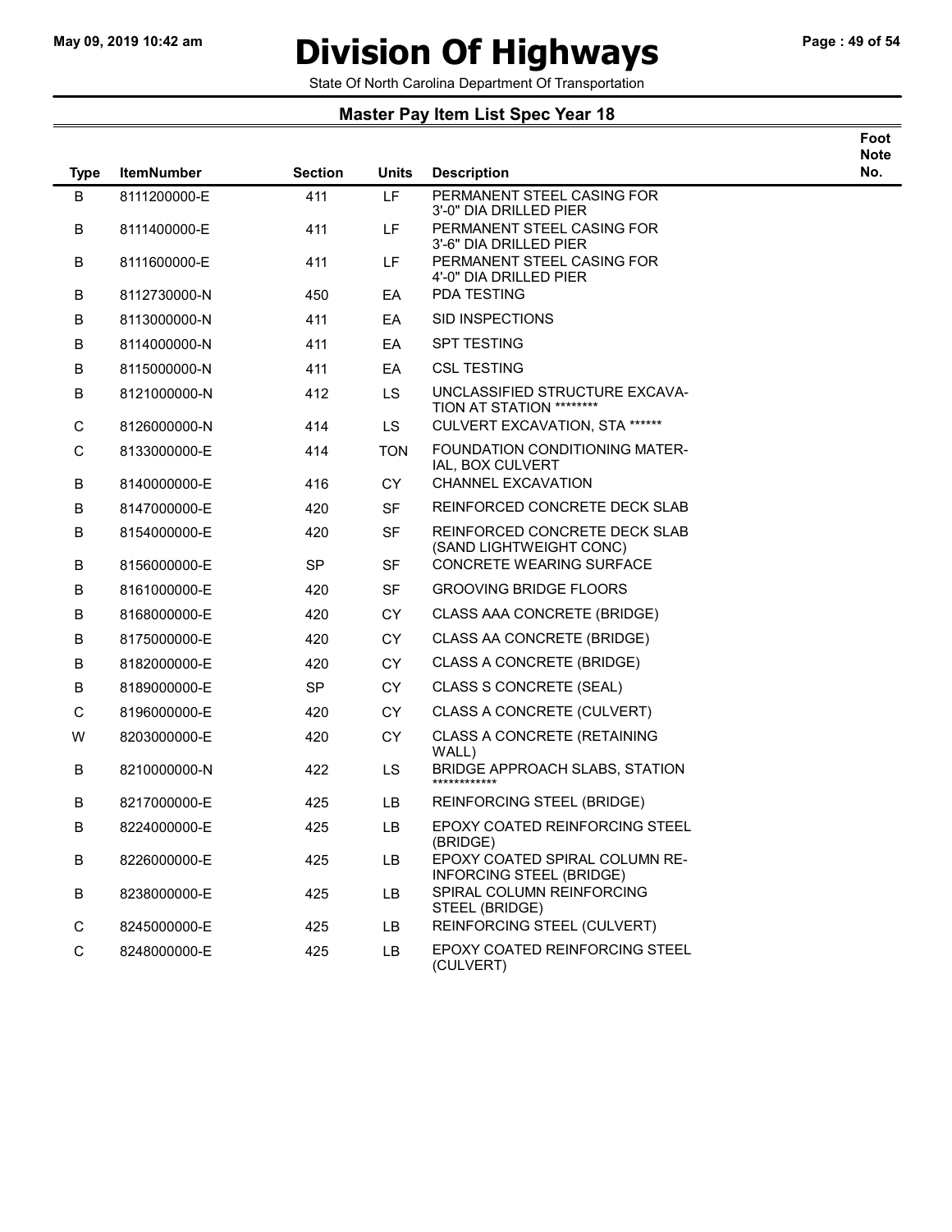# Division Of Highways

State Of North Carolina Department Of Transportation

## Master Pay Item List Spec Year 18

| Type | ItemNumber | Section | Units | Description | Foot Note No. |
|---|---|---|---|---|---|
| B | 8111200000-E | 411 | LF | PERMANENT STEEL CASING FOR 3'-0" DIA DRILLED PIER | |
| B | 8111400000-E | 411 | LF | PERMANENT STEEL CASING FOR 3'-6" DIA DRILLED PIER | |
| B | 8111600000-E | 411 | LF | PERMANENT STEEL CASING FOR 4'-0" DIA DRILLED PIER | |
| B | 8112730000-N | 450 | EA | PDA TESTING | |
| B | 8113000000-N | 411 | EA | SID INSPECTIONS | |
| B | 8114000000-N | 411 | EA | SPT TESTING | |
| B | 8115000000-N | 411 | EA | CSL TESTING | |
| B | 8121000000-N | 412 | LS | UNCLASSIFIED STRUCTURE EXCAVA-TION AT STATION ******** | |
| C | 8126000000-N | 414 | LS | CULVERT EXCAVATION, STA ****** | |
| C | 8133000000-E | 414 | TON | FOUNDATION CONDITIONING MATER-IAL, BOX CULVERT | |
| B | 8140000000-E | 416 | CY | CHANNEL EXCAVATION | |
| B | 8147000000-E | 420 | SF | REINFORCED CONCRETE DECK SLAB | |
| B | 8154000000-E | 420 | SF | REINFORCED CONCRETE DECK SLAB (SAND LIGHTWEIGHT CONC) | |
| B | 8156000000-E | SP | SF | CONCRETE WEARING SURFACE | |
| B | 8161000000-E | 420 | SF | GROOVING BRIDGE FLOORS | |
| B | 8168000000-E | 420 | CY | CLASS AAA CONCRETE (BRIDGE) | |
| B | 8175000000-E | 420 | CY | CLASS AA CONCRETE (BRIDGE) | |
| B | 8182000000-E | 420 | CY | CLASS A CONCRETE (BRIDGE) | |
| B | 8189000000-E | SP | CY | CLASS S CONCRETE (SEAL) | |
| C | 8196000000-E | 420 | CY | CLASS A CONCRETE (CULVERT) | |
| W | 8203000000-E | 420 | CY | CLASS A CONCRETE (RETAINING WALL) | |
| B | 8210000000-N | 422 | LS | BRIDGE APPROACH SLABS, STATION ************ | |
| B | 8217000000-E | 425 | LB | REINFORCING STEEL (BRIDGE) | |
| B | 8224000000-E | 425 | LB | EPOXY COATED REINFORCING STEEL (BRIDGE) | |
| B | 8226000000-E | 425 | LB | EPOXY COATED SPIRAL COLUMN RE-INFORCING STEEL (BRIDGE) | |
| B | 8238000000-E | 425 | LB | SPIRAL COLUMN REINFORCING STEEL (BRIDGE) | |
| C | 8245000000-E | 425 | LB | REINFORCING STEEL (CULVERT) | |
| C | 8248000000-E | 425 | LB | EPOXY COATED REINFORCING STEEL (CULVERT) | |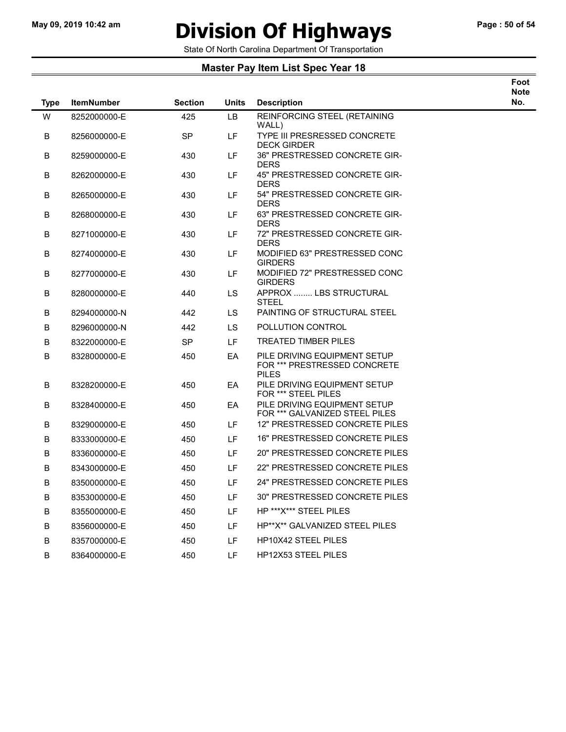# Division Of Highways

State Of North Carolina Department Of Transportation

## Master Pay Item List Spec Year 18

| Type | ItemNumber | Section | Units | Description | Foot Note No. |
|---|---|---|---|---|---|
| W | 8252000000-E | 425 | LB | REINFORCING STEEL (RETAINING WALL) | |
| B | 8256000000-E | SP | LF | TYPE III PRESRESSED CONCRETE DECK GIRDER | |
| B | 8259000000-E | 430 | LF | 36" PRESTRESSED CONCRETE GIR-DERS | |
| B | 8262000000-E | 430 | LF | 45" PRESTRESSED CONCRETE GIR-DERS | |
| B | 8265000000-E | 430 | LF | 54" PRESTRESSED CONCRETE GIR-DERS | |
| B | 8268000000-E | 430 | LF | 63" PRESTRESSED CONCRETE GIR-DERS | |
| B | 8271000000-E | 430 | LF | 72" PRESTRESSED CONCRETE GIR-DERS | |
| B | 8274000000-E | 430 | LF | MODIFIED 63" PRESTRESSED CONC GIRDERS | |
| B | 8277000000-E | 430 | LF | MODIFIED 72" PRESTRESSED CONC GIRDERS | |
| B | 8280000000-E | 440 | LS | APPROX ........ LBS STRUCTURAL STEEL | |
| B | 8294000000-N | 442 | LS | PAINTING OF STRUCTURAL STEEL | |
| B | 8296000000-N | 442 | LS | POLLUTION CONTROL | |
| B | 8322000000-E | SP | LF | TREATED TIMBER PILES | |
| B | 8328000000-E | 450 | EA | PILE DRIVING EQUIPMENT SETUP FOR *** PRESTRESSED CONCRETE PILES | |
| B | 8328200000-E | 450 | EA | PILE DRIVING EQUIPMENT SETUP FOR *** STEEL PILES | |
| B | 8328400000-E | 450 | EA | PILE DRIVING EQUIPMENT SETUP FOR *** GALVANIZED STEEL PILES | |
| B | 8329000000-E | 450 | LF | 12" PRESTRESSED CONCRETE PILES | |
| B | 8333000000-E | 450 | LF | 16" PRESTRESSED CONCRETE PILES | |
| B | 8336000000-E | 450 | LF | 20" PRESTRESSED CONCRETE PILES | |
| B | 8343000000-E | 450 | LF | 22" PRESTRESSED CONCRETE PILES | |
| B | 8350000000-E | 450 | LF | 24" PRESTRESSED CONCRETE PILES | |
| B | 8353000000-E | 450 | LF | 30" PRESTRESSED CONCRETE PILES | |
| B | 8355000000-E | 450 | LF | HP ***X*** STEEL PILES | |
| B | 8356000000-E | 450 | LF | HP**X** GALVANIZED STEEL PILES | |
| B | 8357000000-E | 450 | LF | HP10X42 STEEL PILES | |
| B | 8364000000-E | 450 | LF | HP12X53 STEEL PILES | |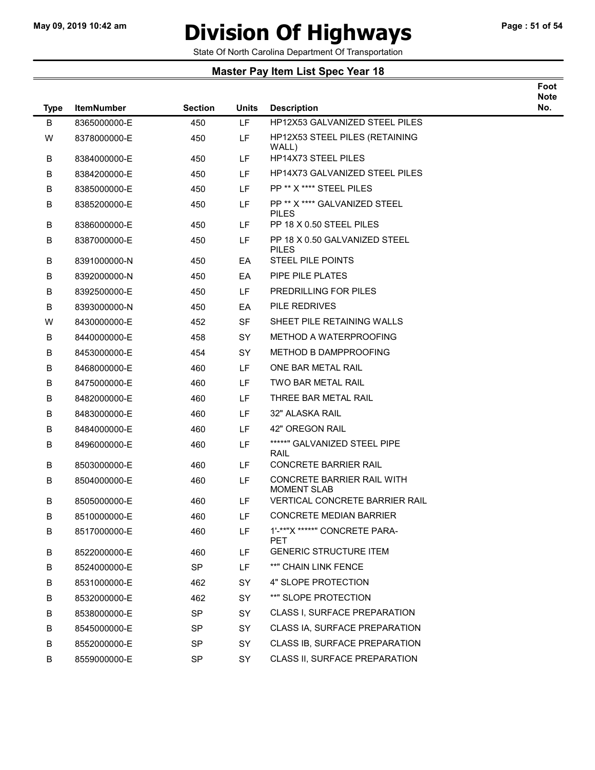# Division Of Highways

State Of North Carolina Department Of Transportation

## Master Pay Item List Spec Year 18

| Type | ItemNumber | Section | Units | Description | Foot Note No. |
|---|---|---|---|---|---|
| B | 8365000000-E | 450 | LF | HP12X53 GALVANIZED STEEL PILES | |
| W | 8378000000-E | 450 | LF | HP12X53 STEEL PILES (RETAINING WALL) | |
| B | 8384000000-E | 450 | LF | HP14X73 STEEL PILES | |
| B | 8384200000-E | 450 | LF | HP14X73 GALVANIZED STEEL PILES | |
| B | 8385000000-E | 450 | LF | PP ** X **** STEEL PILES | |
| B | 8385200000-E | 450 | LF | PP ** X **** GALVANIZED STEEL PILES | |
| B | 8386000000-E | 450 | LF | PP 18 X 0.50 STEEL PILES | |
| B | 8387000000-E | 450 | LF | PP 18 X 0.50 GALVANIZED STEEL PILES | |
| B | 8391000000-N | 450 | EA | STEEL PILE POINTS | |
| B | 8392000000-N | 450 | EA | PIPE PILE PLATES | |
| B | 8392500000-E | 450 | LF | PREDRILLING FOR PILES | |
| B | 8393000000-N | 450 | EA | PILE REDRIVES | |
| W | 8430000000-E | 452 | SF | SHEET PILE RETAINING WALLS | |
| B | 8440000000-E | 458 | SY | METHOD A WATERPROOFING | |
| B | 8453000000-E | 454 | SY | METHOD B DAMPPROOFING | |
| B | 8468000000-E | 460 | LF | ONE BAR METAL RAIL | |
| B | 8475000000-E | 460 | LF | TWO BAR METAL RAIL | |
| B | 8482000000-E | 460 | LF | THREE BAR METAL RAIL | |
| B | 8483000000-E | 460 | LF | 32" ALASKA RAIL | |
| B | 8484000000-E | 460 | LF | 42" OREGON RAIL | |
| B | 8496000000-E | 460 | LF | *****" GALVANIZED STEEL PIPE RAIL | |
| B | 8503000000-E | 460 | LF | CONCRETE BARRIER RAIL | |
| B | 8504000000-E | 460 | LF | CONCRETE BARRIER RAIL WITH MOMENT SLAB | |
| B | 8505000000-E | 460 | LF | VERTICAL CONCRETE BARRIER RAIL | |
| B | 8510000000-E | 460 | LF | CONCRETE MEDIAN BARRIER | |
| B | 8517000000-E | 460 | LF | 1'-**"X *****" CONCRETE PARA-PET | |
| B | 8522000000-E | 460 | LF | GENERIC STRUCTURE ITEM | |
| B | 8524000000-E | SP | LF | **" CHAIN LINK FENCE | |
| B | 8531000000-E | 462 | SY | 4" SLOPE PROTECTION | |
| B | 8532000000-E | 462 | SY | **" SLOPE PROTECTION | |
| B | 8538000000-E | SP | SY | CLASS I, SURFACE PREPARATION | |
| B | 8545000000-E | SP | SY | CLASS IA, SURFACE PREPARATION | |
| B | 8552000000-E | SP | SY | CLASS IB, SURFACE PREPARATION | |
| B | 8559000000-E | SP | SY | CLASS II, SURFACE PREPARATION | |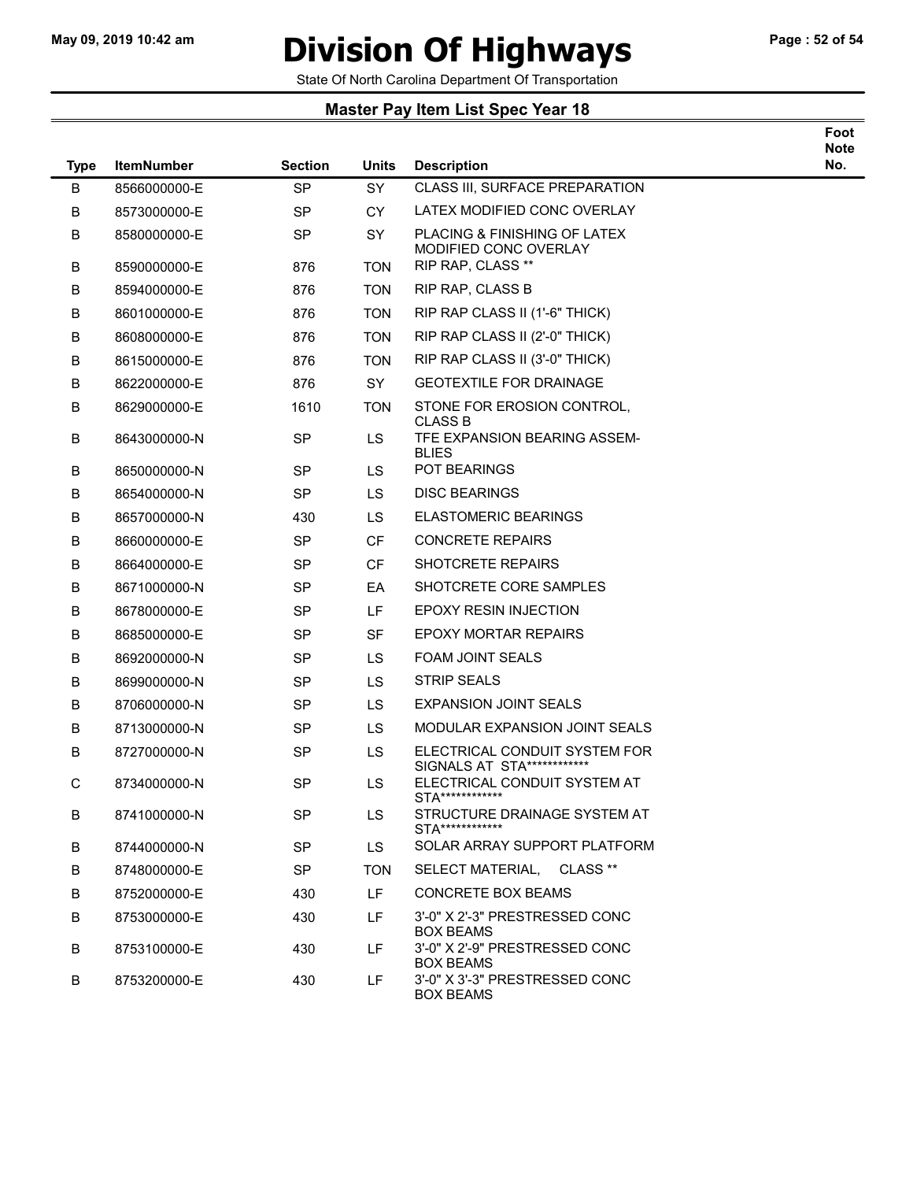# Division Of Highways

State Of North Carolina Department Of Transportation

## Master Pay Item List Spec Year 18

| Type | ItemNumber | Section | Units | Description | Foot Note No. |
|---|---|---|---|---|---|
| B | 8566000000-E | SP | SY | CLASS III, SURFACE PREPARATION | |
| B | 8573000000-E | SP | CY | LATEX MODIFIED CONC OVERLAY | |
| B | 8580000000-E | SP | SY | PLACING & FINISHING OF LATEX MODIFIED CONC OVERLAY | |
| B | 8590000000-E | 876 | TON | RIP RAP, CLASS ** | |
| B | 8594000000-E | 876 | TON | RIP RAP, CLASS B | |
| B | 8601000000-E | 876 | TON | RIP RAP CLASS II (1'-6" THICK) | |
| B | 8608000000-E | 876 | TON | RIP RAP CLASS II (2'-0" THICK) | |
| B | 8615000000-E | 876 | TON | RIP RAP CLASS II (3'-0" THICK) | |
| B | 8622000000-E | 876 | SY | GEOTEXTILE FOR DRAINAGE | |
| B | 8629000000-E | 1610 | TON | STONE FOR EROSION CONTROL, CLASS B | |
| B | 8643000000-N | SP | LS | TFE EXPANSION BEARING ASSEM-BLIES | |
| B | 8650000000-N | SP | LS | POT BEARINGS | |
| B | 8654000000-N | SP | LS | DISC BEARINGS | |
| B | 8657000000-N | 430 | LS | ELASTOMERIC BEARINGS | |
| B | 8660000000-E | SP | CF | CONCRETE REPAIRS | |
| B | 8664000000-E | SP | CF | SHOTCRETE REPAIRS | |
| B | 8671000000-N | SP | EA | SHOTCRETE CORE SAMPLES | |
| B | 8678000000-E | SP | LF | EPOXY RESIN INJECTION | |
| B | 8685000000-E | SP | SF | EPOXY MORTAR REPAIRS | |
| B | 8692000000-N | SP | LS | FOAM JOINT SEALS | |
| B | 8699000000-N | SP | LS | STRIP SEALS | |
| B | 8706000000-N | SP | LS | EXPANSION JOINT SEALS | |
| B | 8713000000-N | SP | LS | MODULAR EXPANSION JOINT SEALS | |
| B | 8727000000-N | SP | LS | ELECTRICAL CONDUIT SYSTEM FOR SIGNALS AT STA************* | |
| C | 8734000000-N | SP | LS | ELECTRICAL CONDUIT SYSTEM AT STA************* | |
| B | 8741000000-N | SP | LS | STRUCTURE DRAINAGE SYSTEM AT STA************* | |
| B | 8744000000-N | SP | LS | SOLAR ARRAY SUPPORT PLATFORM | |
| B | 8748000000-E | SP | TON | SELECT MATERIAL, CLASS ** | |
| B | 8752000000-E | 430 | LF | CONCRETE BOX BEAMS | |
| B | 8753000000-E | 430 | LF | 3'-0" X 2'-3" PRESTRESSED CONC BOX BEAMS | |
| B | 8753100000-E | 430 | LF | 3'-0" X 2'-9" PRESTRESSED CONC BOX BEAMS | |
| B | 8753200000-E | 430 | LF | 3'-0" X 3'-3" PRESTRESSED CONC BOX BEAMS | |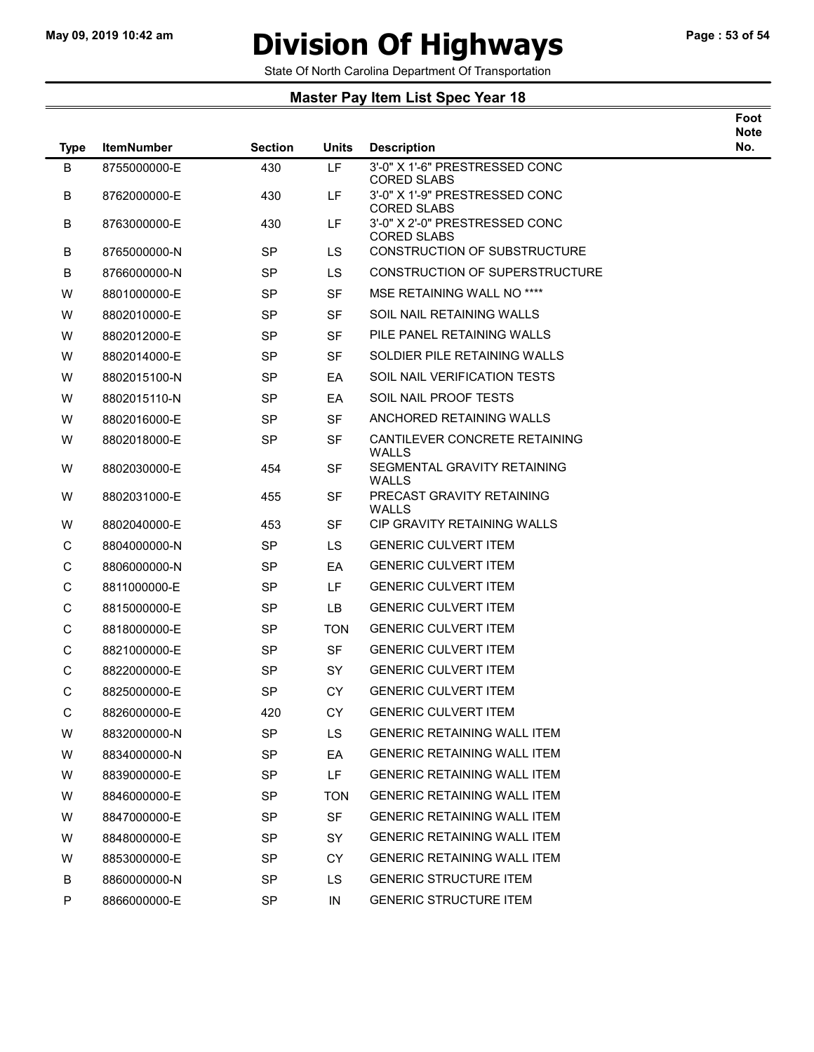# Division Of Highways

State Of North Carolina Department Of Transportation

## Master Pay Item List Spec Year 18

| Type | ItemNumber | Section | Units | Description | Foot Note No. |
|---|---|---|---|---|---|
| B | 8755000000-E | 430 | LF | 3'-0" X 1'-6" PRESTRESSED CONC CORED SLABS | |
| B | 8762000000-E | 430 | LF | 3'-0" X 1'-9" PRESTRESSED CONC CORED SLABS | |
| B | 8763000000-E | 430 | LF | 3'-0" X 2'-0" PRESTRESSED CONC CORED SLABS | |
| B | 8765000000-N | SP | LS | CONSTRUCTION OF SUBSTRUCTURE | |
| B | 8766000000-N | SP | LS | CONSTRUCTION OF SUPERSTRUCTURE | |
| W | 8801000000-E | SP | SF | MSE RETAINING WALL NO **** | |
| W | 8802010000-E | SP | SF | SOIL NAIL RETAINING WALLS | |
| W | 8802012000-E | SP | SF | PILE PANEL RETAINING WALLS | |
| W | 8802014000-E | SP | SF | SOLDIER PILE RETAINING WALLS | |
| W | 8802015100-N | SP | EA | SOIL NAIL VERIFICATION TESTS | |
| W | 8802015110-N | SP | EA | SOIL NAIL PROOF TESTS | |
| W | 8802016000-E | SP | SF | ANCHORED RETAINING WALLS | |
| W | 8802018000-E | SP | SF | CANTILEVER CONCRETE RETAINING WALLS | |
| W | 8802030000-E | 454 | SF | SEGMENTAL GRAVITY RETAINING WALLS | |
| W | 8802031000-E | 455 | SF | PRECAST GRAVITY RETAINING WALLS | |
| W | 8802040000-E | 453 | SF | CIP GRAVITY RETAINING WALLS | |
| C | 8804000000-N | SP | LS | GENERIC CULVERT ITEM | |
| C | 8806000000-N | SP | EA | GENERIC CULVERT ITEM | |
| C | 8811000000-E | SP | LF | GENERIC CULVERT ITEM | |
| C | 8815000000-E | SP | LB | GENERIC CULVERT ITEM | |
| C | 8818000000-E | SP | TON | GENERIC CULVERT ITEM | |
| C | 8821000000-E | SP | SF | GENERIC CULVERT ITEM | |
| C | 8822000000-E | SP | SY | GENERIC CULVERT ITEM | |
| C | 8825000000-E | SP | CY | GENERIC CULVERT ITEM | |
| C | 8826000000-E | 420 | CY | GENERIC CULVERT ITEM | |
| W | 8832000000-N | SP | LS | GENERIC RETAINING WALL ITEM | |
| W | 8834000000-N | SP | EA | GENERIC RETAINING WALL ITEM | |
| W | 8839000000-E | SP | LF | GENERIC RETAINING WALL ITEM | |
| W | 8846000000-E | SP | TON | GENERIC RETAINING WALL ITEM | |
| W | 8847000000-E | SP | SF | GENERIC RETAINING WALL ITEM | |
| W | 8848000000-E | SP | SY | GENERIC RETAINING WALL ITEM | |
| W | 8853000000-E | SP | CY | GENERIC RETAINING WALL ITEM | |
| B | 8860000000-N | SP | LS | GENERIC STRUCTURE ITEM | |
| P | 8866000000-E | SP | IN | GENERIC STRUCTURE ITEM | |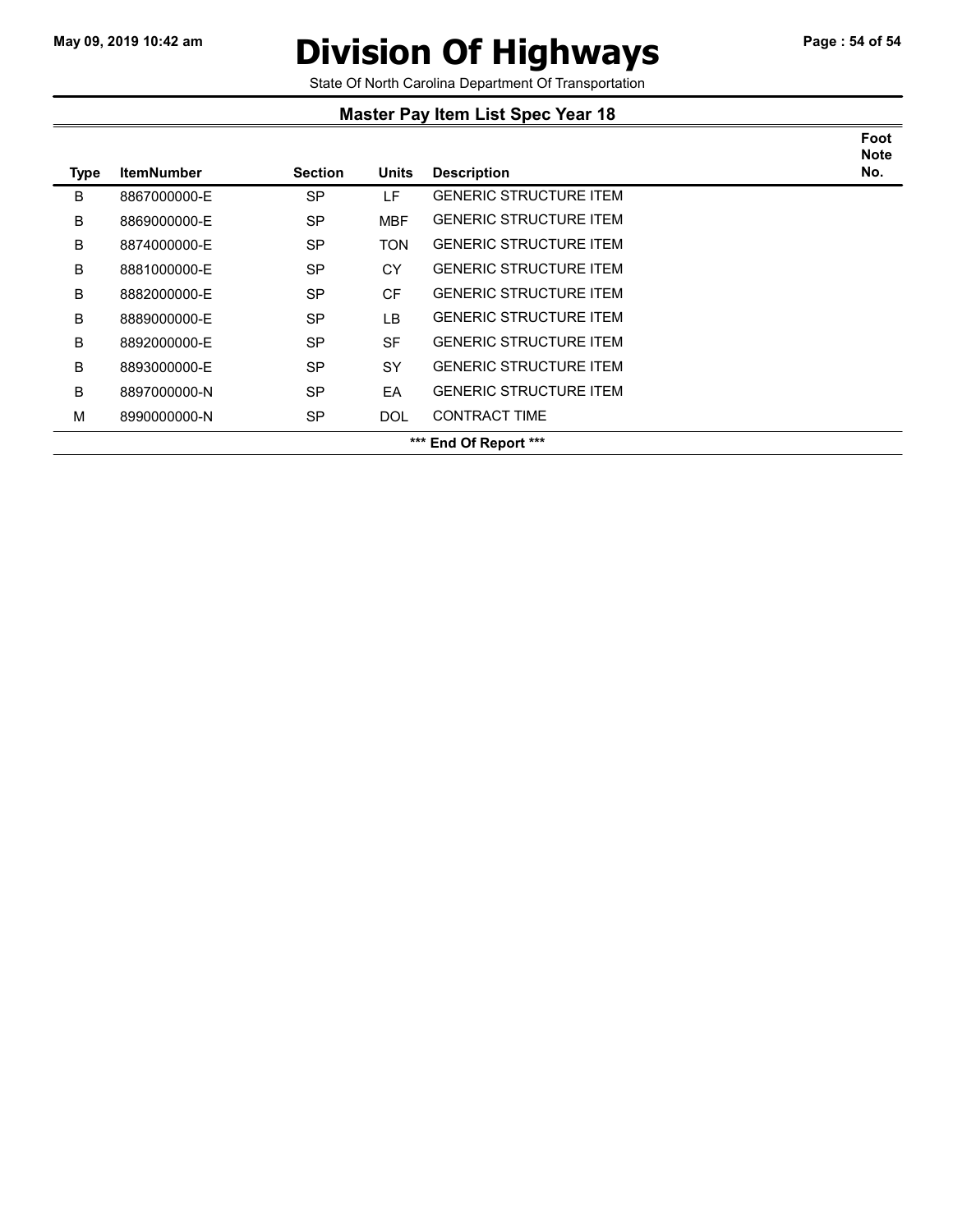# Division Of Highways

State Of North Carolina Department Of Transportation

## Master Pay Item List Spec Year 18

| Type | ItemNumber | Section | Units | Description | Foot Note No. |
|---|---|---|---|---|---|
| B | 8867000000-E | SP | LF | GENERIC STRUCTURE ITEM | |
| B | 8869000000-E | SP | MBF | GENERIC STRUCTURE ITEM | |
| B | 8874000000-E | SP | TON | GENERIC STRUCTURE ITEM | |
| B | 8881000000-E | SP | CY | GENERIC STRUCTURE ITEM | |
| B | 8882000000-E | SP | CF | GENERIC STRUCTURE ITEM | |
| B | 8889000000-E | SP | LB | GENERIC STRUCTURE ITEM | |
| B | 8892000000-E | SP | SF | GENERIC STRUCTURE ITEM | |
| B | 8893000000-E | SP | SY | GENERIC STRUCTURE ITEM | |
| B | 8897000000-N | SP | EA | GENERIC STRUCTURE ITEM | |
| M | 8990000000-N | SP | DOL | CONTRACT TIME | |

*** End Of Report ***